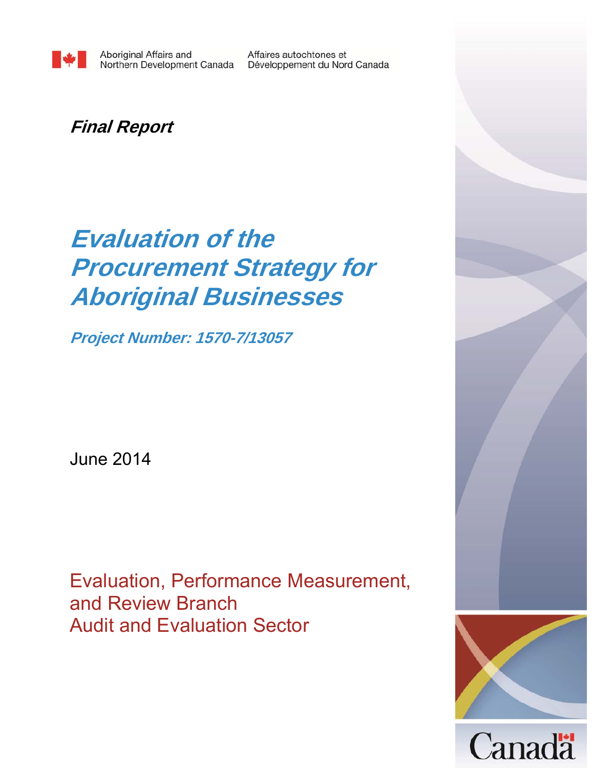Aboriginal Affairs and Northern Development Canada | Affaires autochtones et Développement du Nord Canada

***Final Report***

# *Evaluation of the Procurement Strategy for Aboriginal Businesses*

***Project Number: 1570-7/13057***

June 2014

Evaluation, Performance Measurement, and Review Branch
Audit and Evaluation Sector

Canada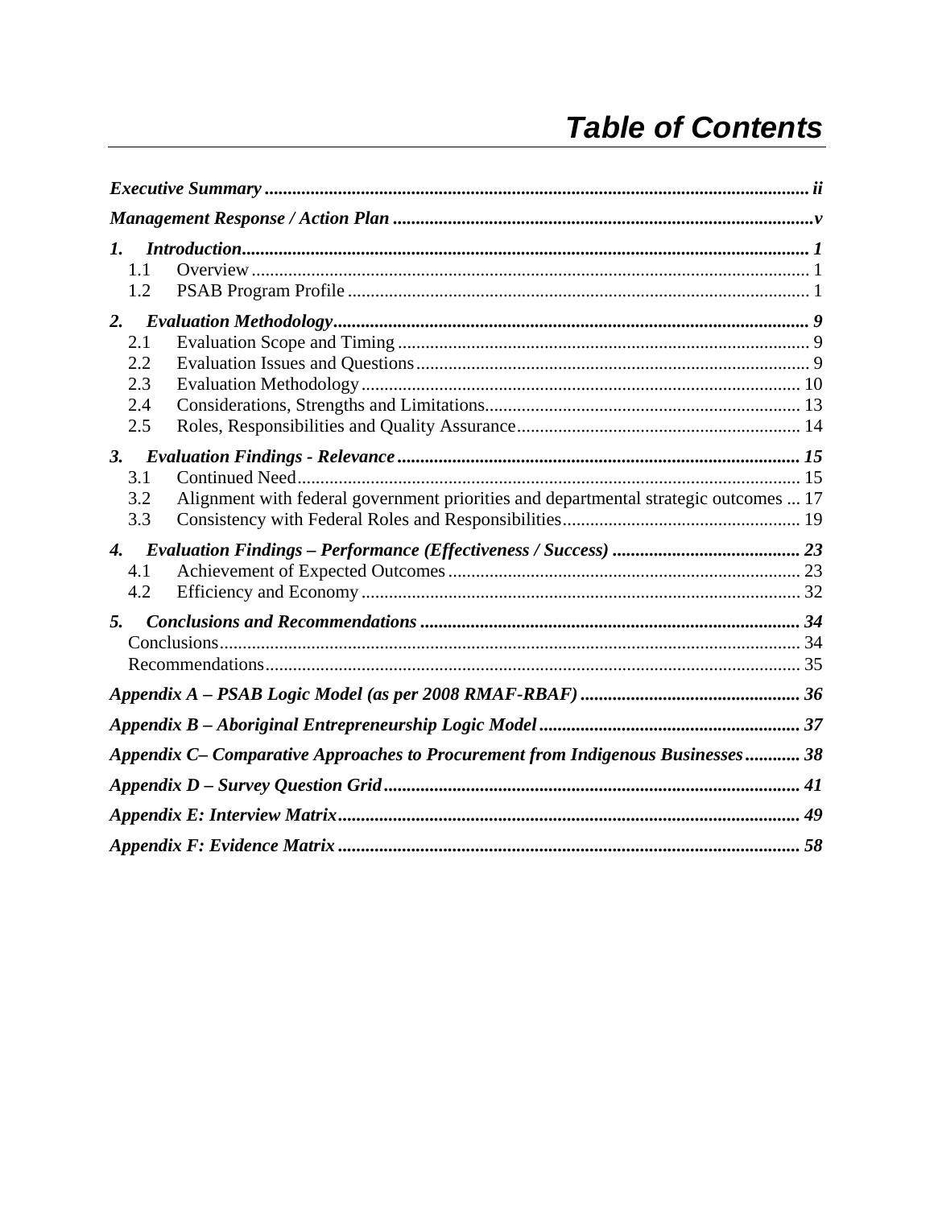# Table of Contents

*Executive Summary* ..... *ii*

*Management Response / Action Plan* ..... *v*

*1. Introduction* ..... *1*

- 1.1 Overview ..... 1
- 1.2 PSAB Program Profile ..... 1

*2. Evaluation Methodology* ..... *9*

- 2.1 Evaluation Scope and Timing ..... 9
- 2.2 Evaluation Issues and Questions ..... 9
- 2.3 Evaluation Methodology ..... 10
- 2.4 Considerations, Strengths and Limitations ..... 13
- 2.5 Roles, Responsibilities and Quality Assurance ..... 14

*3. Evaluation Findings - Relevance* ..... *15*

- 3.1 Continued Need ..... 15
- 3.2 Alignment with federal government priorities and departmental strategic outcomes ..... 17
- 3.3 Consistency with Federal Roles and Responsibilities ..... 19

*4. Evaluation Findings – Performance (Effectiveness / Success)* ..... *23*

- 4.1 Achievement of Expected Outcomes ..... 23
- 4.2 Efficiency and Economy ..... 32

*5. Conclusions and Recommendations* ..... *34*

- Conclusions ..... 34
- Recommendations ..... 35

*Appendix A – PSAB Logic Model (as per 2008 RMAF-RBAF)* ..... *36*

*Appendix B – Aboriginal Entrepreneurship Logic Model* ..... *37*

*Appendix C– Comparative Approaches to Procurement from Indigenous Businesses* ..... *38*

*Appendix D – Survey Question Grid* ..... *41*

*Appendix E: Interview Matrix* ..... *49*

*Appendix F: Evidence Matrix* ..... *58*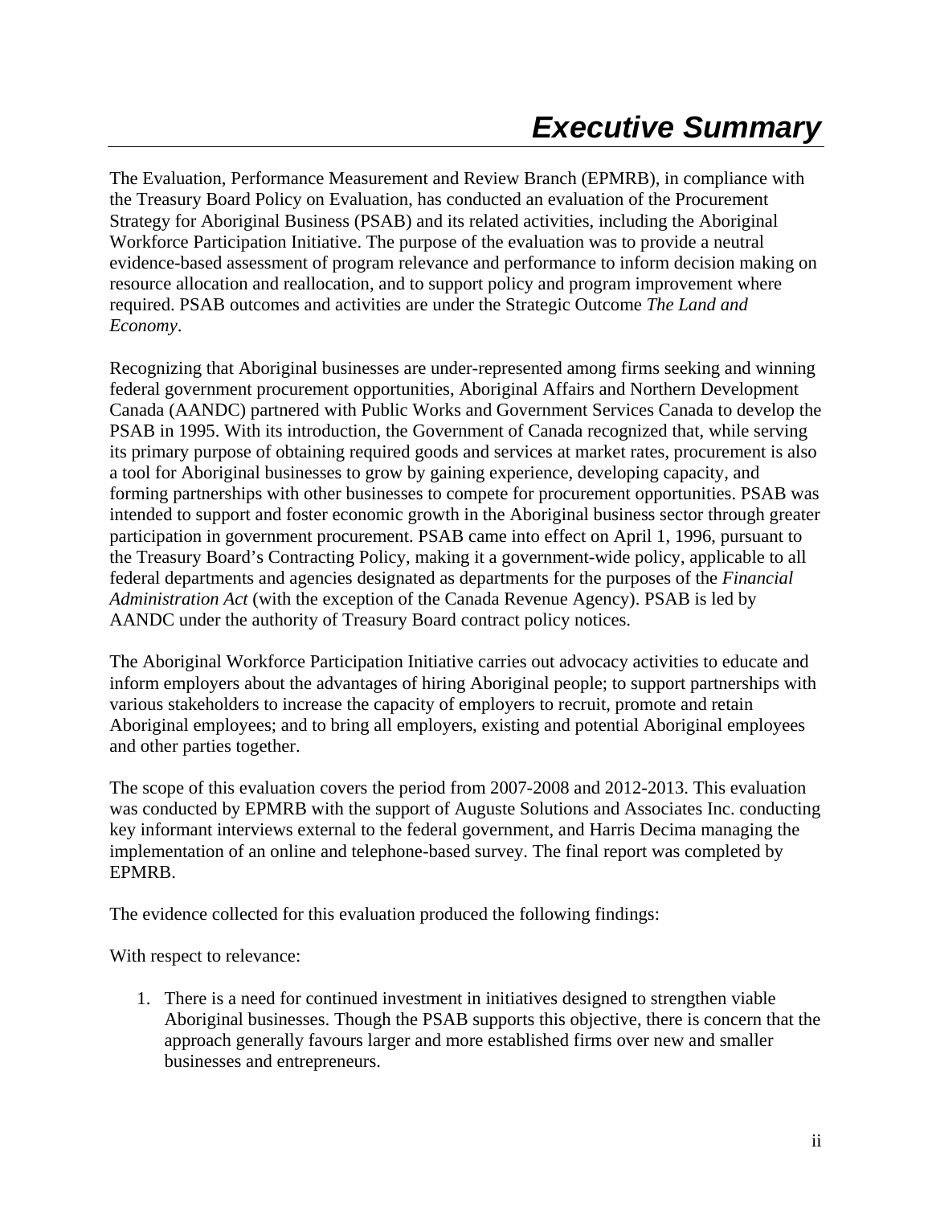# *Executive Summary*

The Evaluation, Performance Measurement and Review Branch (EPMRB), in compliance with the Treasury Board Policy on Evaluation, has conducted an evaluation of the Procurement Strategy for Aboriginal Business (PSAB) and its related activities, including the Aboriginal Workforce Participation Initiative. The purpose of the evaluation was to provide a neutral evidence-based assessment of program relevance and performance to inform decision making on resource allocation and reallocation, and to support policy and program improvement where required. PSAB outcomes and activities are under the Strategic Outcome *The Land and Economy*.

Recognizing that Aboriginal businesses are under-represented among firms seeking and winning federal government procurement opportunities, Aboriginal Affairs and Northern Development Canada (AANDC) partnered with Public Works and Government Services Canada to develop the PSAB in 1995. With its introduction, the Government of Canada recognized that, while serving its primary purpose of obtaining required goods and services at market rates, procurement is also a tool for Aboriginal businesses to grow by gaining experience, developing capacity, and forming partnerships with other businesses to compete for procurement opportunities. PSAB was intended to support and foster economic growth in the Aboriginal business sector through greater participation in government procurement. PSAB came into effect on April 1, 1996, pursuant to the Treasury Board's Contracting Policy, making it a government-wide policy, applicable to all federal departments and agencies designated as departments for the purposes of the *Financial Administration Act* (with the exception of the Canada Revenue Agency). PSAB is led by AANDC under the authority of Treasury Board contract policy notices.

The Aboriginal Workforce Participation Initiative carries out advocacy activities to educate and inform employers about the advantages of hiring Aboriginal people; to support partnerships with various stakeholders to increase the capacity of employers to recruit, promote and retain Aboriginal employees; and to bring all employers, existing and potential Aboriginal employees and other parties together.

The scope of this evaluation covers the period from 2007-2008 and 2012-2013. This evaluation was conducted by EPMRB with the support of Auguste Solutions and Associates Inc. conducting key informant interviews external to the federal government, and Harris Decima managing the implementation of an online and telephone-based survey. The final report was completed by EPMRB.

The evidence collected for this evaluation produced the following findings:

With respect to relevance:

1. There is a need for continued investment in initiatives designed to strengthen viable Aboriginal businesses. Though the PSAB supports this objective, there is concern that the approach generally favours larger and more established firms over new and smaller businesses and entrepreneurs.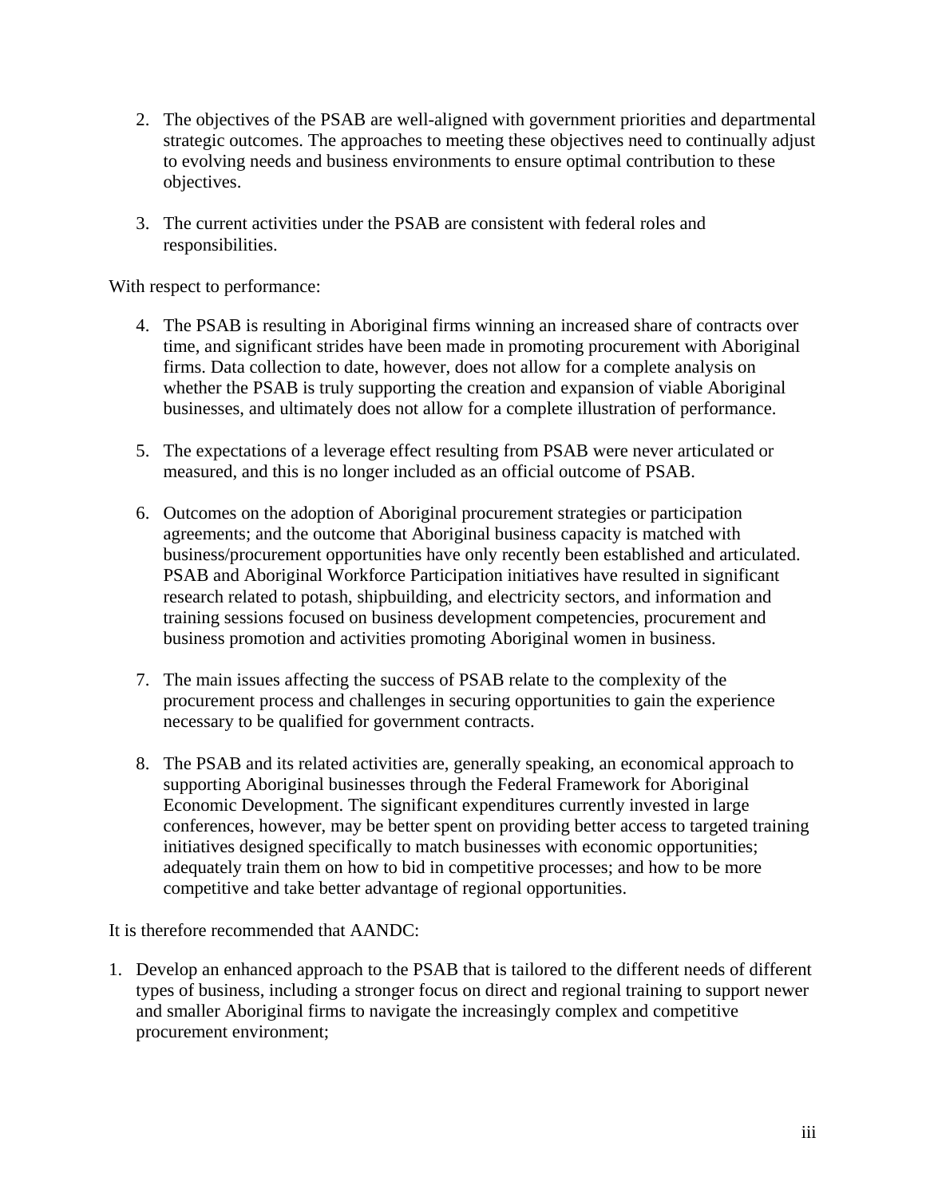2. The objectives of the PSAB are well-aligned with government priorities and departmental strategic outcomes. The approaches to meeting these objectives need to continually adjust to evolving needs and business environments to ensure optimal contribution to these objectives.

3. The current activities under the PSAB are consistent with federal roles and responsibilities.

With respect to performance:

4. The PSAB is resulting in Aboriginal firms winning an increased share of contracts over time, and significant strides have been made in promoting procurement with Aboriginal firms. Data collection to date, however, does not allow for a complete analysis on whether the PSAB is truly supporting the creation and expansion of viable Aboriginal businesses, and ultimately does not allow for a complete illustration of performance.

5. The expectations of a leverage effect resulting from PSAB were never articulated or measured, and this is no longer included as an official outcome of PSAB.

6. Outcomes on the adoption of Aboriginal procurement strategies or participation agreements; and the outcome that Aboriginal business capacity is matched with business/procurement opportunities have only recently been established and articulated. PSAB and Aboriginal Workforce Participation initiatives have resulted in significant research related to potash, shipbuilding, and electricity sectors, and information and training sessions focused on business development competencies, procurement and business promotion and activities promoting Aboriginal women in business.

7. The main issues affecting the success of PSAB relate to the complexity of the procurement process and challenges in securing opportunities to gain the experience necessary to be qualified for government contracts.

8. The PSAB and its related activities are, generally speaking, an economical approach to supporting Aboriginal businesses through the Federal Framework for Aboriginal Economic Development. The significant expenditures currently invested in large conferences, however, may be better spent on providing better access to targeted training initiatives designed specifically to match businesses with economic opportunities; adequately train them on how to bid in competitive processes; and how to be more competitive and take better advantage of regional opportunities.

It is therefore recommended that AANDC:

1. Develop an enhanced approach to the PSAB that is tailored to the different needs of different types of business, including a stronger focus on direct and regional training to support newer and smaller Aboriginal firms to navigate the increasingly complex and competitive procurement environment;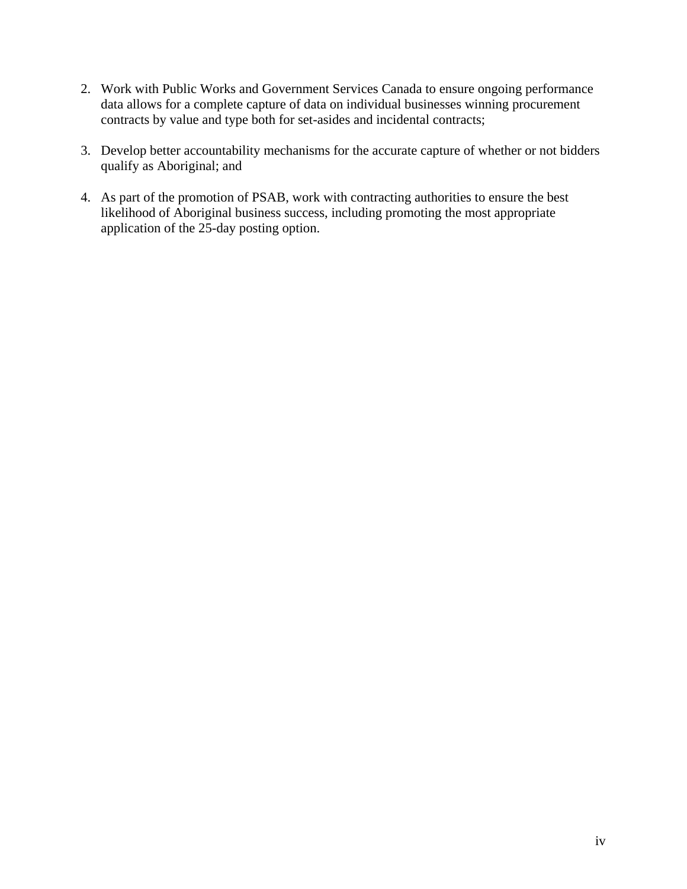2. Work with Public Works and Government Services Canada to ensure ongoing performance data allows for a complete capture of data on individual businesses winning procurement contracts by value and type both for set-asides and incidental contracts;

3. Develop better accountability mechanisms for the accurate capture of whether or not bidders qualify as Aboriginal; and

4. As part of the promotion of PSAB, work with contracting authorities to ensure the best likelihood of Aboriginal business success, including promoting the most appropriate application of the 25-day posting option.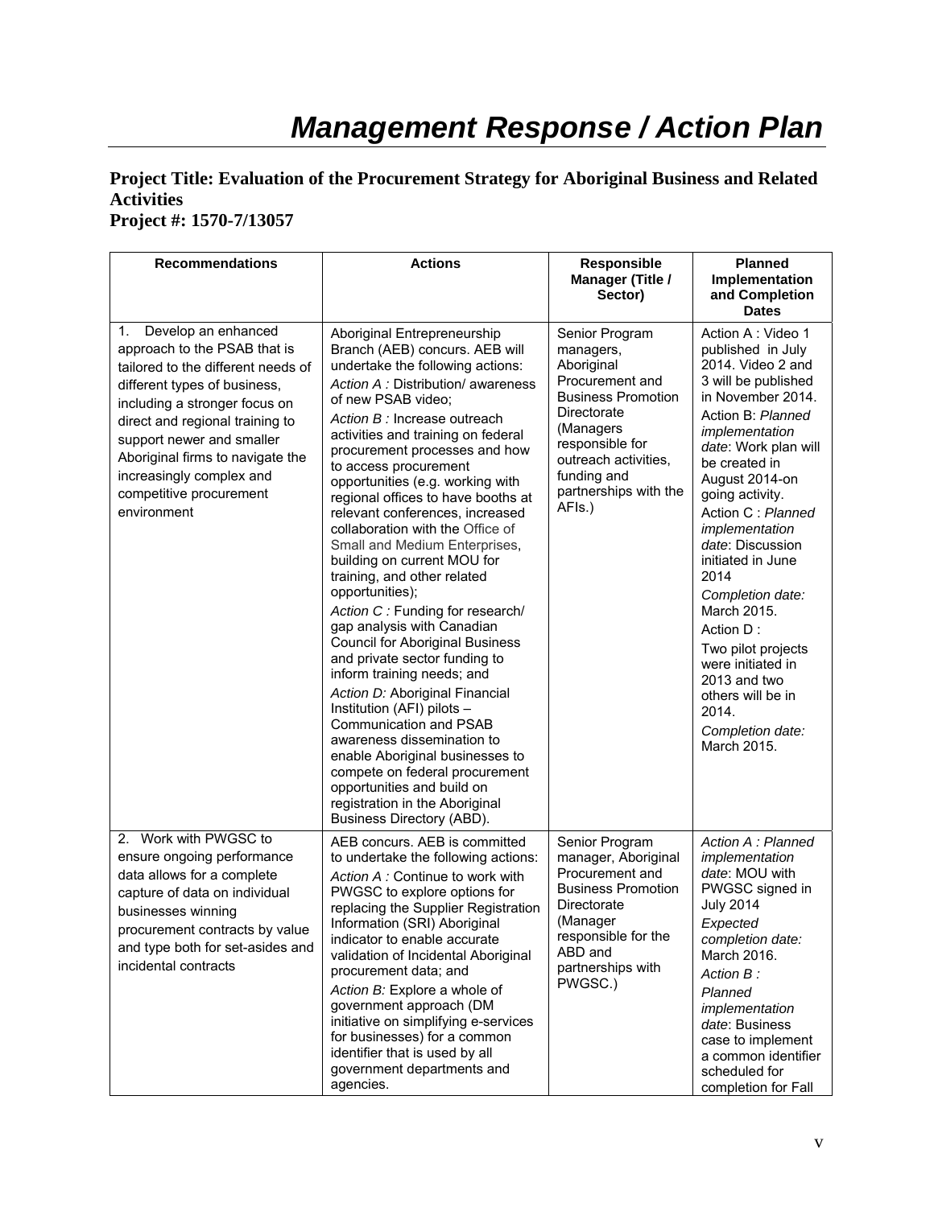# *Management Response / Action Plan*

**Project Title: Evaluation of the Procurement Strategy for Aboriginal Business and Related Activities**
**Project #: 1570-7/13057**

| Recommendations | Actions | Responsible Manager (Title / Sector) | Planned Implementation and Completion Dates |
|---|---|---|---|
| 1. Develop an enhanced approach to the PSAB that is tailored to the different needs of different types of business, including a stronger focus on direct and regional training to support newer and smaller Aboriginal firms to navigate the increasingly complex and competitive procurement environment | Aboriginal Entrepreneurship Branch (AEB) concurs. AEB will undertake the following actions:<br>*Action A :* Distribution/ awareness of new PSAB video;<br>*Action B :* Increase outreach activities and training on federal procurement processes and how to access procurement opportunities (e.g. working with regional offices to have booths at relevant conferences, increased collaboration with the Office of Small and Medium Enterprises, building on current MOU for training, and other related opportunities);<br>*Action C :* Funding for research/ gap analysis with Canadian Council for Aboriginal Business and private sector funding to inform training needs; and<br>*Action D:* Aboriginal Financial Institution (AFI) pilots – Communication and PSAB awareness dissemination to enable Aboriginal businesses to compete on federal procurement opportunities and build on registration in the Aboriginal Business Directory (ABD). | Senior Program managers, Aboriginal Procurement and Business Promotion Directorate (Managers responsible for outreach activities, funding and partnerships with the AFIs.) | Action A : Video 1 published in July 2014. Video 2 and 3 will be published in November 2014.<br>Action B: *Planned implementation date*: Work plan will be created in August 2014-on going activity.<br>Action C : *Planned implementation date*: Discussion initiated in June 2014<br>*Completion date:* March 2015.<br>Action D :<br>Two pilot projects were initiated in 2013 and two others will be in 2014.<br>*Completion date:* March 2015. |
| 2. Work with PWGSC to ensure ongoing performance data allows for a complete capture of data on individual businesses winning procurement contracts by value and type both for set-asides and incidental contracts | AEB concurs. AEB is committed to undertake the following actions:<br>*Action A :* Continue to work with PWGSC to explore options for replacing the Supplier Registration Information (SRI) Aboriginal indicator to enable accurate validation of Incidental Aboriginal procurement data; and<br>*Action B:* Explore a whole of government approach (DM initiative on simplifying e-services for businesses) for a common identifier that is used by all government departments and agencies. | Senior Program manager, Aboriginal Procurement and Business Promotion Directorate (Manager responsible for the ABD and partnerships with PWGSC.) | *Action A : Planned implementation date*: MOU with PWGSC signed in July 2014<br>*Expected completion date:* March 2016.<br>*Action B :*<br>*Planned implementation date*: Business case to implement a common identifier scheduled for completion for Fall |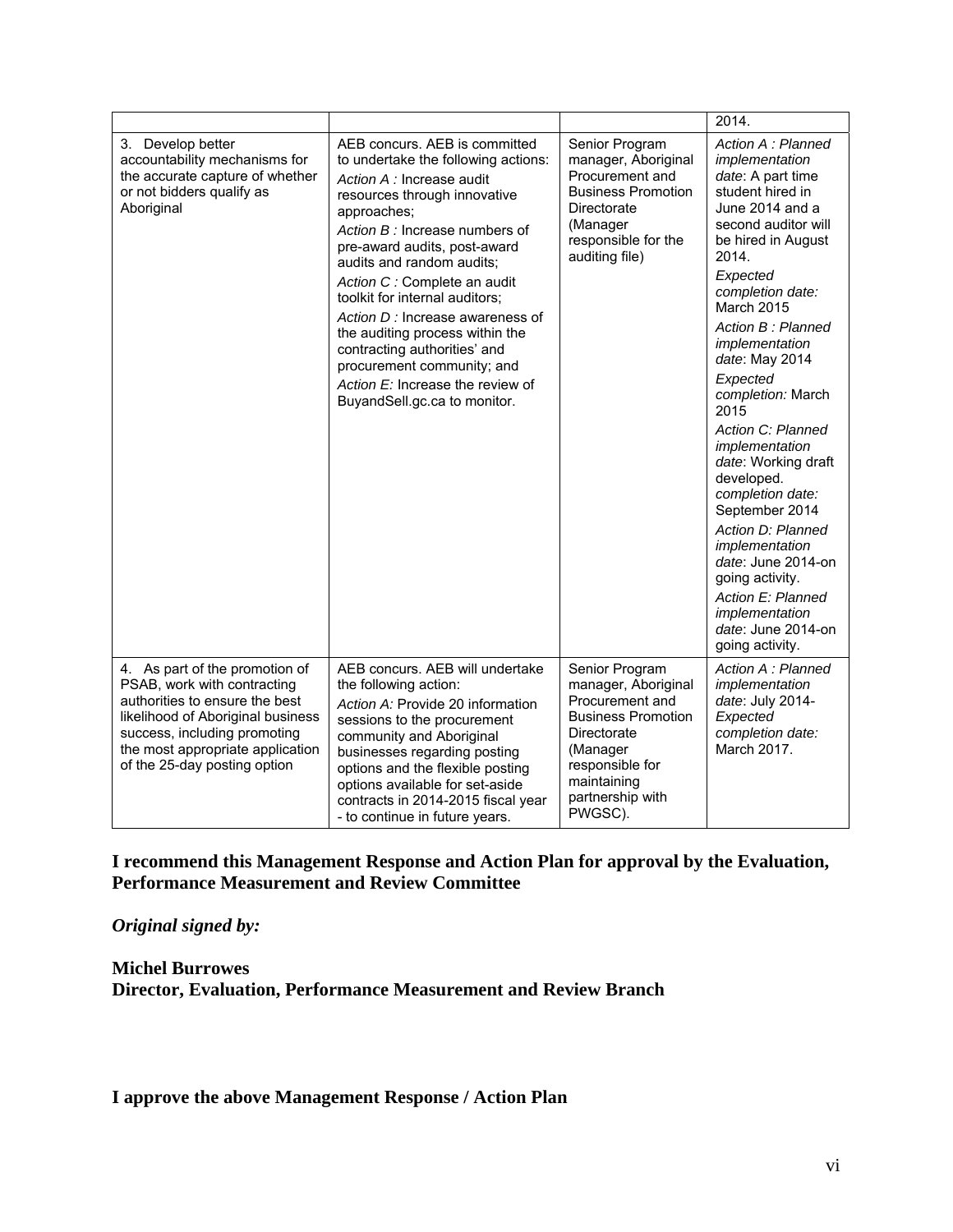| | | | 2014. |
|---|---|---|---|
| 3. Develop better accountability mechanisms for the accurate capture of whether or not bidders qualify as Aboriginal | AEB concurs. AEB is committed to undertake the following actions:<br>*Action A :* Increase audit resources through innovative approaches;<br>*Action B :* Increase numbers of pre-award audits, post-award audits and random audits;<br>*Action C :* Complete an audit toolkit for internal auditors;<br>*Action D :* Increase awareness of the auditing process within the contracting authorities' and procurement community; and<br>*Action E:* Increase the review of BuyandSell.gc.ca to monitor. | Senior Program manager, Aboriginal Procurement and Business Promotion Directorate (Manager responsible for the auditing file) | *Action A : Planned implementation date*: A part time student hired in June 2014 and a second auditor will be hired in August 2014.<br>*Expected completion date:* March 2015<br>*Action B : Planned implementation date*: May 2014<br>*Expected completion:* March 2015<br>*Action C: Planned implementation date*: Working draft developed. *completion date:* September 2014<br>*Action D: Planned implementation date*: June 2014-on going activity.<br>*Action E: Planned implementation date*: June 2014-on going activity. |
| 4. As part of the promotion of PSAB, work with contracting authorities to ensure the best likelihood of Aboriginal business success, including promoting the most appropriate application of the 25-day posting option | AEB concurs. AEB will undertake the following action:<br>*Action A:* Provide 20 information sessions to the procurement community and Aboriginal businesses regarding posting options and the flexible posting options available for set-aside contracts in 2014-2015 fiscal year - to continue in future years. | Senior Program manager, Aboriginal Procurement and Business Promotion Directorate (Manager responsible for maintaining partnership with PWGSC). | *Action A : Planned implementation date*: July 2014- *Expected completion date:* March 2017. |

**I recommend this Management Response and Action Plan for approval by the Evaluation, Performance Measurement and Review Committee**

***Original signed by:***

**Michel Burrowes**
**Director, Evaluation, Performance Measurement and Review Branch**

**I approve the above Management Response / Action Plan**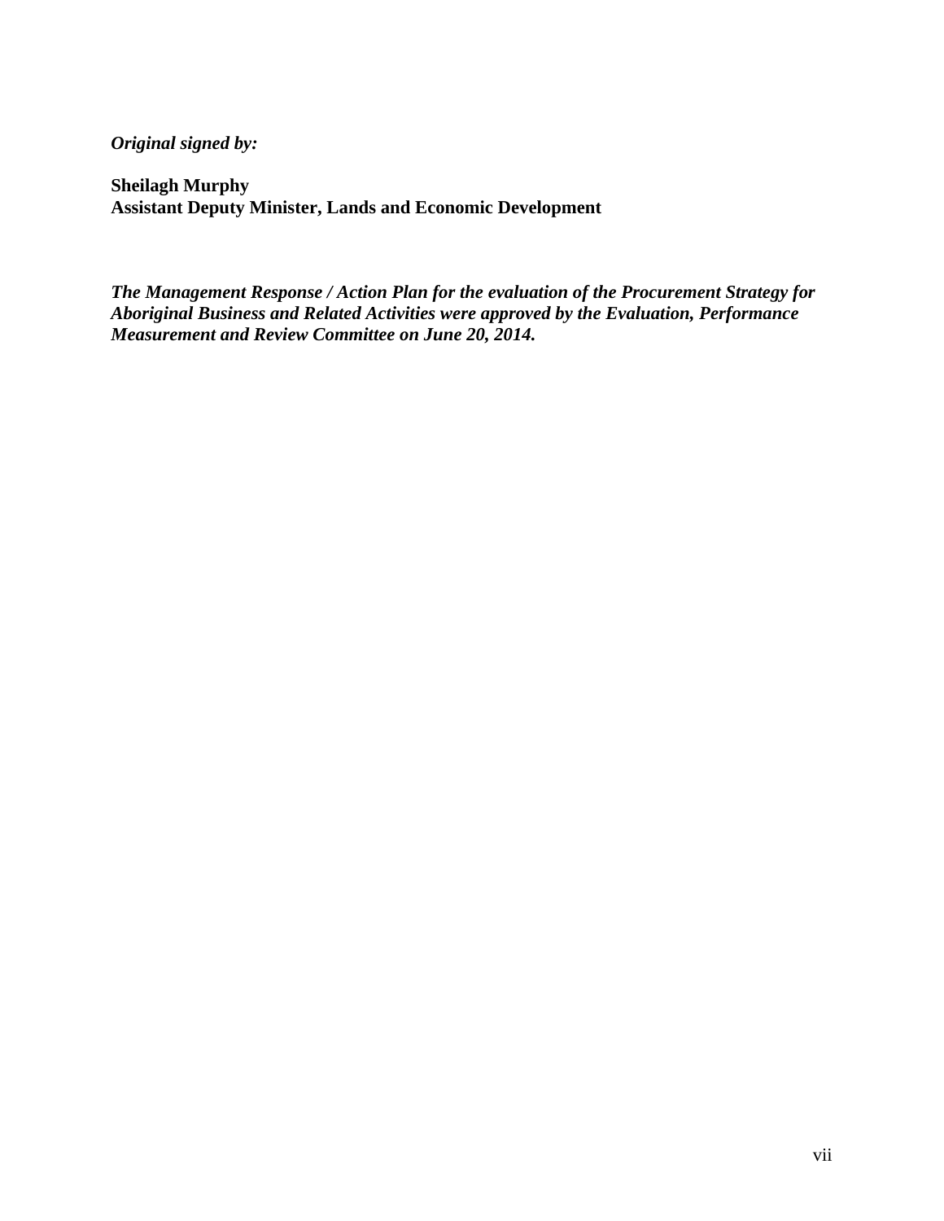***Original signed by:***

**Sheilagh Murphy**
**Assistant Deputy Minister, Lands and Economic Development**

***The Management Response / Action Plan for the evaluation of the Procurement Strategy for Aboriginal Business and Related Activities were approved by the Evaluation, Performance Measurement and Review Committee on June 20, 2014.***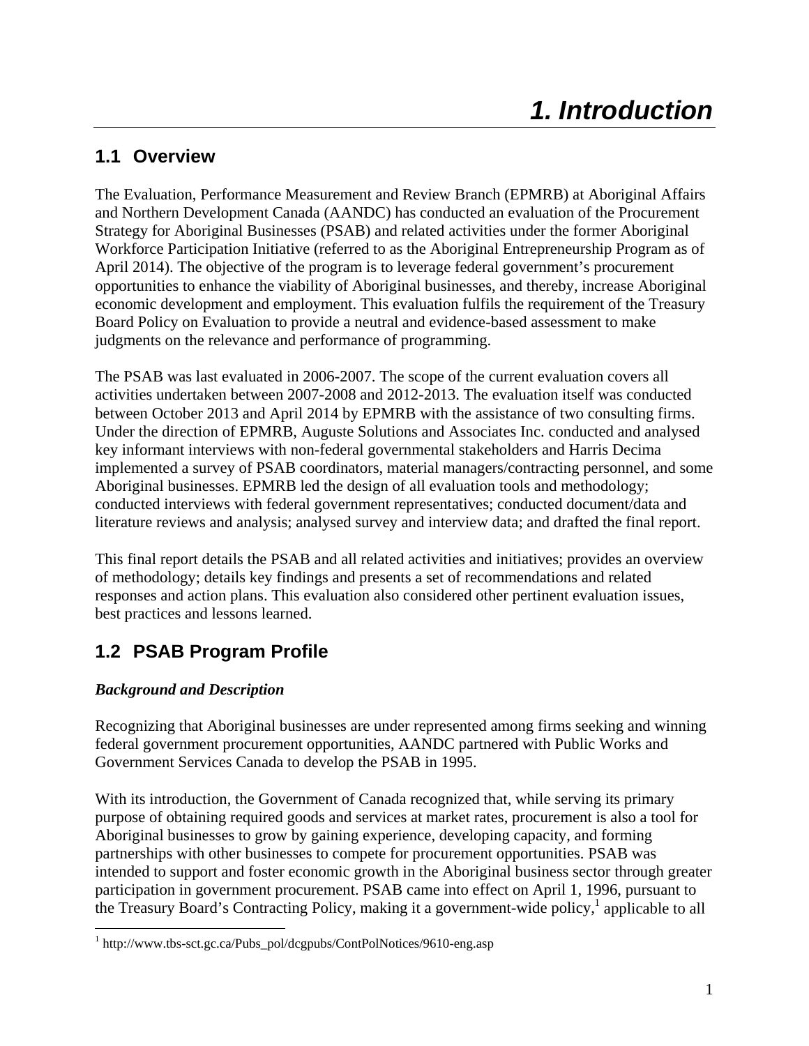# 1. Introduction

## 1.1 Overview

The Evaluation, Performance Measurement and Review Branch (EPMRB) at Aboriginal Affairs and Northern Development Canada (AANDC) has conducted an evaluation of the Procurement Strategy for Aboriginal Businesses (PSAB) and related activities under the former Aboriginal Workforce Participation Initiative (referred to as the Aboriginal Entrepreneurship Program as of April 2014). The objective of the program is to leverage federal government's procurement opportunities to enhance the viability of Aboriginal businesses, and thereby, increase Aboriginal economic development and employment. This evaluation fulfils the requirement of the Treasury Board Policy on Evaluation to provide a neutral and evidence-based assessment to make judgments on the relevance and performance of programming.

The PSAB was last evaluated in 2006-2007. The scope of the current evaluation covers all activities undertaken between 2007-2008 and 2012-2013. The evaluation itself was conducted between October 2013 and April 2014 by EPMRB with the assistance of two consulting firms. Under the direction of EPMRB, Auguste Solutions and Associates Inc. conducted and analysed key informant interviews with non-federal governmental stakeholders and Harris Decima implemented a survey of PSAB coordinators, material managers/contracting personnel, and some Aboriginal businesses. EPMRB led the design of all evaluation tools and methodology; conducted interviews with federal government representatives; conducted document/data and literature reviews and analysis; analysed survey and interview data; and drafted the final report.

This final report details the PSAB and all related activities and initiatives; provides an overview of methodology; details key findings and presents a set of recommendations and related responses and action plans. This evaluation also considered other pertinent evaluation issues, best practices and lessons learned.

## 1.2 PSAB Program Profile

***Background and Description***

Recognizing that Aboriginal businesses are under represented among firms seeking and winning federal government procurement opportunities, AANDC partnered with Public Works and Government Services Canada to develop the PSAB in 1995.

With its introduction, the Government of Canada recognized that, while serving its primary purpose of obtaining required goods and services at market rates, procurement is also a tool for Aboriginal businesses to grow by gaining experience, developing capacity, and forming partnerships with other businesses to compete for procurement opportunities. PSAB was intended to support and foster economic growth in the Aboriginal business sector through greater participation in government procurement. PSAB came into effect on April 1, 1996, pursuant to the Treasury Board's Contracting Policy, making it a government-wide policy,[1] applicable to all

[1] http://www.tbs-sct.gc.ca/Pubs_pol/dcgpubs/ContPolNotices/9610-eng.asp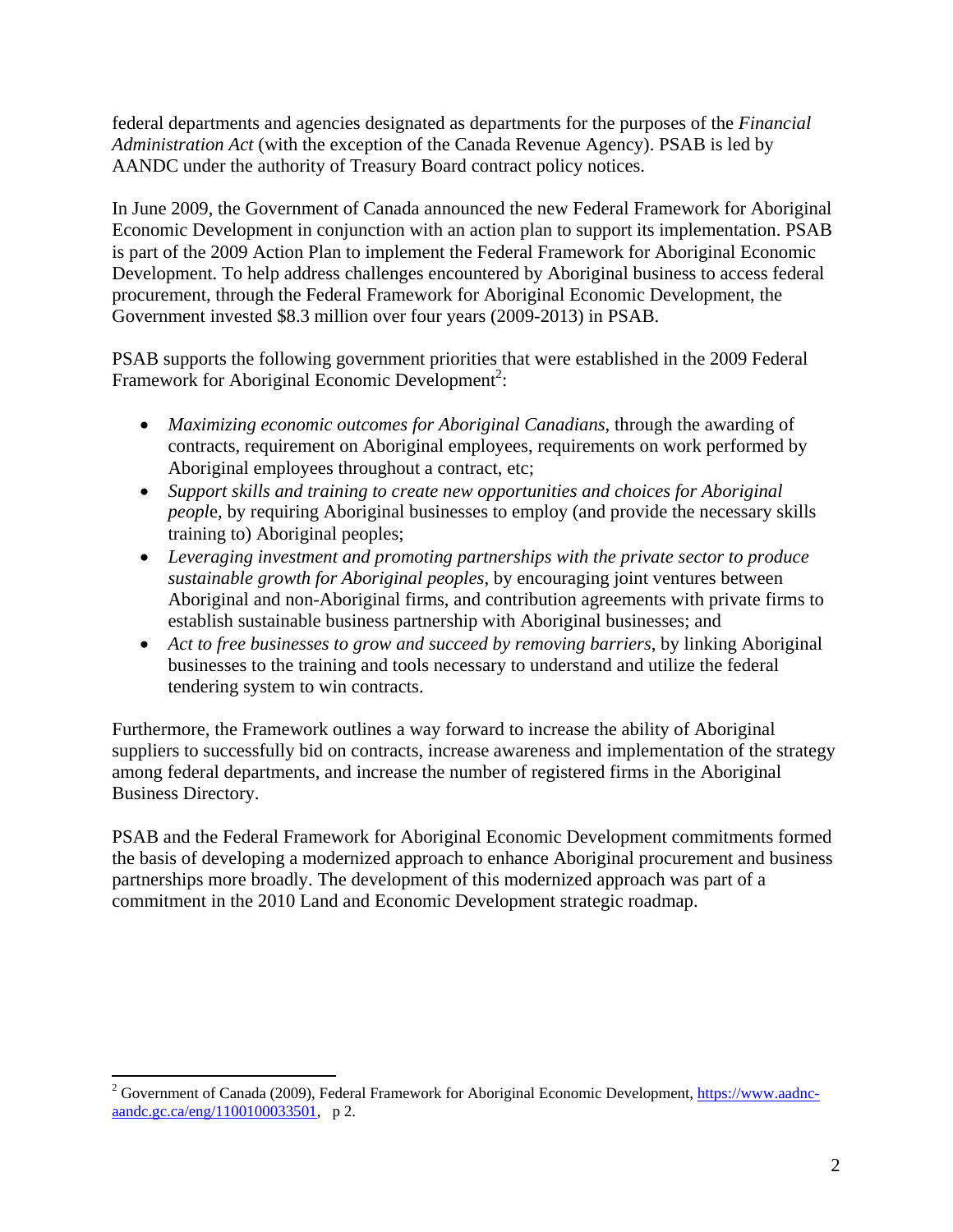federal departments and agencies designated as departments for the purposes of the *Financial Administration Act* (with the exception of the Canada Revenue Agency). PSAB is led by AANDC under the authority of Treasury Board contract policy notices.

In June 2009, the Government of Canada announced the new Federal Framework for Aboriginal Economic Development in conjunction with an action plan to support its implementation. PSAB is part of the 2009 Action Plan to implement the Federal Framework for Aboriginal Economic Development. To help address challenges encountered by Aboriginal business to access federal procurement, through the Federal Framework for Aboriginal Economic Development, the Government invested $8.3 million over four years (2009-2013) in PSAB.

PSAB supports the following government priorities that were established in the 2009 Federal Framework for Aboriginal Economic Development[2]:

- *Maximizing economic outcomes for Aboriginal Canadians*, through the awarding of contracts, requirement on Aboriginal employees, requirements on work performed by Aboriginal employees throughout a contract, etc;
- *Support skills and training to create new opportunities and choices for Aboriginal peopl*e, by requiring Aboriginal businesses to employ (and provide the necessary skills training to) Aboriginal peoples;
- *Leveraging investment and promoting partnerships with the private sector to produce sustainable growth for Aboriginal peoples*, by encouraging joint ventures between Aboriginal and non-Aboriginal firms, and contribution agreements with private firms to establish sustainable business partnership with Aboriginal businesses; and
- *Act to free businesses to grow and succeed by removing barriers*, by linking Aboriginal businesses to the training and tools necessary to understand and utilize the federal tendering system to win contracts.

Furthermore, the Framework outlines a way forward to increase the ability of Aboriginal suppliers to successfully bid on contracts, increase awareness and implementation of the strategy among federal departments, and increase the number of registered firms in the Aboriginal Business Directory.

PSAB and the Federal Framework for Aboriginal Economic Development commitments formed the basis of developing a modernized approach to enhance Aboriginal procurement and business partnerships more broadly. The development of this modernized approach was part of a commitment in the 2010 Land and Economic Development strategic roadmap.

[2] Government of Canada (2009), Federal Framework for Aboriginal Economic Development, https://www.aadnc-aandc.gc.ca/eng/1100100033501, p 2.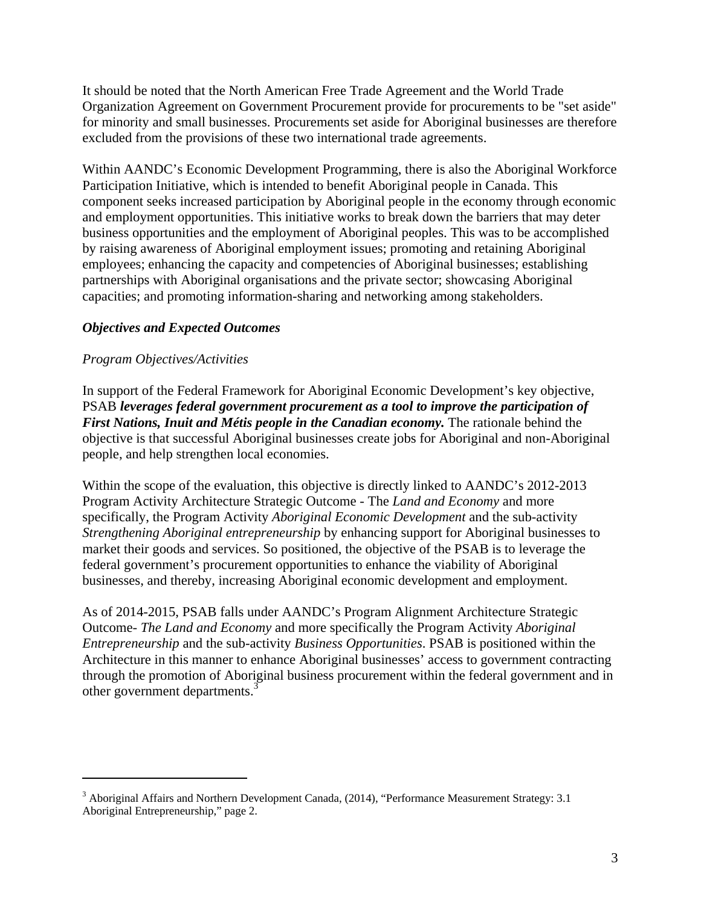It should be noted that the North American Free Trade Agreement and the World Trade Organization Agreement on Government Procurement provide for procurements to be "set aside" for minority and small businesses. Procurements set aside for Aboriginal businesses are therefore excluded from the provisions of these two international trade agreements.

Within AANDC's Economic Development Programming, there is also the Aboriginal Workforce Participation Initiative, which is intended to benefit Aboriginal people in Canada. This component seeks increased participation by Aboriginal people in the economy through economic and employment opportunities. This initiative works to break down the barriers that may deter business opportunities and the employment of Aboriginal peoples. This was to be accomplished by raising awareness of Aboriginal employment issues; promoting and retaining Aboriginal employees; enhancing the capacity and competencies of Aboriginal businesses; establishing partnerships with Aboriginal organisations and the private sector; showcasing Aboriginal capacities; and promoting information-sharing and networking among stakeholders.

### *Objectives and Expected Outcomes*

*Program Objectives/Activities*

In support of the Federal Framework for Aboriginal Economic Development's key objective, PSAB ***leverages federal government procurement as a tool to improve the participation of First Nations, Inuit and Métis people in the Canadian economy.*** The rationale behind the objective is that successful Aboriginal businesses create jobs for Aboriginal and non-Aboriginal people, and help strengthen local economies.

Within the scope of the evaluation, this objective is directly linked to AANDC's 2012-2013 Program Activity Architecture Strategic Outcome - The *Land and Economy* and more specifically, the Program Activity *Aboriginal Economic Development* and the sub-activity *Strengthening Aboriginal entrepreneurship* by enhancing support for Aboriginal businesses to market their goods and services. So positioned, the objective of the PSAB is to leverage the federal government's procurement opportunities to enhance the viability of Aboriginal businesses, and thereby, increasing Aboriginal economic development and employment.

As of 2014-2015, PSAB falls under AANDC's Program Alignment Architecture Strategic Outcome- *The Land and Economy* and more specifically the Program Activity *Aboriginal Entrepreneurship* and the sub-activity *Business Opportunities*. PSAB is positioned within the Architecture in this manner to enhance Aboriginal businesses' access to government contracting through the promotion of Aboriginal business procurement within the federal government and in other government departments.[3]

---

[3] Aboriginal Affairs and Northern Development Canada, (2014), "Performance Measurement Strategy: 3.1 Aboriginal Entrepreneurship," page 2.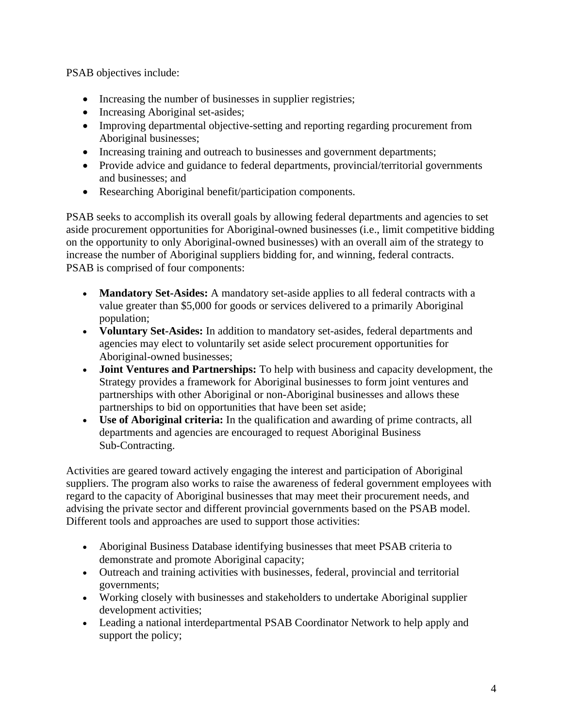PSAB objectives include:

- Increasing the number of businesses in supplier registries;
- Increasing Aboriginal set-asides;
- Improving departmental objective-setting and reporting regarding procurement from Aboriginal businesses;
- Increasing training and outreach to businesses and government departments;
- Provide advice and guidance to federal departments, provincial/territorial governments and businesses; and
- Researching Aboriginal benefit/participation components.

PSAB seeks to accomplish its overall goals by allowing federal departments and agencies to set aside procurement opportunities for Aboriginal-owned businesses (i.e., limit competitive bidding on the opportunity to only Aboriginal-owned businesses) with an overall aim of the strategy to increase the number of Aboriginal suppliers bidding for, and winning, federal contracts.
PSAB is comprised of four components:

- **Mandatory Set-Asides:** A mandatory set-aside applies to all federal contracts with a value greater than $5,000 for goods or services delivered to a primarily Aboriginal population;
- **Voluntary Set-Asides:** In addition to mandatory set-asides, federal departments and agencies may elect to voluntarily set aside select procurement opportunities for Aboriginal-owned businesses;
- **Joint Ventures and Partnerships:** To help with business and capacity development, the Strategy provides a framework for Aboriginal businesses to form joint ventures and partnerships with other Aboriginal or non-Aboriginal businesses and allows these partnerships to bid on opportunities that have been set aside;
- **Use of Aboriginal criteria:** In the qualification and awarding of prime contracts, all departments and agencies are encouraged to request Aboriginal Business Sub-Contracting.

Activities are geared toward actively engaging the interest and participation of Aboriginal suppliers. The program also works to raise the awareness of federal government employees with regard to the capacity of Aboriginal businesses that may meet their procurement needs, and advising the private sector and different provincial governments based on the PSAB model. Different tools and approaches are used to support those activities:

- Aboriginal Business Database identifying businesses that meet PSAB criteria to demonstrate and promote Aboriginal capacity;
- Outreach and training activities with businesses, federal, provincial and territorial governments;
- Working closely with businesses and stakeholders to undertake Aboriginal supplier development activities;
- Leading a national interdepartmental PSAB Coordinator Network to help apply and support the policy;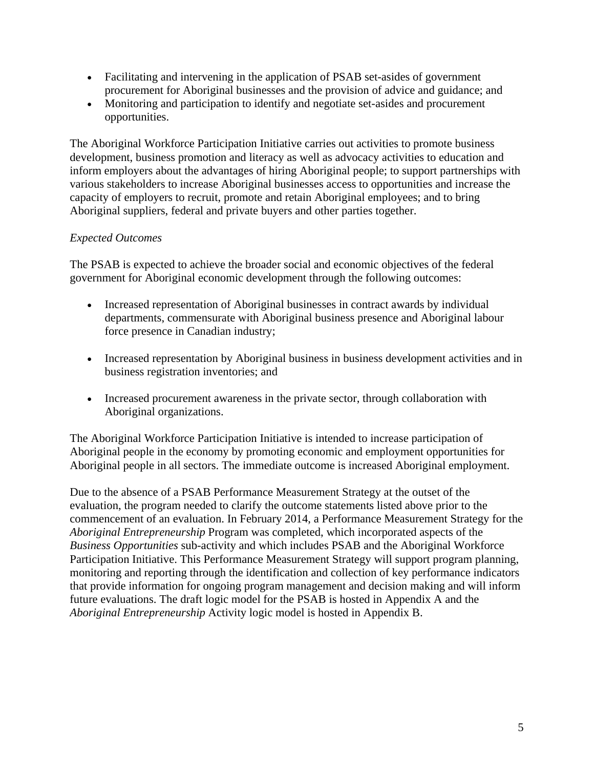- Facilitating and intervening in the application of PSAB set-asides of government procurement for Aboriginal businesses and the provision of advice and guidance; and
- Monitoring and participation to identify and negotiate set-asides and procurement opportunities.

The Aboriginal Workforce Participation Initiative carries out activities to promote business development, business promotion and literacy as well as advocacy activities to education and inform employers about the advantages of hiring Aboriginal people; to support partnerships with various stakeholders to increase Aboriginal businesses access to opportunities and increase the capacity of employers to recruit, promote and retain Aboriginal employees; and to bring Aboriginal suppliers, federal and private buyers and other parties together.

*Expected Outcomes*

The PSAB is expected to achieve the broader social and economic objectives of the federal government for Aboriginal economic development through the following outcomes:

- Increased representation of Aboriginal businesses in contract awards by individual departments, commensurate with Aboriginal business presence and Aboriginal labour force presence in Canadian industry;

- Increased representation by Aboriginal business in business development activities and in business registration inventories; and

- Increased procurement awareness in the private sector, through collaboration with Aboriginal organizations.

The Aboriginal Workforce Participation Initiative is intended to increase participation of Aboriginal people in the economy by promoting economic and employment opportunities for Aboriginal people in all sectors. The immediate outcome is increased Aboriginal employment.

Due to the absence of a PSAB Performance Measurement Strategy at the outset of the evaluation, the program needed to clarify the outcome statements listed above prior to the commencement of an evaluation. In February 2014, a Performance Measurement Strategy for the *Aboriginal Entrepreneurship* Program was completed, which incorporated aspects of the *Business Opportunities* sub-activity and which includes PSAB and the Aboriginal Workforce Participation Initiative. This Performance Measurement Strategy will support program planning, monitoring and reporting through the identification and collection of key performance indicators that provide information for ongoing program management and decision making and will inform future evaluations. The draft logic model for the PSAB is hosted in Appendix A and the *Aboriginal Entrepreneurship* Activity logic model is hosted in Appendix B.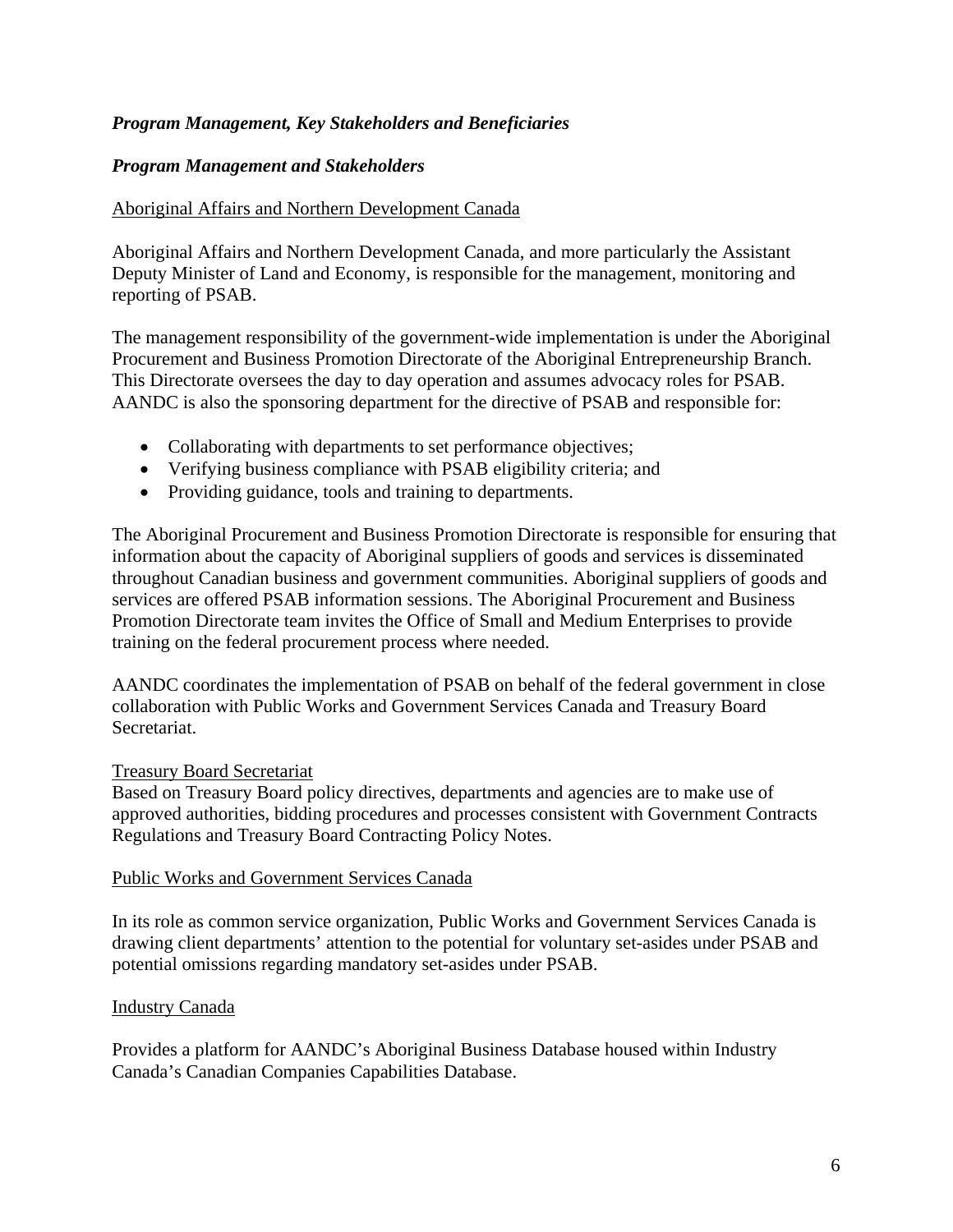### *Program Management, Key Stakeholders and Beneficiaries*

#### *Program Management and Stakeholders*

Aboriginal Affairs and Northern Development Canada

Aboriginal Affairs and Northern Development Canada, and more particularly the Assistant Deputy Minister of Land and Economy, is responsible for the management, monitoring and reporting of PSAB.

The management responsibility of the government-wide implementation is under the Aboriginal Procurement and Business Promotion Directorate of the Aboriginal Entrepreneurship Branch. This Directorate oversees the day to day operation and assumes advocacy roles for PSAB. AANDC is also the sponsoring department for the directive of PSAB and responsible for:

- Collaborating with departments to set performance objectives;
- Verifying business compliance with PSAB eligibility criteria; and
- Providing guidance, tools and training to departments.

The Aboriginal Procurement and Business Promotion Directorate is responsible for ensuring that information about the capacity of Aboriginal suppliers of goods and services is disseminated throughout Canadian business and government communities. Aboriginal suppliers of goods and services are offered PSAB information sessions. The Aboriginal Procurement and Business Promotion Directorate team invites the Office of Small and Medium Enterprises to provide training on the federal procurement process where needed.

AANDC coordinates the implementation of PSAB on behalf of the federal government in close collaboration with Public Works and Government Services Canada and Treasury Board Secretariat.

Treasury Board Secretariat

Based on Treasury Board policy directives, departments and agencies are to make use of approved authorities, bidding procedures and processes consistent with Government Contracts Regulations and Treasury Board Contracting Policy Notes.

Public Works and Government Services Canada

In its role as common service organization, Public Works and Government Services Canada is drawing client departments' attention to the potential for voluntary set-asides under PSAB and potential omissions regarding mandatory set-asides under PSAB.

Industry Canada

Provides a platform for AANDC's Aboriginal Business Database housed within Industry Canada's Canadian Companies Capabilities Database.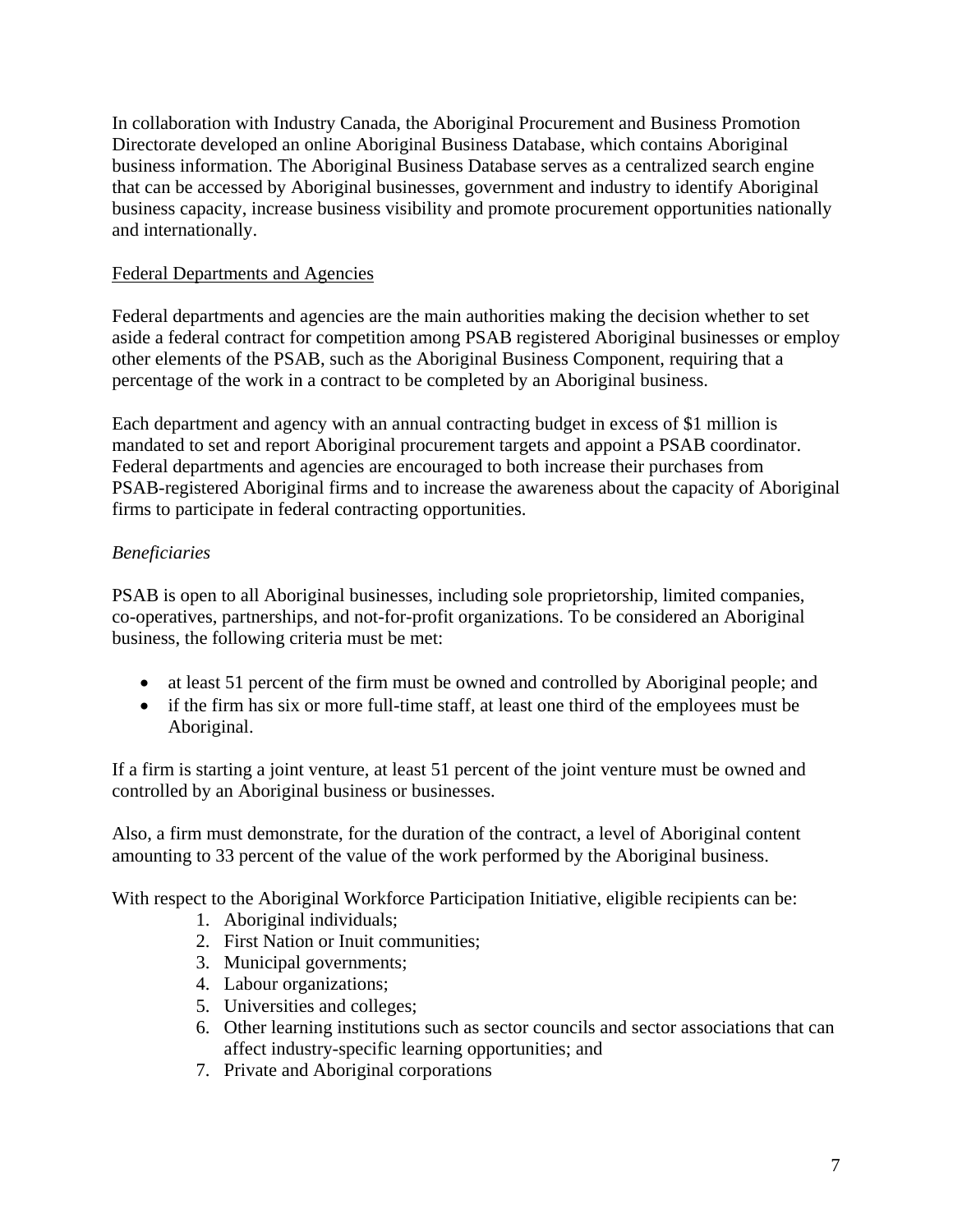In collaboration with Industry Canada, the Aboriginal Procurement and Business Promotion Directorate developed an online Aboriginal Business Database, which contains Aboriginal business information. The Aboriginal Business Database serves as a centralized search engine that can be accessed by Aboriginal businesses, government and industry to identify Aboriginal business capacity, increase business visibility and promote procurement opportunities nationally and internationally.

Federal Departments and Agencies

Federal departments and agencies are the main authorities making the decision whether to set aside a federal contract for competition among PSAB registered Aboriginal businesses or employ other elements of the PSAB, such as the Aboriginal Business Component, requiring that a percentage of the work in a contract to be completed by an Aboriginal business.

Each department and agency with an annual contracting budget in excess of $1 million is mandated to set and report Aboriginal procurement targets and appoint a PSAB coordinator. Federal departments and agencies are encouraged to both increase their purchases from PSAB-registered Aboriginal firms and to increase the awareness about the capacity of Aboriginal firms to participate in federal contracting opportunities.

*Beneficiaries*

PSAB is open to all Aboriginal businesses, including sole proprietorship, limited companies, co-operatives, partnerships, and not-for-profit organizations. To be considered an Aboriginal business, the following criteria must be met:

- at least 51 percent of the firm must be owned and controlled by Aboriginal people; and
- if the firm has six or more full-time staff, at least one third of the employees must be Aboriginal.

If a firm is starting a joint venture, at least 51 percent of the joint venture must be owned and controlled by an Aboriginal business or businesses.

Also, a firm must demonstrate, for the duration of the contract, a level of Aboriginal content amounting to 33 percent of the value of the work performed by the Aboriginal business.

With respect to the Aboriginal Workforce Participation Initiative, eligible recipients can be:

1. Aboriginal individuals;
2. First Nation or Inuit communities;
3. Municipal governments;
4. Labour organizations;
5. Universities and colleges;
6. Other learning institutions such as sector councils and sector associations that can affect industry-specific learning opportunities; and
7. Private and Aboriginal corporations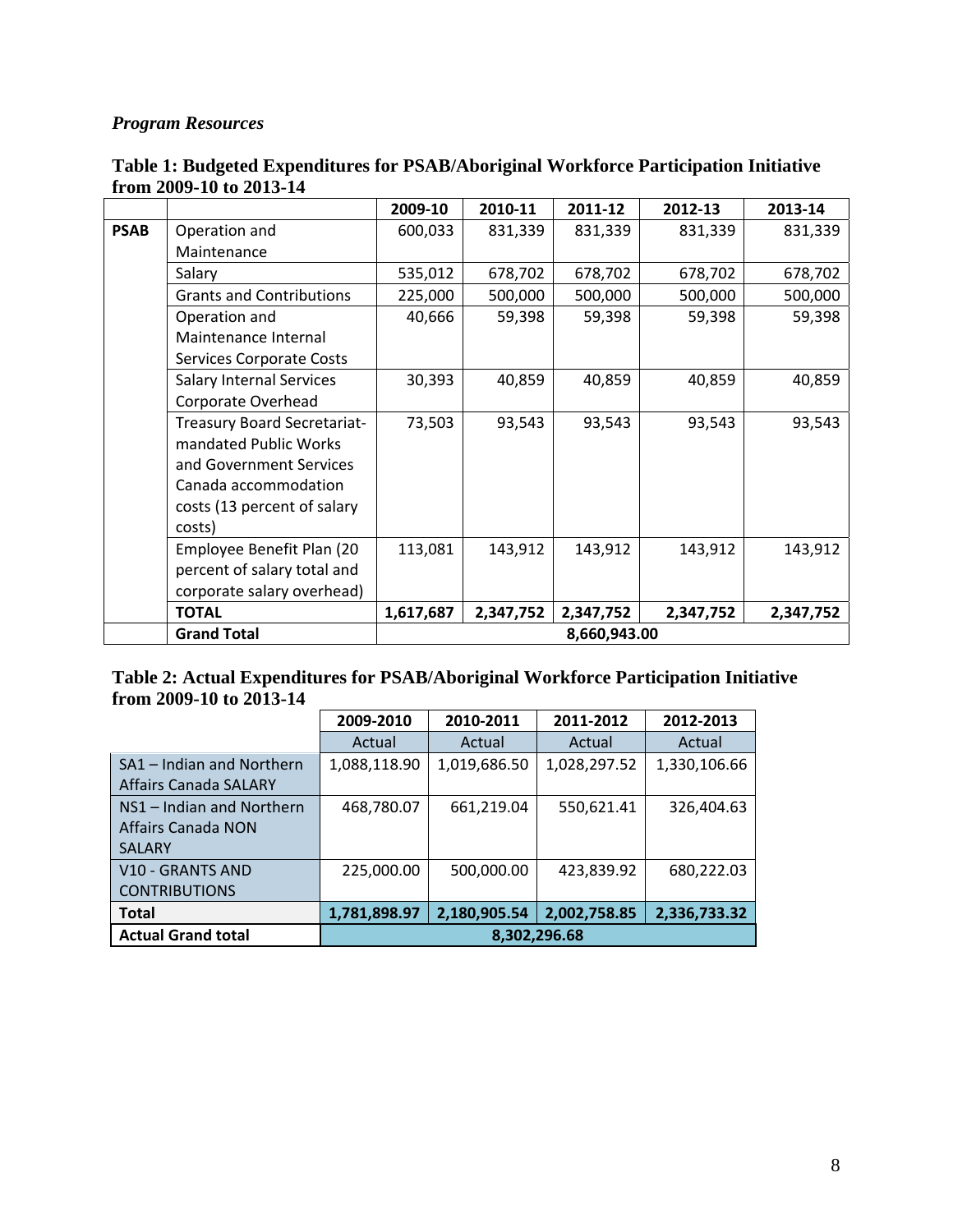### *Program Resources*

**Table 1: Budgeted Expenditures for PSAB/Aboriginal Workforce Participation Initiative from 2009-10 to 2013-14**

| | | 2009-10 | 2010-11 | 2011-12 | 2012-13 | 2013-14 |
|---|---|---|---|---|---|---|
| **PSAB** | Operation and Maintenance | 600,033 | 831,339 | 831,339 | 831,339 | 831,339 |
| | Salary | 535,012 | 678,702 | 678,702 | 678,702 | 678,702 |
| | Grants and Contributions | 225,000 | 500,000 | 500,000 | 500,000 | 500,000 |
| | Operation and Maintenance Internal Services Corporate Costs | 40,666 | 59,398 | 59,398 | 59,398 | 59,398 |
| | Salary Internal Services Corporate Overhead | 30,393 | 40,859 | 40,859 | 40,859 | 40,859 |
| | Treasury Board Secretariat-mandated Public Works and Government Services Canada accommodation costs (13 percent of salary costs) | 73,503 | 93,543 | 93,543 | 93,543 | 93,543 |
| | Employee Benefit Plan (20 percent of salary total and corporate salary overhead) | 113,081 | 143,912 | 143,912 | 143,912 | 143,912 |
| | **TOTAL** | **1,617,687** | **2,347,752** | **2,347,752** | **2,347,752** | **2,347,752** |
| | **Grand Total** | **8,660,943.00** | | | | |

**Table 2: Actual Expenditures for PSAB/Aboriginal Workforce Participation Initiative from 2009-10 to 2013-14**

| | 2009-2010 | 2010-2011 | 2011-2012 | 2012-2013 |
|---|---|---|---|---|
| | Actual | Actual | Actual | Actual |
| SA1 – Indian and Northern Affairs Canada SALARY | 1,088,118.90 | 1,019,686.50 | 1,028,297.52 | 1,330,106.66 |
| NS1 – Indian and Northern Affairs Canada NON SALARY | 468,780.07 | 661,219.04 | 550,621.41 | 326,404.63 |
| V10 - GRANTS AND CONTRIBUTIONS | 225,000.00 | 500,000.00 | 423,839.92 | 680,222.03 |
| **Total** | **1,781,898.97** | **2,180,905.54** | **2,002,758.85** | **2,336,733.32** |
| **Actual Grand total** | **8,302,296.68** | | | |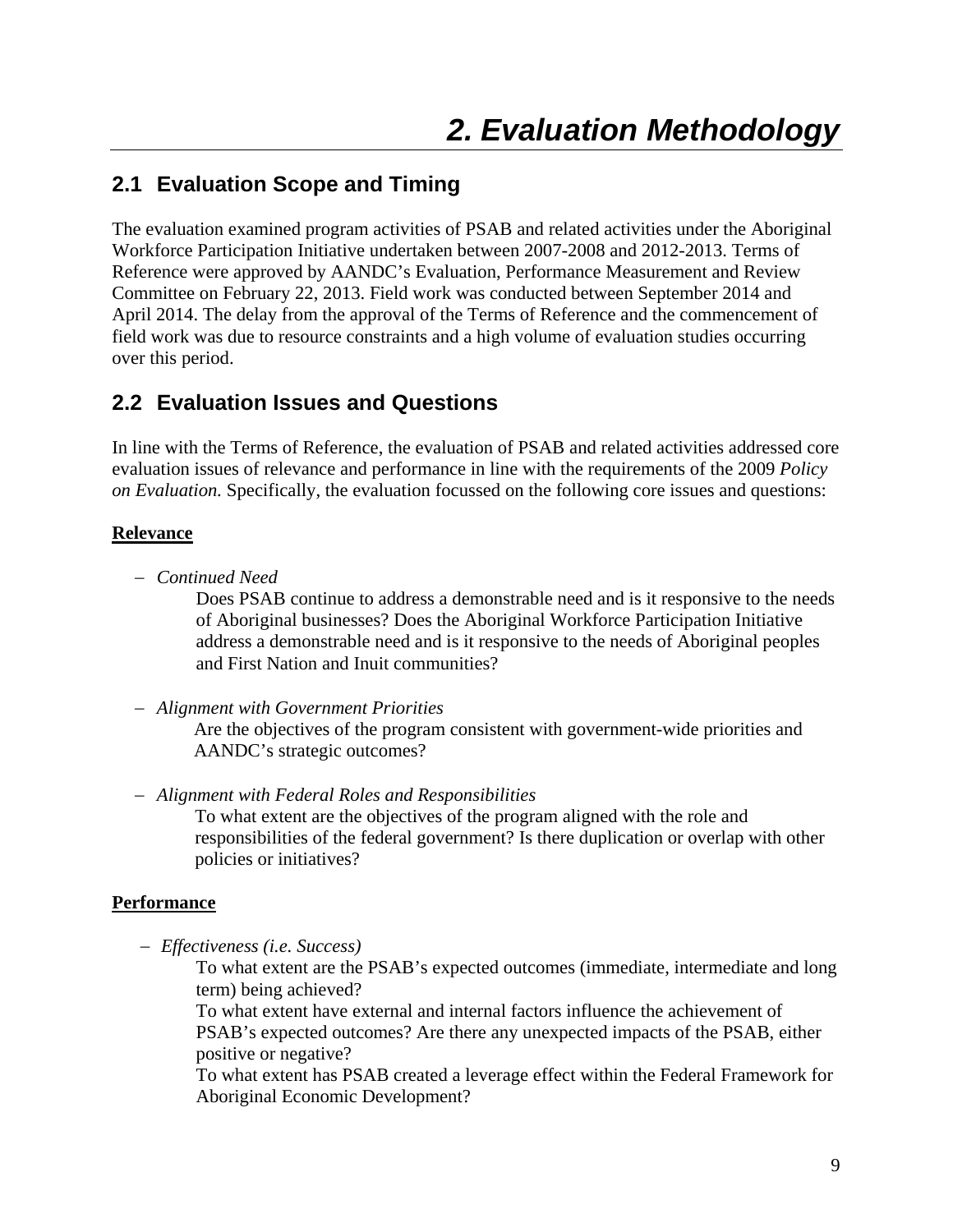# 2. Evaluation Methodology

## 2.1 Evaluation Scope and Timing

The evaluation examined program activities of PSAB and related activities under the Aboriginal Workforce Participation Initiative undertaken between 2007-2008 and 2012-2013. Terms of Reference were approved by AANDC's Evaluation, Performance Measurement and Review Committee on February 22, 2013. Field work was conducted between September 2014 and April 2014. The delay from the approval of the Terms of Reference and the commencement of field work was due to resource constraints and a high volume of evaluation studies occurring over this period.

## 2.2 Evaluation Issues and Questions

In line with the Terms of Reference, the evaluation of PSAB and related activities addressed core evaluation issues of relevance and performance in line with the requirements of the 2009 *Policy on Evaluation.* Specifically, the evaluation focussed on the following core issues and questions:

**Relevance**

- *Continued Need*

  Does PSAB continue to address a demonstrable need and is it responsive to the needs of Aboriginal businesses? Does the Aboriginal Workforce Participation Initiative address a demonstrable need and is it responsive to the needs of Aboriginal peoples and First Nation and Inuit communities?

- *Alignment with Government Priorities*

  Are the objectives of the program consistent with government-wide priorities and AANDC's strategic outcomes?

- *Alignment with Federal Roles and Responsibilities*

  To what extent are the objectives of the program aligned with the role and responsibilities of the federal government? Is there duplication or overlap with other policies or initiatives?

**Performance**

- *Effectiveness (i.e. Success)*

  To what extent are the PSAB's expected outcomes (immediate, intermediate and long term) being achieved?

  To what extent have external and internal factors influence the achievement of PSAB's expected outcomes? Are there any unexpected impacts of the PSAB, either positive or negative?

  To what extent has PSAB created a leverage effect within the Federal Framework for Aboriginal Economic Development?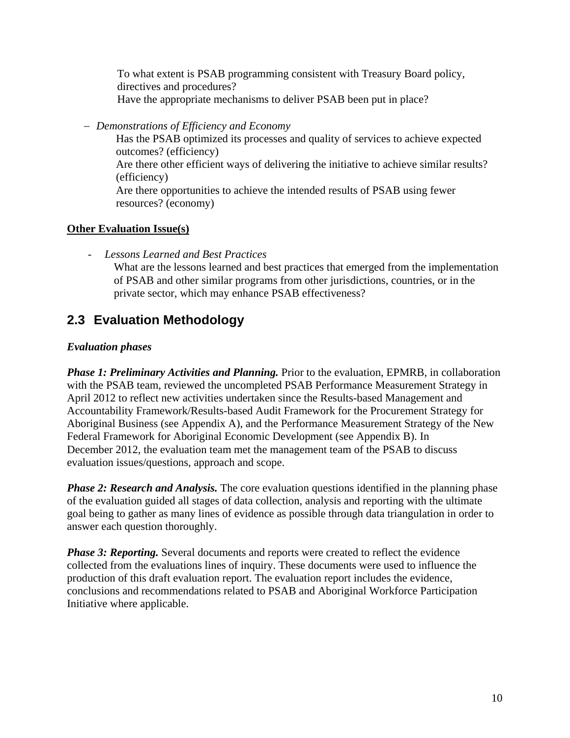To what extent is PSAB programming consistent with Treasury Board policy, directives and procedures?
Have the appropriate mechanisms to deliver PSAB been put in place?

- *Demonstrations of Efficiency and Economy*
  Has the PSAB optimized its processes and quality of services to achieve expected outcomes? (efficiency)
  Are there other efficient ways of delivering the initiative to achieve similar results? (efficiency)
  Are there opportunities to achieve the intended results of PSAB using fewer resources? (economy)

**Other Evaluation Issue(s)**

- *Lessons Learned and Best Practices*
  What are the lessons learned and best practices that emerged from the implementation of PSAB and other similar programs from other jurisdictions, countries, or in the private sector, which may enhance PSAB effectiveness?

## 2.3 Evaluation Methodology

***Evaluation phases***

***Phase 1: Preliminary Activities and Planning.*** Prior to the evaluation, EPMRB, in collaboration with the PSAB team, reviewed the uncompleted PSAB Performance Measurement Strategy in April 2012 to reflect new activities undertaken since the Results-based Management and Accountability Framework/Results-based Audit Framework for the Procurement Strategy for Aboriginal Business (see Appendix A), and the Performance Measurement Strategy of the New Federal Framework for Aboriginal Economic Development (see Appendix B). In December 2012, the evaluation team met the management team of the PSAB to discuss evaluation issues/questions, approach and scope.

***Phase 2: Research and Analysis.*** The core evaluation questions identified in the planning phase of the evaluation guided all stages of data collection, analysis and reporting with the ultimate goal being to gather as many lines of evidence as possible through data triangulation in order to answer each question thoroughly.

***Phase 3: Reporting.*** Several documents and reports were created to reflect the evidence collected from the evaluations lines of inquiry. These documents were used to influence the production of this draft evaluation report. The evaluation report includes the evidence, conclusions and recommendations related to PSAB and Aboriginal Workforce Participation Initiative where applicable.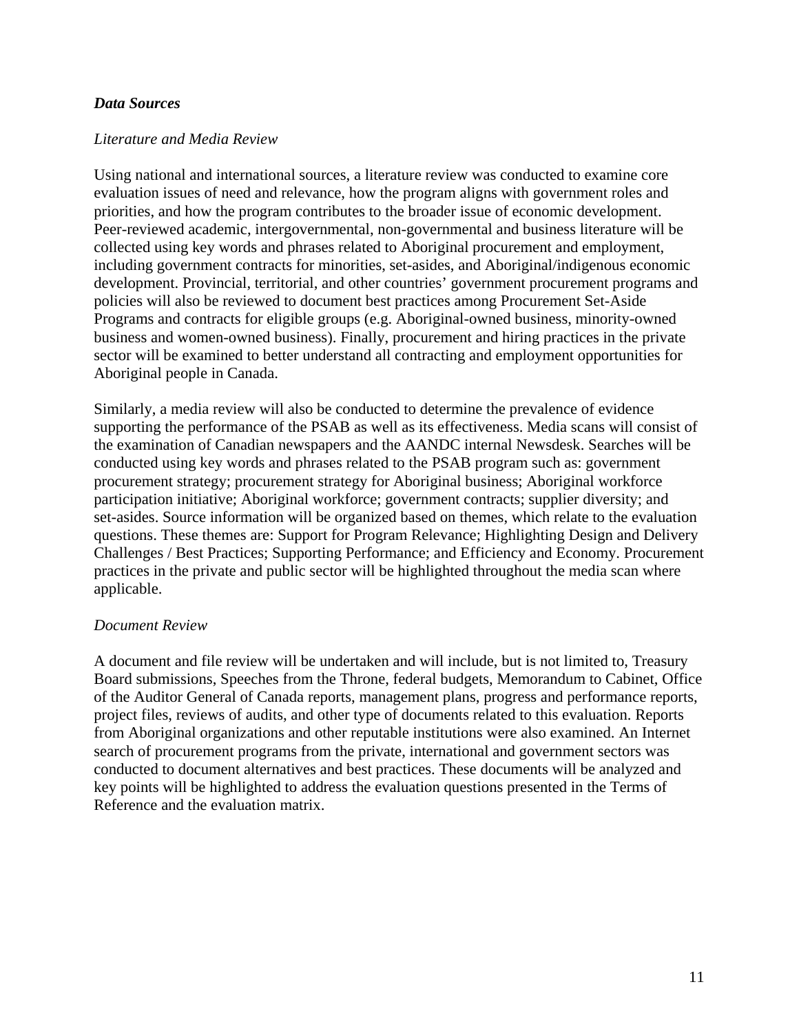***Data Sources***

*Literature and Media Review*

Using national and international sources, a literature review was conducted to examine core evaluation issues of need and relevance, how the program aligns with government roles and priorities, and how the program contributes to the broader issue of economic development. Peer-reviewed academic, intergovernmental, non-governmental and business literature will be collected using key words and phrases related to Aboriginal procurement and employment, including government contracts for minorities, set-asides, and Aboriginal/indigenous economic development. Provincial, territorial, and other countries' government procurement programs and policies will also be reviewed to document best practices among Procurement Set-Aside Programs and contracts for eligible groups (e.g. Aboriginal-owned business, minority-owned business and women-owned business). Finally, procurement and hiring practices in the private sector will be examined to better understand all contracting and employment opportunities for Aboriginal people in Canada.

Similarly, a media review will also be conducted to determine the prevalence of evidence supporting the performance of the PSAB as well as its effectiveness. Media scans will consist of the examination of Canadian newspapers and the AANDC internal Newsdesk. Searches will be conducted using key words and phrases related to the PSAB program such as: government procurement strategy; procurement strategy for Aboriginal business; Aboriginal workforce participation initiative; Aboriginal workforce; government contracts; supplier diversity; and set-asides. Source information will be organized based on themes, which relate to the evaluation questions. These themes are: Support for Program Relevance; Highlighting Design and Delivery Challenges / Best Practices; Supporting Performance; and Efficiency and Economy. Procurement practices in the private and public sector will be highlighted throughout the media scan where applicable.

*Document Review*

A document and file review will be undertaken and will include, but is not limited to, Treasury Board submissions, Speeches from the Throne, federal budgets, Memorandum to Cabinet, Office of the Auditor General of Canada reports, management plans, progress and performance reports, project files, reviews of audits, and other type of documents related to this evaluation. Reports from Aboriginal organizations and other reputable institutions were also examined. An Internet search of procurement programs from the private, international and government sectors was conducted to document alternatives and best practices. These documents will be analyzed and key points will be highlighted to address the evaluation questions presented in the Terms of Reference and the evaluation matrix.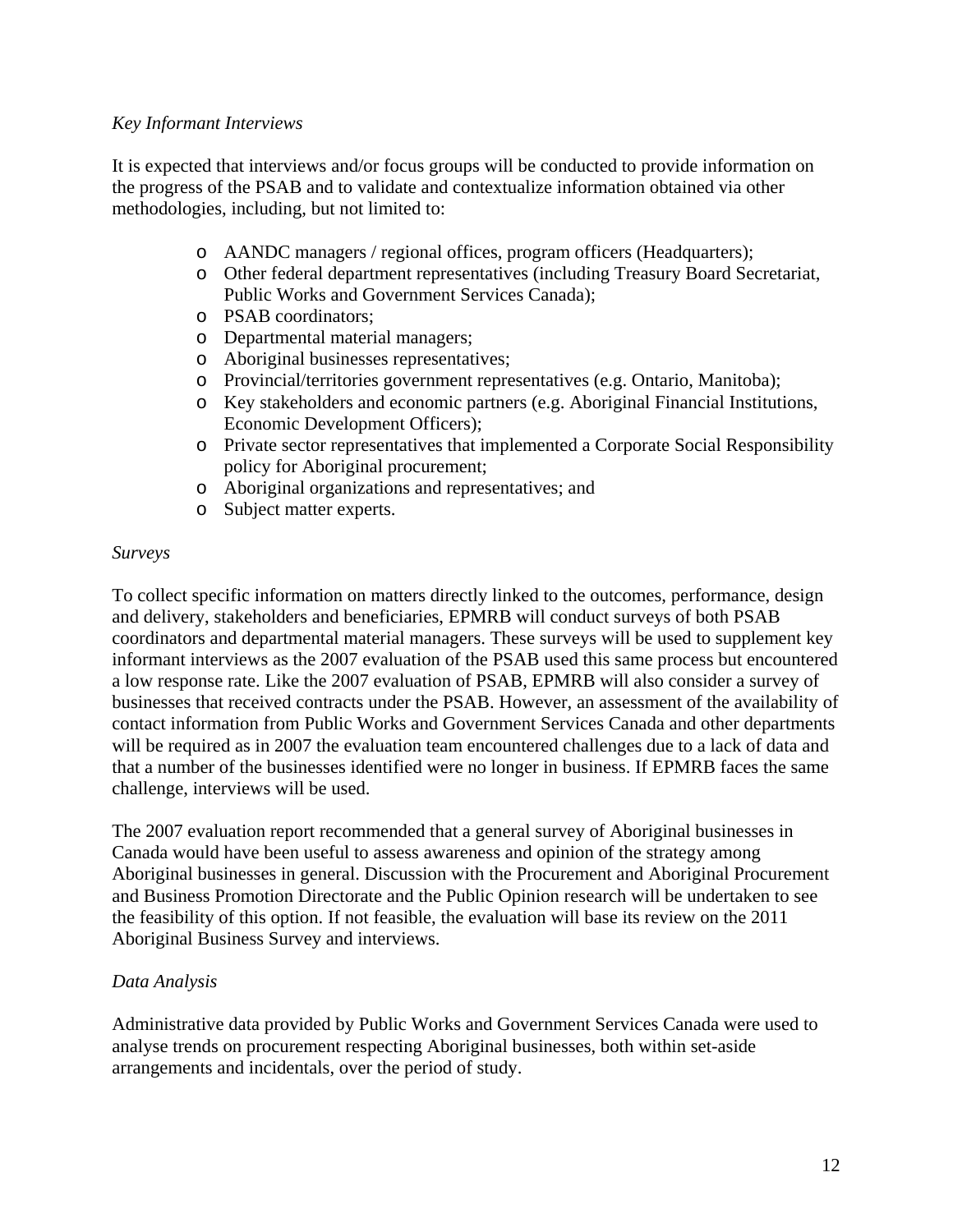*Key Informant Interviews*

It is expected that interviews and/or focus groups will be conducted to provide information on the progress of the PSAB and to validate and contextualize information obtained via other methodologies, including, but not limited to:

- AANDC managers / regional offices, program officers (Headquarters);
- Other federal department representatives (including Treasury Board Secretariat, Public Works and Government Services Canada);
- PSAB coordinators;
- Departmental material managers;
- Aboriginal businesses representatives;
- Provincial/territories government representatives (e.g. Ontario, Manitoba);
- Key stakeholders and economic partners (e.g. Aboriginal Financial Institutions, Economic Development Officers);
- Private sector representatives that implemented a Corporate Social Responsibility policy for Aboriginal procurement;
- Aboriginal organizations and representatives; and
- Subject matter experts.

*Surveys*

To collect specific information on matters directly linked to the outcomes, performance, design and delivery, stakeholders and beneficiaries, EPMRB will conduct surveys of both PSAB coordinators and departmental material managers. These surveys will be used to supplement key informant interviews as the 2007 evaluation of the PSAB used this same process but encountered a low response rate. Like the 2007 evaluation of PSAB, EPMRB will also consider a survey of businesses that received contracts under the PSAB. However, an assessment of the availability of contact information from Public Works and Government Services Canada and other departments will be required as in 2007 the evaluation team encountered challenges due to a lack of data and that a number of the businesses identified were no longer in business. If EPMRB faces the same challenge, interviews will be used.

The 2007 evaluation report recommended that a general survey of Aboriginal businesses in Canada would have been useful to assess awareness and opinion of the strategy among Aboriginal businesses in general. Discussion with the Procurement and Aboriginal Procurement and Business Promotion Directorate and the Public Opinion research will be undertaken to see the feasibility of this option. If not feasible, the evaluation will base its review on the 2011 Aboriginal Business Survey and interviews.

*Data Analysis*

Administrative data provided by Public Works and Government Services Canada were used to analyse trends on procurement respecting Aboriginal businesses, both within set-aside arrangements and incidentals, over the period of study.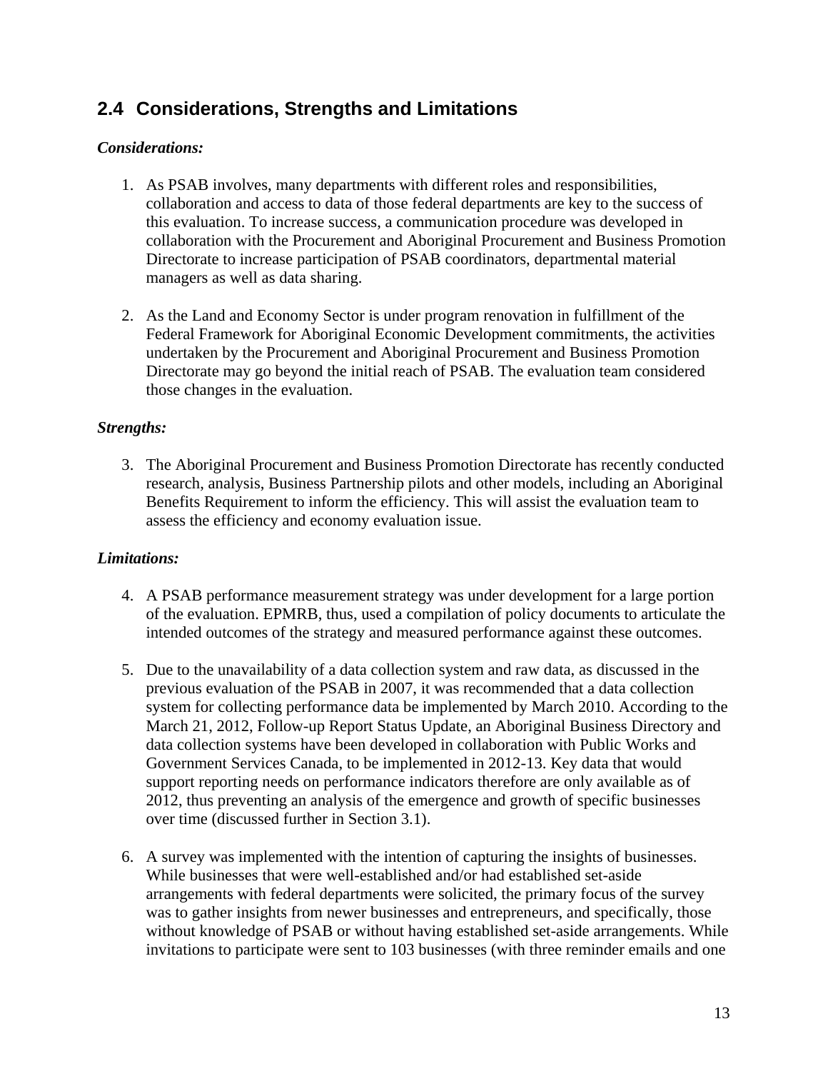## 2.4 Considerations, Strengths and Limitations

***Considerations:***

1. As PSAB involves, many departments with different roles and responsibilities, collaboration and access to data of those federal departments are key to the success of this evaluation. To increase success, a communication procedure was developed in collaboration with the Procurement and Aboriginal Procurement and Business Promotion Directorate to increase participation of PSAB coordinators, departmental material managers as well as data sharing.

2. As the Land and Economy Sector is under program renovation in fulfillment of the Federal Framework for Aboriginal Economic Development commitments, the activities undertaken by the Procurement and Aboriginal Procurement and Business Promotion Directorate may go beyond the initial reach of PSAB. The evaluation team considered those changes in the evaluation.

***Strengths:***

3. The Aboriginal Procurement and Business Promotion Directorate has recently conducted research, analysis, Business Partnership pilots and other models, including an Aboriginal Benefits Requirement to inform the efficiency. This will assist the evaluation team to assess the efficiency and economy evaluation issue.

***Limitations:***

4. A PSAB performance measurement strategy was under development for a large portion of the evaluation. EPMRB, thus, used a compilation of policy documents to articulate the intended outcomes of the strategy and measured performance against these outcomes.

5. Due to the unavailability of a data collection system and raw data, as discussed in the previous evaluation of the PSAB in 2007, it was recommended that a data collection system for collecting performance data be implemented by March 2010. According to the March 21, 2012, Follow-up Report Status Update, an Aboriginal Business Directory and data collection systems have been developed in collaboration with Public Works and Government Services Canada, to be implemented in 2012-13. Key data that would support reporting needs on performance indicators therefore are only available as of 2012, thus preventing an analysis of the emergence and growth of specific businesses over time (discussed further in Section 3.1).

6. A survey was implemented with the intention of capturing the insights of businesses. While businesses that were well-established and/or had established set-aside arrangements with federal departments were solicited, the primary focus of the survey was to gather insights from newer businesses and entrepreneurs, and specifically, those without knowledge of PSAB or without having established set-aside arrangements. While invitations to participate were sent to 103 businesses (with three reminder emails and one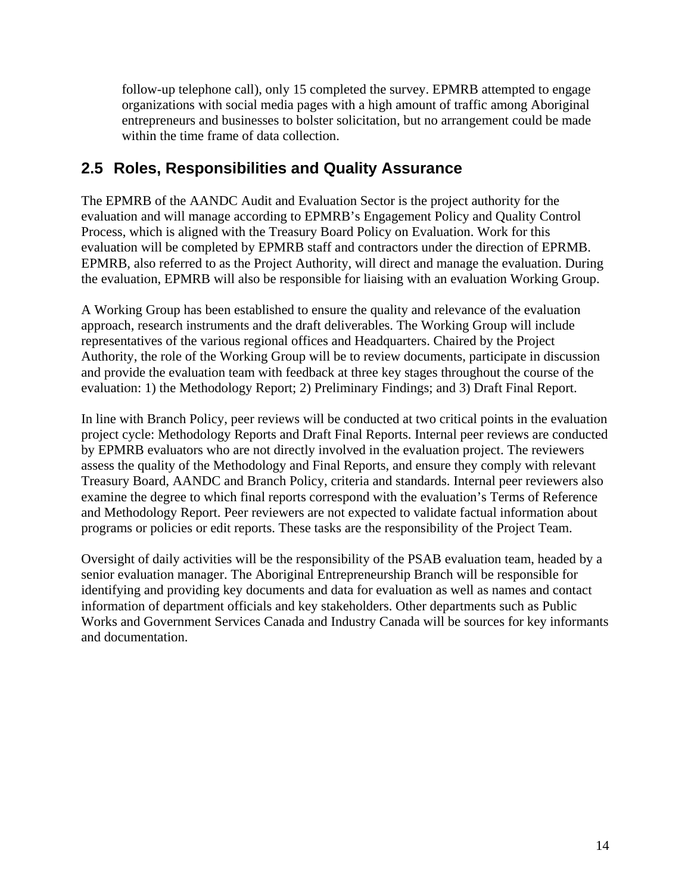follow-up telephone call), only 15 completed the survey. EPMRB attempted to engage organizations with social media pages with a high amount of traffic among Aboriginal entrepreneurs and businesses to bolster solicitation, but no arrangement could be made within the time frame of data collection.

## 2.5 Roles, Responsibilities and Quality Assurance

The EPMRB of the AANDC Audit and Evaluation Sector is the project authority for the evaluation and will manage according to EPMRB's Engagement Policy and Quality Control Process, which is aligned with the Treasury Board Policy on Evaluation. Work for this evaluation will be completed by EPMRB staff and contractors under the direction of EPRMB. EPMRB, also referred to as the Project Authority, will direct and manage the evaluation. During the evaluation, EPMRB will also be responsible for liaising with an evaluation Working Group.

A Working Group has been established to ensure the quality and relevance of the evaluation approach, research instruments and the draft deliverables. The Working Group will include representatives of the various regional offices and Headquarters. Chaired by the Project Authority, the role of the Working Group will be to review documents, participate in discussion and provide the evaluation team with feedback at three key stages throughout the course of the evaluation: 1) the Methodology Report; 2) Preliminary Findings; and 3) Draft Final Report.

In line with Branch Policy, peer reviews will be conducted at two critical points in the evaluation project cycle: Methodology Reports and Draft Final Reports. Internal peer reviews are conducted by EPMRB evaluators who are not directly involved in the evaluation project. The reviewers assess the quality of the Methodology and Final Reports, and ensure they comply with relevant Treasury Board, AANDC and Branch Policy, criteria and standards. Internal peer reviewers also examine the degree to which final reports correspond with the evaluation's Terms of Reference and Methodology Report. Peer reviewers are not expected to validate factual information about programs or policies or edit reports. These tasks are the responsibility of the Project Team.

Oversight of daily activities will be the responsibility of the PSAB evaluation team, headed by a senior evaluation manager. The Aboriginal Entrepreneurship Branch will be responsible for identifying and providing key documents and data for evaluation as well as names and contact information of department officials and key stakeholders. Other departments such as Public Works and Government Services Canada and Industry Canada will be sources for key informants and documentation.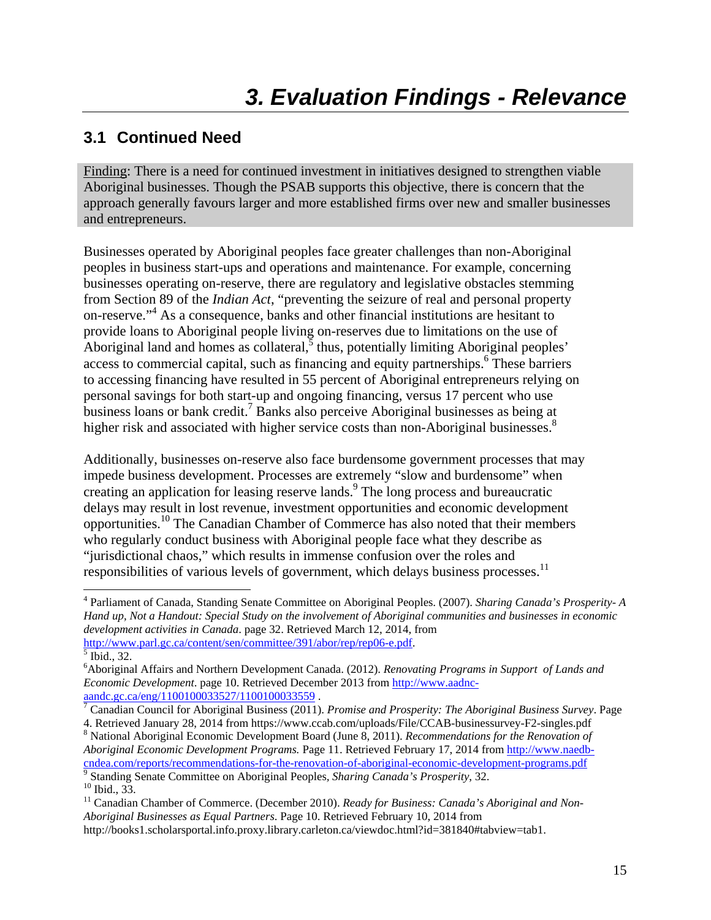# 3. Evaluation Findings - Relevance

## 3.1 Continued Need

Finding: There is a need for continued investment in initiatives designed to strengthen viable Aboriginal businesses. Though the PSAB supports this objective, there is concern that the approach generally favours larger and more established firms over new and smaller businesses and entrepreneurs.

Businesses operated by Aboriginal peoples face greater challenges than non-Aboriginal peoples in business start-ups and operations and maintenance. For example, concerning businesses operating on-reserve, there are regulatory and legislative obstacles stemming from Section 89 of the *Indian Act*, "preventing the seizure of real and personal property on-reserve."[4] As a consequence, banks and other financial institutions are hesitant to provide loans to Aboriginal people living on-reserves due to limitations on the use of Aboriginal land and homes as collateral,[5] thus, potentially limiting Aboriginal peoples' access to commercial capital, such as financing and equity partnerships.[6] These barriers to accessing financing have resulted in 55 percent of Aboriginal entrepreneurs relying on personal savings for both start-up and ongoing financing, versus 17 percent who use business loans or bank credit.[7] Banks also perceive Aboriginal businesses as being at higher risk and associated with higher service costs than non-Aboriginal businesses.[8]

Additionally, businesses on-reserve also face burdensome government processes that may impede business development. Processes are extremely "slow and burdensome" when creating an application for leasing reserve lands.[9] The long process and bureaucratic delays may result in lost revenue, investment opportunities and economic development opportunities.[10] The Canadian Chamber of Commerce has also noted that their members who regularly conduct business with Aboriginal people face what they describe as "jurisdictional chaos," which results in immense confusion over the roles and responsibilities of various levels of government, which delays business processes.[11]

---

[4] Parliament of Canada, Standing Senate Committee on Aboriginal Peoples. (2007). *Sharing Canada's Prosperity- A Hand up, Not a Handout: Special Study on the involvement of Aboriginal communities and businesses in economic development activities in Canada*. page 32. Retrieved March 12, 2014, from http://www.parl.gc.ca/content/sen/committee/391/abor/rep/rep06-e.pdf.

[5] Ibid., 32.

[6] Aboriginal Affairs and Northern Development Canada. (2012). *Renovating Programs in Support of Lands and Economic Development*. page 10. Retrieved December 2013 from http://www.aadnc-aandc.gc.ca/eng/1100100033527/1100100033559 .

[7] Canadian Council for Aboriginal Business (2011). *Promise and Prosperity: The Aboriginal Business Survey*. Page 4. Retrieved January 28, 2014 from https://www.ccab.com/uploads/File/CCAB-businessurvey-F2-singles.pdf

[8] National Aboriginal Economic Development Board (June 8, 2011). *Recommendations for the Renovation of Aboriginal Economic Development Programs.* Page 11. Retrieved February 17, 2014 from http://www.naedb-cndea.com/reports/recommendations-for-the-renovation-of-aboriginal-economic-development-programs.pdf

[9] Standing Senate Committee on Aboriginal Peoples, *Sharing Canada's Prosperity*, 32.

[10] Ibid., 33.

[11] Canadian Chamber of Commerce. (December 2010). *Ready for Business: Canada's Aboriginal and Non-Aboriginal Businesses as Equal Partners*. Page 10. Retrieved February 10, 2014 from http://books1.scholarsportal.info.proxy.library.carleton.ca/viewdoc.html?id=381840#tabview=tab1.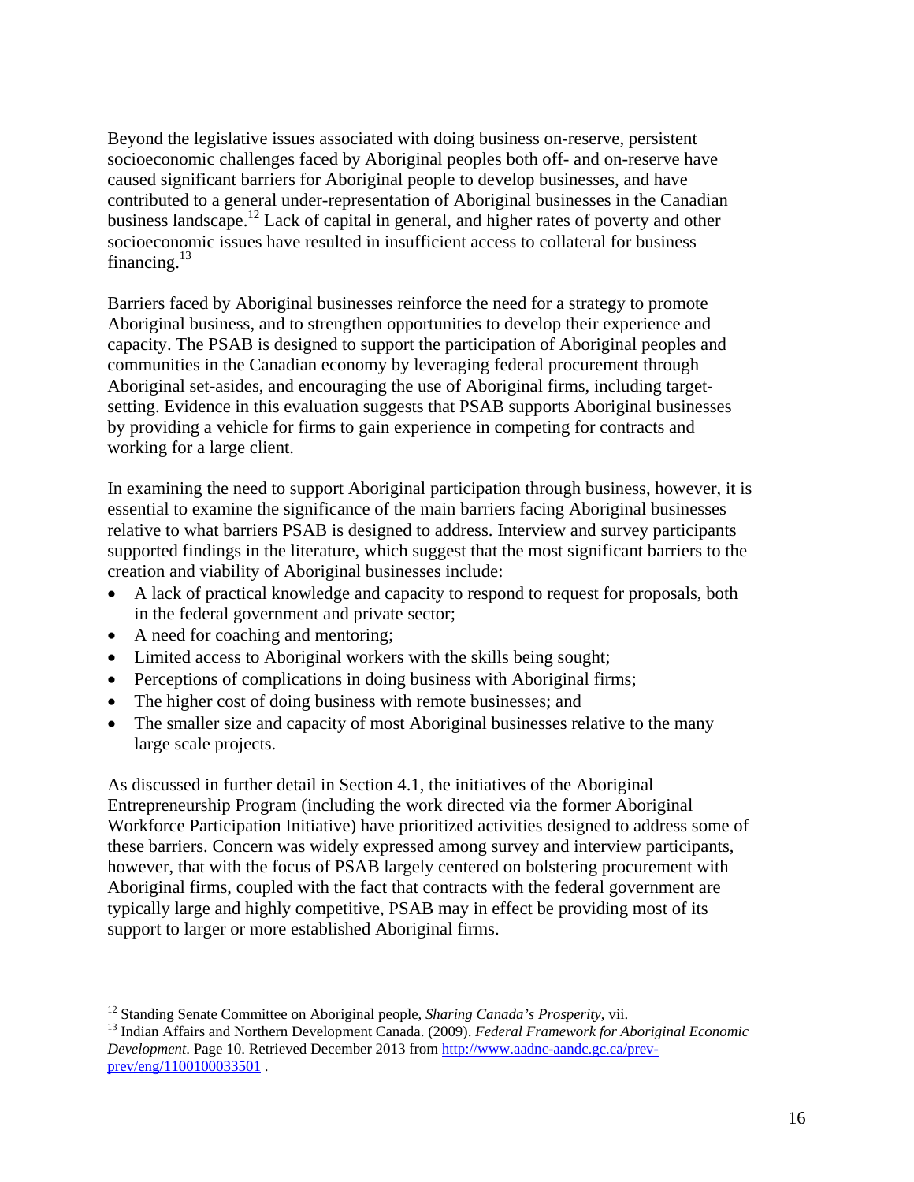Beyond the legislative issues associated with doing business on-reserve, persistent socioeconomic challenges faced by Aboriginal peoples both off- and on-reserve have caused significant barriers for Aboriginal people to develop businesses, and have contributed to a general under-representation of Aboriginal businesses in the Canadian business landscape.[12] Lack of capital in general, and higher rates of poverty and other socioeconomic issues have resulted in insufficient access to collateral for business financing.[13]

Barriers faced by Aboriginal businesses reinforce the need for a strategy to promote Aboriginal business, and to strengthen opportunities to develop their experience and capacity. The PSAB is designed to support the participation of Aboriginal peoples and communities in the Canadian economy by leveraging federal procurement through Aboriginal set-asides, and encouraging the use of Aboriginal firms, including target-setting. Evidence in this evaluation suggests that PSAB supports Aboriginal businesses by providing a vehicle for firms to gain experience in competing for contracts and working for a large client.

In examining the need to support Aboriginal participation through business, however, it is essential to examine the significance of the main barriers facing Aboriginal businesses relative to what barriers PSAB is designed to address. Interview and survey participants supported findings in the literature, which suggest that the most significant barriers to the creation and viability of Aboriginal businesses include:

- A lack of practical knowledge and capacity to respond to request for proposals, both in the federal government and private sector;
- A need for coaching and mentoring;
- Limited access to Aboriginal workers with the skills being sought;
- Perceptions of complications in doing business with Aboriginal firms;
- The higher cost of doing business with remote businesses; and
- The smaller size and capacity of most Aboriginal businesses relative to the many large scale projects.

As discussed in further detail in Section 4.1, the initiatives of the Aboriginal Entrepreneurship Program (including the work directed via the former Aboriginal Workforce Participation Initiative) have prioritized activities designed to address some of these barriers. Concern was widely expressed among survey and interview participants, however, that with the focus of PSAB largely centered on bolstering procurement with Aboriginal firms, coupled with the fact that contracts with the federal government are typically large and highly competitive, PSAB may in effect be providing most of its support to larger or more established Aboriginal firms.

---

[12] Standing Senate Committee on Aboriginal people, *Sharing Canada's Prosperity*, vii.

[13] Indian Affairs and Northern Development Canada. (2009). *Federal Framework for Aboriginal Economic Development*. Page 10. Retrieved December 2013 from http://www.aadnc-aandc.gc.ca/prev-prev/eng/1100100033501 .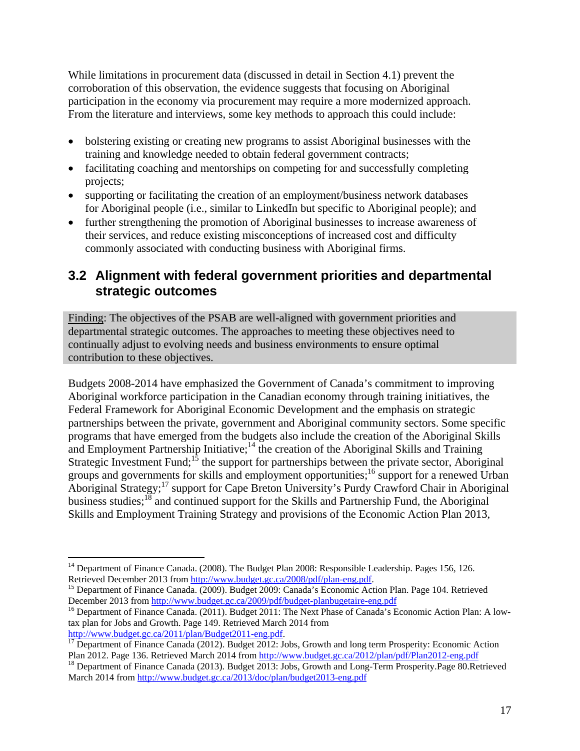While limitations in procurement data (discussed in detail in Section 4.1) prevent the corroboration of this observation, the evidence suggests that focusing on Aboriginal participation in the economy via procurement may require a more modernized approach. From the literature and interviews, some key methods to approach this could include:

- bolstering existing or creating new programs to assist Aboriginal businesses with the training and knowledge needed to obtain federal government contracts;
- facilitating coaching and mentorships on competing for and successfully completing projects;
- supporting or facilitating the creation of an employment/business network databases for Aboriginal people (i.e., similar to LinkedIn but specific to Aboriginal people); and
- further strengthening the promotion of Aboriginal businesses to increase awareness of their services, and reduce existing misconceptions of increased cost and difficulty commonly associated with conducting business with Aboriginal firms.

## 3.2 Alignment with federal government priorities and departmental strategic outcomes

Finding: The objectives of the PSAB are well-aligned with government priorities and departmental strategic outcomes. The approaches to meeting these objectives need to continually adjust to evolving needs and business environments to ensure optimal contribution to these objectives.

Budgets 2008-2014 have emphasized the Government of Canada's commitment to improving Aboriginal workforce participation in the Canadian economy through training initiatives, the Federal Framework for Aboriginal Economic Development and the emphasis on strategic partnerships between the private, government and Aboriginal community sectors. Some specific programs that have emerged from the budgets also include the creation of the Aboriginal Skills and Employment Partnership Initiative;[14] the creation of the Aboriginal Skills and Training Strategic Investment Fund;[15] the support for partnerships between the private sector, Aboriginal groups and governments for skills and employment opportunities;[16] support for a renewed Urban Aboriginal Strategy;[17] support for Cape Breton University's Purdy Crawford Chair in Aboriginal business studies;[18] and continued support for the Skills and Partnership Fund, the Aboriginal Skills and Employment Training Strategy and provisions of the Economic Action Plan 2013,

---

[14] Department of Finance Canada. (2008). The Budget Plan 2008: Responsible Leadership. Pages 156, 126. Retrieved December 2013 from http://www.budget.gc.ca/2008/pdf/plan-eng.pdf.

[15] Department of Finance Canada. (2009). Budget 2009: Canada's Economic Action Plan. Page 104. Retrieved December 2013 from http://www.budget.gc.ca/2009/pdf/budget-planbugetaire-eng.pdf

[16] Department of Finance Canada. (2011). Budget 2011: The Next Phase of Canada's Economic Action Plan: A low-tax plan for Jobs and Growth. Page 149. Retrieved March 2014 from http://www.budget.gc.ca/2011/plan/Budget2011-eng.pdf.

[17] Department of Finance Canada (2012). Budget 2012: Jobs, Growth and long term Prosperity: Economic Action Plan 2012. Page 136. Retrieved March 2014 from http://www.budget.gc.ca/2012/plan/pdf/Plan2012-eng.pdf

[18] Department of Finance Canada (2013). Budget 2013: Jobs, Growth and Long-Term Prosperity.Page 80.Retrieved March 2014 from http://www.budget.gc.ca/2013/doc/plan/budget2013-eng.pdf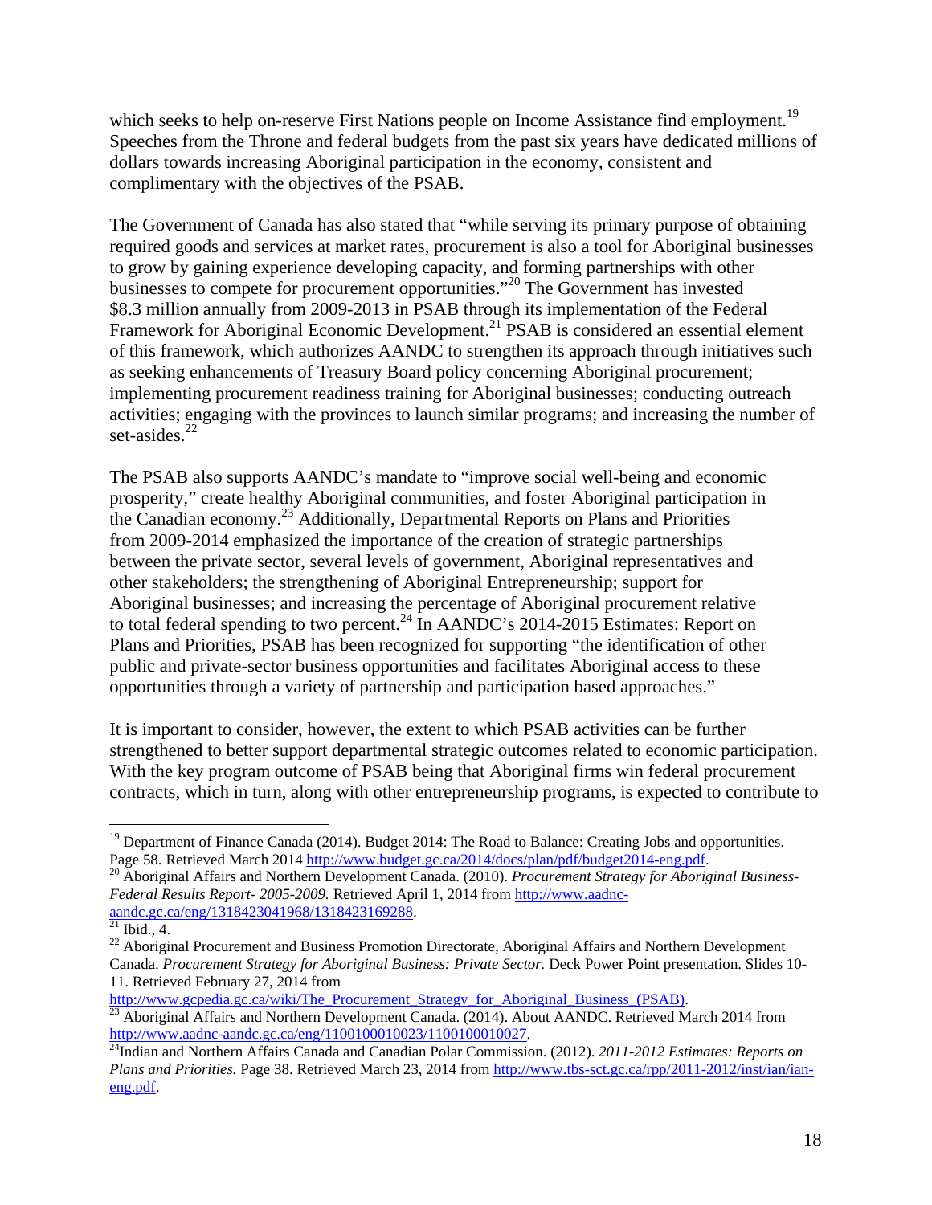which seeks to help on-reserve First Nations people on Income Assistance find employment.[19] Speeches from the Throne and federal budgets from the past six years have dedicated millions of dollars towards increasing Aboriginal participation in the economy, consistent and complimentary with the objectives of the PSAB.

The Government of Canada has also stated that "while serving its primary purpose of obtaining required goods and services at market rates, procurement is also a tool for Aboriginal businesses to grow by gaining experience developing capacity, and forming partnerships with other businesses to compete for procurement opportunities."[20] The Government has invested $8.3 million annually from 2009-2013 in PSAB through its implementation of the Federal Framework for Aboriginal Economic Development.[21] PSAB is considered an essential element of this framework, which authorizes AANDC to strengthen its approach through initiatives such as seeking enhancements of Treasury Board policy concerning Aboriginal procurement; implementing procurement readiness training for Aboriginal businesses; conducting outreach activities; engaging with the provinces to launch similar programs; and increasing the number of set-asides.[22]

The PSAB also supports AANDC's mandate to "improve social well-being and economic prosperity," create healthy Aboriginal communities, and foster Aboriginal participation in the Canadian economy.[23] Additionally, Departmental Reports on Plans and Priorities from 2009-2014 emphasized the importance of the creation of strategic partnerships between the private sector, several levels of government, Aboriginal representatives and other stakeholders; the strengthening of Aboriginal Entrepreneurship; support for Aboriginal businesses; and increasing the percentage of Aboriginal procurement relative to total federal spending to two percent.[24] In AANDC's 2014-2015 Estimates: Report on Plans and Priorities, PSAB has been recognized for supporting "the identification of other public and private-sector business opportunities and facilitates Aboriginal access to these opportunities through a variety of partnership and participation based approaches."

It is important to consider, however, the extent to which PSAB activities can be further strengthened to better support departmental strategic outcomes related to economic participation. With the key program outcome of PSAB being that Aboriginal firms win federal procurement contracts, which in turn, along with other entrepreneurship programs, is expected to contribute to

---

[19] Department of Finance Canada (2014). Budget 2014: The Road to Balance: Creating Jobs and opportunities. Page 58. Retrieved March 2014 http://www.budget.gc.ca/2014/docs/plan/pdf/budget2014-eng.pdf.

[20] Aboriginal Affairs and Northern Development Canada. (2010). *Procurement Strategy for Aboriginal Business-Federal Results Report- 2005-2009.* Retrieved April 1, 2014 from http://www.aadnc-aandc.gc.ca/eng/1318423041968/1318423169288.

[21] Ibid., 4.

[22] Aboriginal Procurement and Business Promotion Directorate, Aboriginal Affairs and Northern Development Canada. *Procurement Strategy for Aboriginal Business: Private Sector.* Deck Power Point presentation. Slides 10-11. Retrieved February 27, 2014 from http://www.gcpedia.gc.ca/wiki/The_Procurement_Strategy_for_Aboriginal_Business_(PSAB).

[23] Aboriginal Affairs and Northern Development Canada. (2014). About AANDC. Retrieved March 2014 from http://www.aadnc-aandc.gc.ca/eng/1100100010023/1100100010027.

[24] Indian and Northern Affairs Canada and Canadian Polar Commission. (2012). *2011-2012 Estimates: Reports on Plans and Priorities.* Page 38. Retrieved March 23, 2014 from http://www.tbs-sct.gc.ca/rpp/2011-2012/inst/ian/ian-eng.pdf.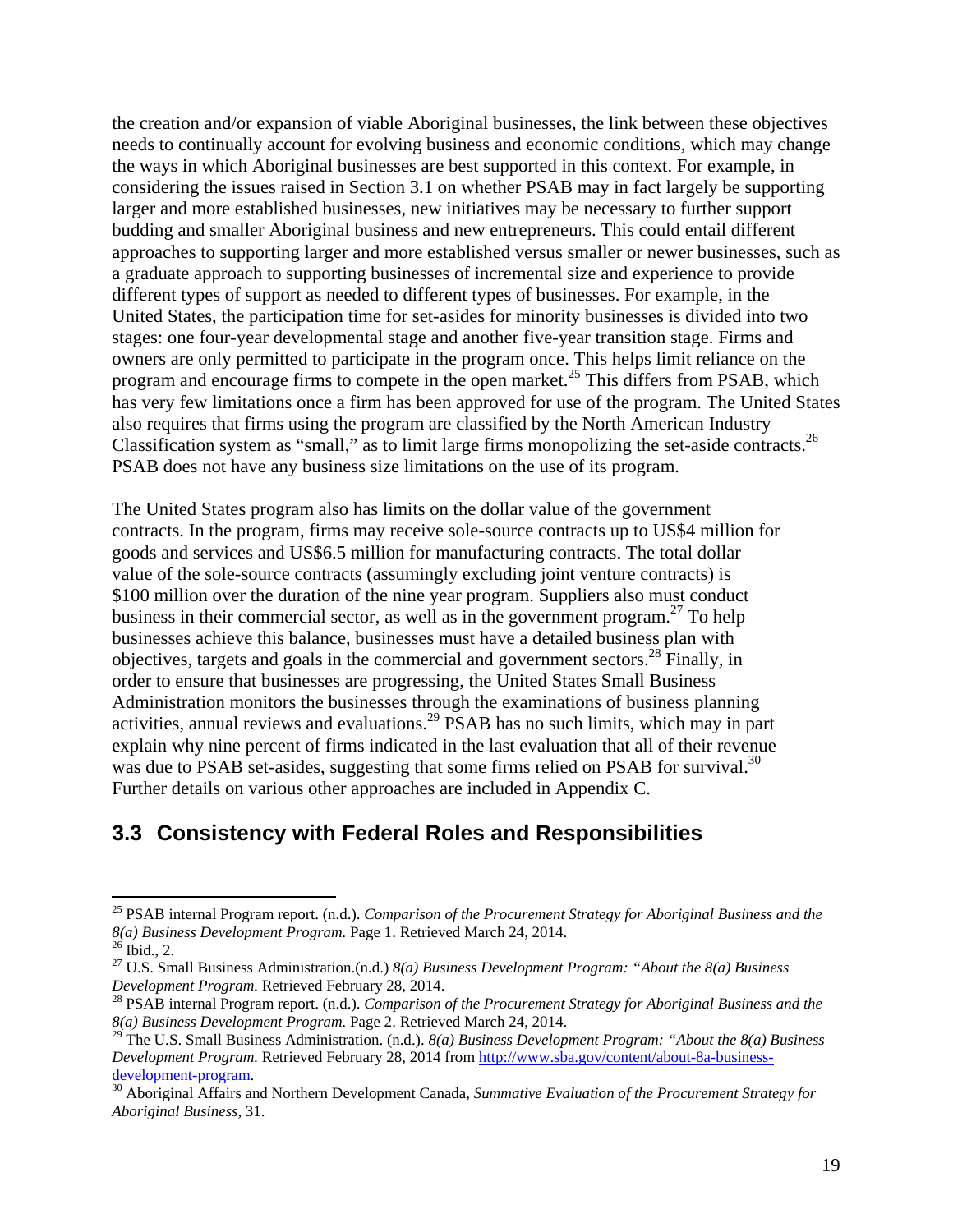the creation and/or expansion of viable Aboriginal businesses, the link between these objectives needs to continually account for evolving business and economic conditions, which may change the ways in which Aboriginal businesses are best supported in this context. For example, in considering the issues raised in Section 3.1 on whether PSAB may in fact largely be supporting larger and more established businesses, new initiatives may be necessary to further support budding and smaller Aboriginal business and new entrepreneurs. This could entail different approaches to supporting larger and more established versus smaller or newer businesses, such as a graduate approach to supporting businesses of incremental size and experience to provide different types of support as needed to different types of businesses. For example, in the United States, the participation time for set-asides for minority businesses is divided into two stages: one four-year developmental stage and another five-year transition stage. Firms and owners are only permitted to participate in the program once. This helps limit reliance on the program and encourage firms to compete in the open market.[25] This differs from PSAB, which has very few limitations once a firm has been approved for use of the program. The United States also requires that firms using the program are classified by the North American Industry Classification system as "small," as to limit large firms monopolizing the set-aside contracts.[26] PSAB does not have any business size limitations on the use of its program.

The United States program also has limits on the dollar value of the government contracts. In the program, firms may receive sole-source contracts up to US$4 million for goods and services and US$6.5 million for manufacturing contracts. The total dollar value of the sole-source contracts (assumingly excluding joint venture contracts) is $100 million over the duration of the nine year program. Suppliers also must conduct business in their commercial sector, as well as in the government program.[27] To help businesses achieve this balance, businesses must have a detailed business plan with objectives, targets and goals in the commercial and government sectors.[28] Finally, in order to ensure that businesses are progressing, the United States Small Business Administration monitors the businesses through the examinations of business planning activities, annual reviews and evaluations.[29] PSAB has no such limits, which may in part explain why nine percent of firms indicated in the last evaluation that all of their revenue was due to PSAB set-asides, suggesting that some firms relied on PSAB for survival.[30] Further details on various other approaches are included in Appendix C.

## 3.3 Consistency with Federal Roles and Responsibilities

[25] PSAB internal Program report. (n.d.). *Comparison of the Procurement Strategy for Aboriginal Business and the 8(a) Business Development Program.* Page 1. Retrieved March 24, 2014.

[26] Ibid., 2.

[27] U.S. Small Business Administration.(n.d.) *8(a) Business Development Program: "About the 8(a) Business Development Program.* Retrieved February 28, 2014.

[28] PSAB internal Program report. (n.d.). *Comparison of the Procurement Strategy for Aboriginal Business and the 8(a) Business Development Program.* Page 2. Retrieved March 24, 2014.

[29] The U.S. Small Business Administration. (n.d.). *8(a) Business Development Program: "About the 8(a) Business Development Program.* Retrieved February 28, 2014 from http://www.sba.gov/content/about-8a-business-development-program.

[30] Aboriginal Affairs and Northern Development Canada, *Summative Evaluation of the Procurement Strategy for Aboriginal Business*, 31.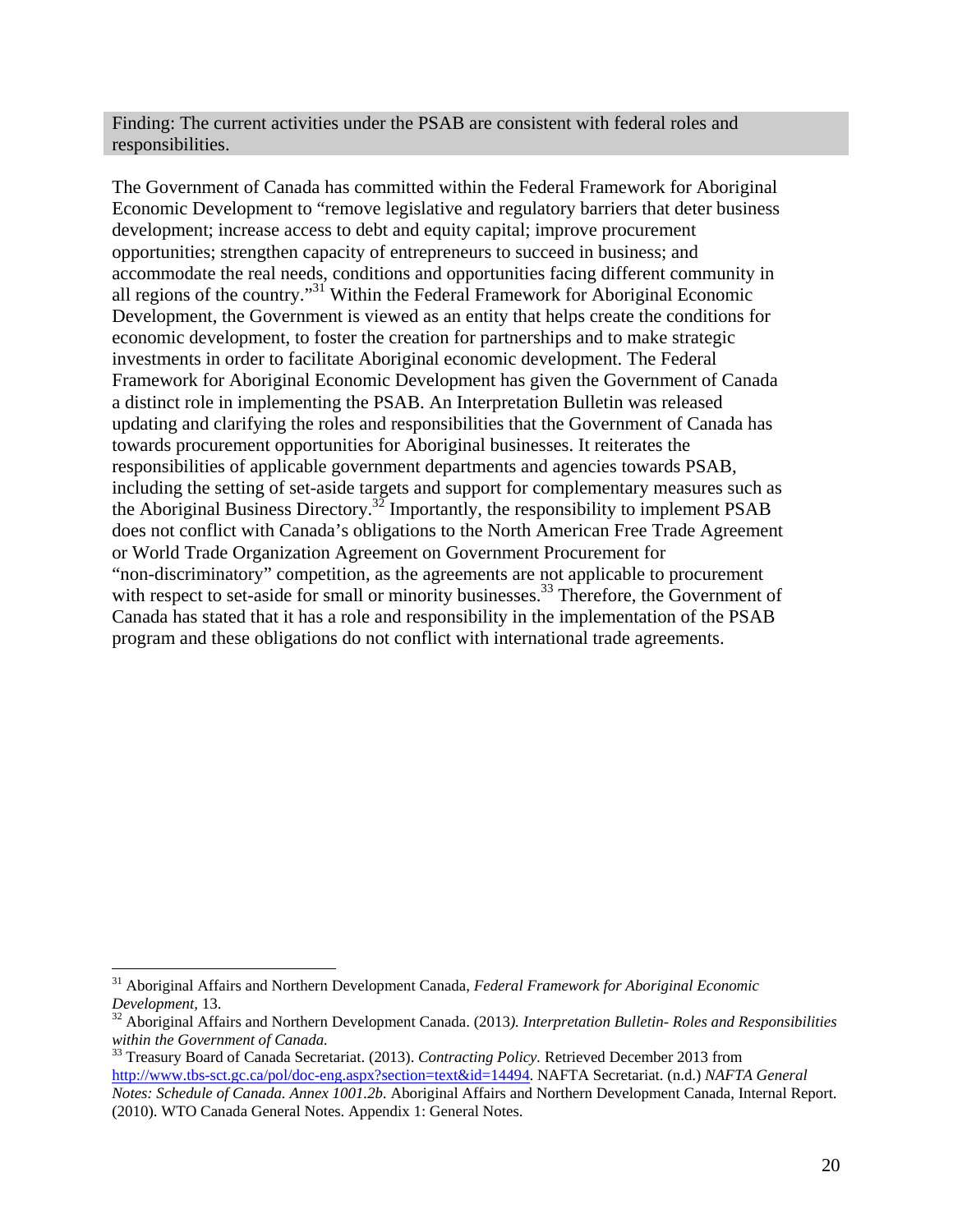**Finding: The current activities under the PSAB are consistent with federal roles and responsibilities.**

The Government of Canada has committed within the Federal Framework for Aboriginal Economic Development to "remove legislative and regulatory barriers that deter business development; increase access to debt and equity capital; improve procurement opportunities; strengthen capacity of entrepreneurs to succeed in business; and accommodate the real needs, conditions and opportunities facing different community in all regions of the country."[31] Within the Federal Framework for Aboriginal Economic Development, the Government is viewed as an entity that helps create the conditions for economic development, to foster the creation for partnerships and to make strategic investments in order to facilitate Aboriginal economic development. The Federal Framework for Aboriginal Economic Development has given the Government of Canada a distinct role in implementing the PSAB. An Interpretation Bulletin was released updating and clarifying the roles and responsibilities that the Government of Canada has towards procurement opportunities for Aboriginal businesses. It reiterates the responsibilities of applicable government departments and agencies towards PSAB, including the setting of set-aside targets and support for complementary measures such as the Aboriginal Business Directory.[32] Importantly, the responsibility to implement PSAB does not conflict with Canada's obligations to the North American Free Trade Agreement or World Trade Organization Agreement on Government Procurement for "non-discriminatory" competition, as the agreements are not applicable to procurement with respect to set-aside for small or minority businesses.[33] Therefore, the Government of Canada has stated that it has a role and responsibility in the implementation of the PSAB program and these obligations do not conflict with international trade agreements.

---

[31] Aboriginal Affairs and Northern Development Canada, *Federal Framework for Aboriginal Economic Development,* 13.

[32] Aboriginal Affairs and Northern Development Canada. (2013*). Interpretation Bulletin- Roles and Responsibilities within the Government of Canada.*

[33] Treasury Board of Canada Secretariat. (2013). *Contracting Policy.* Retrieved December 2013 from http://www.tbs-sct.gc.ca/pol/doc-eng.aspx?section=text&id=14494. NAFTA Secretariat. (n.d.) *NAFTA General Notes: Schedule of Canada. Annex 1001.2b.* Aboriginal Affairs and Northern Development Canada, Internal Report. (2010). WTO Canada General Notes. Appendix 1: General Notes.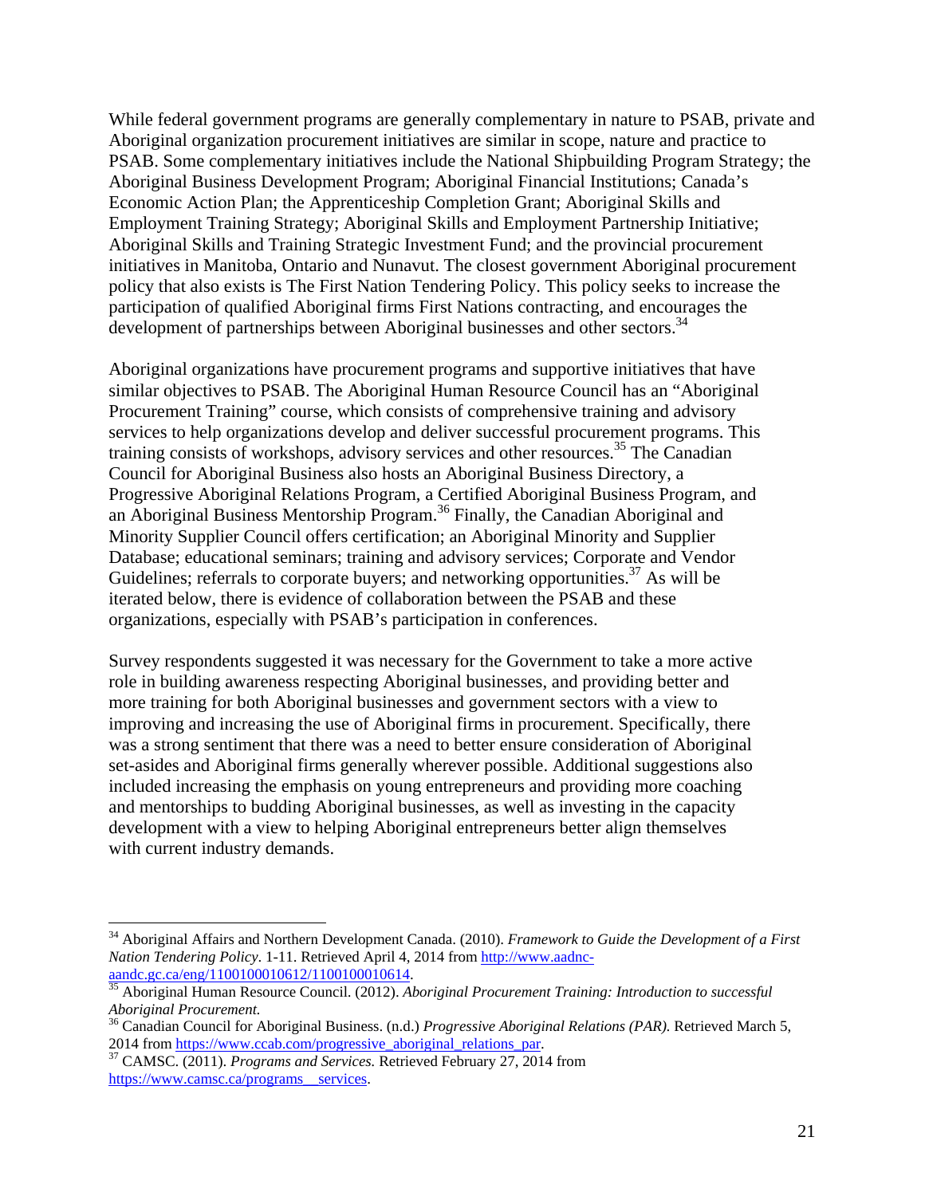While federal government programs are generally complementary in nature to PSAB, private and Aboriginal organization procurement initiatives are similar in scope, nature and practice to PSAB. Some complementary initiatives include the National Shipbuilding Program Strategy; the Aboriginal Business Development Program; Aboriginal Financial Institutions; Canada's Economic Action Plan; the Apprenticeship Completion Grant; Aboriginal Skills and Employment Training Strategy; Aboriginal Skills and Employment Partnership Initiative; Aboriginal Skills and Training Strategic Investment Fund; and the provincial procurement initiatives in Manitoba, Ontario and Nunavut. The closest government Aboriginal procurement policy that also exists is The First Nation Tendering Policy. This policy seeks to increase the participation of qualified Aboriginal firms First Nations contracting, and encourages the development of partnerships between Aboriginal businesses and other sectors.[34]

Aboriginal organizations have procurement programs and supportive initiatives that have similar objectives to PSAB. The Aboriginal Human Resource Council has an "Aboriginal Procurement Training" course, which consists of comprehensive training and advisory services to help organizations develop and deliver successful procurement programs. This training consists of workshops, advisory services and other resources.[35] The Canadian Council for Aboriginal Business also hosts an Aboriginal Business Directory, a Progressive Aboriginal Relations Program, a Certified Aboriginal Business Program, and an Aboriginal Business Mentorship Program.[36] Finally, the Canadian Aboriginal and Minority Supplier Council offers certification; an Aboriginal Minority and Supplier Database; educational seminars; training and advisory services; Corporate and Vendor Guidelines; referrals to corporate buyers; and networking opportunities.[37] As will be iterated below, there is evidence of collaboration between the PSAB and these organizations, especially with PSAB's participation in conferences.

Survey respondents suggested it was necessary for the Government to take a more active role in building awareness respecting Aboriginal businesses, and providing better and more training for both Aboriginal businesses and government sectors with a view to improving and increasing the use of Aboriginal firms in procurement. Specifically, there was a strong sentiment that there was a need to better ensure consideration of Aboriginal set-asides and Aboriginal firms generally wherever possible. Additional suggestions also included increasing the emphasis on young entrepreneurs and providing more coaching and mentorships to budding Aboriginal businesses, as well as investing in the capacity development with a view to helping Aboriginal entrepreneurs better align themselves with current industry demands.

---

[34] Aboriginal Affairs and Northern Development Canada. (2010). *Framework to Guide the Development of a First Nation Tendering Policy*. 1-11. Retrieved April 4, 2014 from http://www.aadnc-aandc.gc.ca/eng/1100100010612/1100100010614.

[35] Aboriginal Human Resource Council. (2012). *Aboriginal Procurement Training: Introduction to successful Aboriginal Procurement.*

[36] Canadian Council for Aboriginal Business. (n.d.) *Progressive Aboriginal Relations (PAR).* Retrieved March 5, 2014 from https://www.ccab.com/progressive_aboriginal_relations_par.

[37] CAMSC. (2011). *Programs and Services.* Retrieved February 27, 2014 from https://www.camsc.ca/programs__services.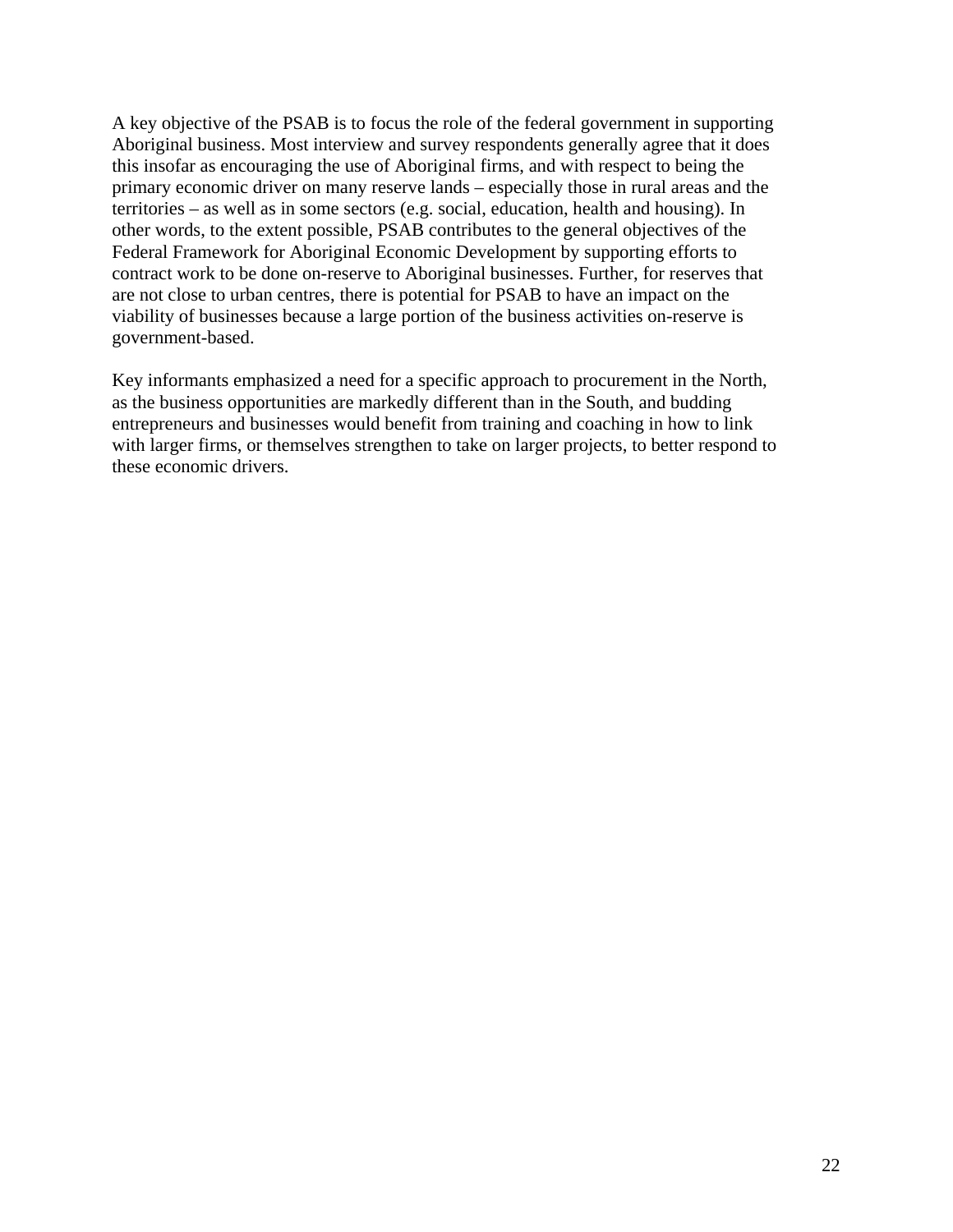A key objective of the PSAB is to focus the role of the federal government in supporting Aboriginal business. Most interview and survey respondents generally agree that it does this insofar as encouraging the use of Aboriginal firms, and with respect to being the primary economic driver on many reserve lands – especially those in rural areas and the territories – as well as in some sectors (e.g. social, education, health and housing). In other words, to the extent possible, PSAB contributes to the general objectives of the Federal Framework for Aboriginal Economic Development by supporting efforts to contract work to be done on-reserve to Aboriginal businesses. Further, for reserves that are not close to urban centres, there is potential for PSAB to have an impact on the viability of businesses because a large portion of the business activities on-reserve is government-based.

Key informants emphasized a need for a specific approach to procurement in the North, as the business opportunities are markedly different than in the South, and budding entrepreneurs and businesses would benefit from training and coaching in how to link with larger firms, or themselves strengthen to take on larger projects, to better respond to these economic drivers.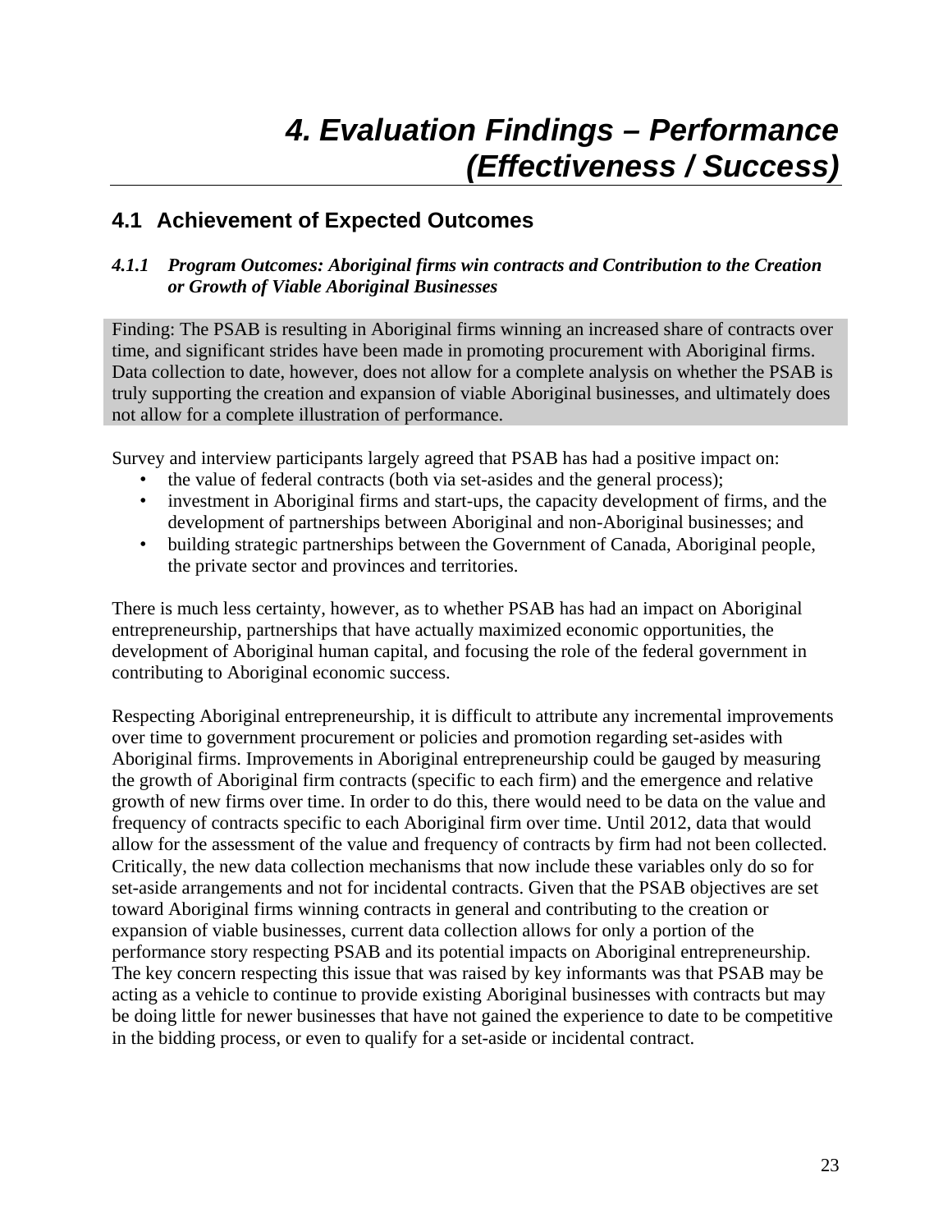# 4. Evaluation Findings – Performance (Effectiveness / Success)

## 4.1 Achievement of Expected Outcomes

### *4.1.1 Program Outcomes: Aboriginal firms win contracts and Contribution to the Creation or Growth of Viable Aboriginal Businesses*

Finding: The PSAB is resulting in Aboriginal firms winning an increased share of contracts over time, and significant strides have been made in promoting procurement with Aboriginal firms. Data collection to date, however, does not allow for a complete analysis on whether the PSAB is truly supporting the creation and expansion of viable Aboriginal businesses, and ultimately does not allow for a complete illustration of performance.

Survey and interview participants largely agreed that PSAB has had a positive impact on:

- the value of federal contracts (both via set-asides and the general process);
- investment in Aboriginal firms and start-ups, the capacity development of firms, and the development of partnerships between Aboriginal and non-Aboriginal businesses; and
- building strategic partnerships between the Government of Canada, Aboriginal people, the private sector and provinces and territories.

There is much less certainty, however, as to whether PSAB has had an impact on Aboriginal entrepreneurship, partnerships that have actually maximized economic opportunities, the development of Aboriginal human capital, and focusing the role of the federal government in contributing to Aboriginal economic success.

Respecting Aboriginal entrepreneurship, it is difficult to attribute any incremental improvements over time to government procurement or policies and promotion regarding set-asides with Aboriginal firms. Improvements in Aboriginal entrepreneurship could be gauged by measuring the growth of Aboriginal firm contracts (specific to each firm) and the emergence and relative growth of new firms over time. In order to do this, there would need to be data on the value and frequency of contracts specific to each Aboriginal firm over time. Until 2012, data that would allow for the assessment of the value and frequency of contracts by firm had not been collected. Critically, the new data collection mechanisms that now include these variables only do so for set-aside arrangements and not for incidental contracts. Given that the PSAB objectives are set toward Aboriginal firms winning contracts in general and contributing to the creation or expansion of viable businesses, current data collection allows for only a portion of the performance story respecting PSAB and its potential impacts on Aboriginal entrepreneurship. The key concern respecting this issue that was raised by key informants was that PSAB may be acting as a vehicle to continue to provide existing Aboriginal businesses with contracts but may be doing little for newer businesses that have not gained the experience to date to be competitive in the bidding process, or even to qualify for a set-aside or incidental contract.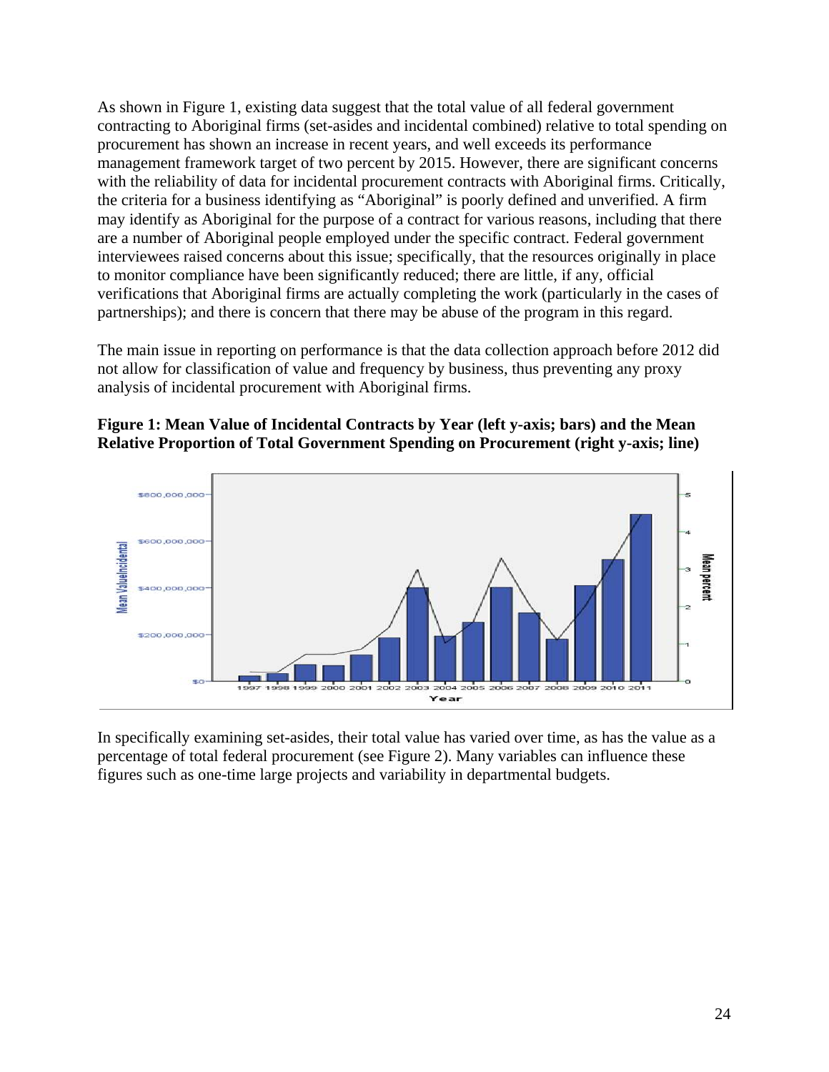As shown in Figure 1, existing data suggest that the total value of all federal government contracting to Aboriginal firms (set-asides and incidental combined) relative to total spending on procurement has shown an increase in recent years, and well exceeds its performance management framework target of two percent by 2015. However, there are significant concerns with the reliability of data for incidental procurement contracts with Aboriginal firms. Critically, the criteria for a business identifying as "Aboriginal" is poorly defined and unverified. A firm may identify as Aboriginal for the purpose of a contract for various reasons, including that there are a number of Aboriginal people employed under the specific contract. Federal government interviewees raised concerns about this issue; specifically, that the resources originally in place to monitor compliance have been significantly reduced; there are little, if any, official verifications that Aboriginal firms are actually completing the work (particularly in the cases of partnerships); and there is concern that there may be abuse of the program in this regard.

The main issue in reporting on performance is that the data collection approach before 2012 did not allow for classification of value and frequency by business, thus preventing any proxy analysis of incidental procurement with Aboriginal firms.

**Figure 1: Mean Value of Incidental Contracts by Year (left y-axis; bars) and the Mean Relative Proportion of Total Government Spending on Procurement (right y-axis; line)**

In specifically examining set-asides, their total value has varied over time, as has the value as a percentage of total federal procurement (see Figure 2). Many variables can influence these figures such as one-time large projects and variability in departmental budgets.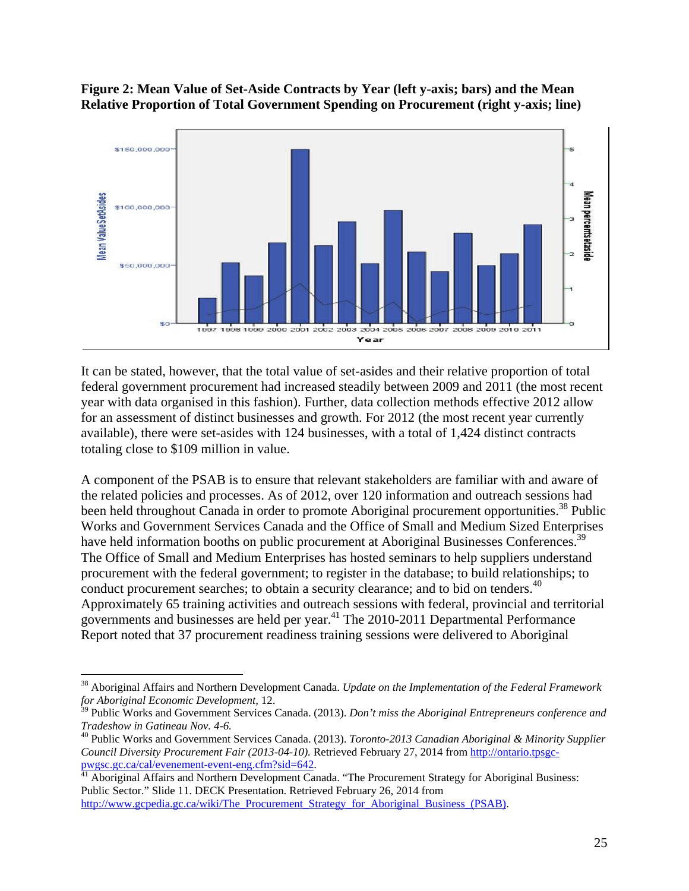**Figure 2: Mean Value of Set-Aside Contracts by Year (left y-axis; bars) and the Mean Relative Proportion of Total Government Spending on Procurement (right y-axis; line)**

It can be stated, however, that the total value of set-asides and their relative proportion of total federal government procurement had increased steadily between 2009 and 2011 (the most recent year with data organised in this fashion). Further, data collection methods effective 2012 allow for an assessment of distinct businesses and growth. For 2012 (the most recent year currently available), there were set-asides with 124 businesses, with a total of 1,424 distinct contracts totaling close to $109 million in value.

A component of the PSAB is to ensure that relevant stakeholders are familiar with and aware of the related policies and processes. As of 2012, over 120 information and outreach sessions had been held throughout Canada in order to promote Aboriginal procurement opportunities.[38] Public Works and Government Services Canada and the Office of Small and Medium Sized Enterprises have held information booths on public procurement at Aboriginal Businesses Conferences.[39] The Office of Small and Medium Enterprises has hosted seminars to help suppliers understand procurement with the federal government; to register in the database; to build relationships; to conduct procurement searches; to obtain a security clearance; and to bid on tenders.[40] Approximately 65 training activities and outreach sessions with federal, provincial and territorial governments and businesses are held per year.[41] The 2010-2011 Departmental Performance Report noted that 37 procurement readiness training sessions were delivered to Aboriginal

---

[38] Aboriginal Affairs and Northern Development Canada. *Update on the Implementation of the Federal Framework for Aboriginal Economic Development*, 12.

[39] Public Works and Government Services Canada. (2013). *Don't miss the Aboriginal Entrepreneurs conference and Tradeshow in Gatineau Nov. 4-6.*

[40] Public Works and Government Services Canada. (2013). *Toronto-2013 Canadian Aboriginal & Minority Supplier Council Diversity Procurement Fair (2013-04-10).* Retrieved February 27, 2014 from http://ontario.tpsgc-pwgsc.gc.ca/cal/evenement-event-eng.cfm?sid=642.

[41] Aboriginal Affairs and Northern Development Canada. "The Procurement Strategy for Aboriginal Business: Public Sector." Slide 11. DECK Presentation. Retrieved February 26, 2014 from http://www.gcpedia.gc.ca/wiki/The_Procurement_Strategy_for_Aboriginal_Business_(PSAB).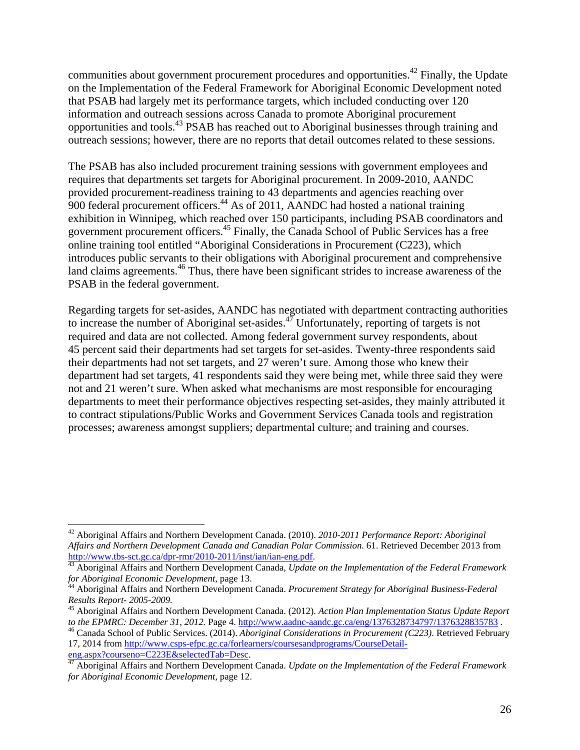communities about government procurement procedures and opportunities.[42] Finally, the Update on the Implementation of the Federal Framework for Aboriginal Economic Development noted that PSAB had largely met its performance targets, which included conducting over 120 information and outreach sessions across Canada to promote Aboriginal procurement opportunities and tools.[43] PSAB has reached out to Aboriginal businesses through training and outreach sessions; however, there are no reports that detail outcomes related to these sessions.

The PSAB has also included procurement training sessions with government employees and requires that departments set targets for Aboriginal procurement. In 2009-2010, AANDC provided procurement-readiness training to 43 departments and agencies reaching over 900 federal procurement officers.[44] As of 2011, AANDC had hosted a national training exhibition in Winnipeg, which reached over 150 participants, including PSAB coordinators and government procurement officers.[45] Finally, the Canada School of Public Services has a free online training tool entitled "Aboriginal Considerations in Procurement (C223), which introduces public servants to their obligations with Aboriginal procurement and comprehensive land claims agreements.[46] Thus, there have been significant strides to increase awareness of the PSAB in the federal government.

Regarding targets for set-asides, AANDC has negotiated with department contracting authorities to increase the number of Aboriginal set-asides.[47] Unfortunately, reporting of targets is not required and data are not collected. Among federal government survey respondents, about 45 percent said their departments had set targets for set-asides. Twenty-three respondents said their departments had not set targets, and 27 weren't sure. Among those who knew their department had set targets, 41 respondents said they were being met, while three said they were not and 21 weren't sure. When asked what mechanisms are most responsible for encouraging departments to meet their performance objectives respecting set-asides, they mainly attributed it to contract stipulations/Public Works and Government Services Canada tools and registration processes; awareness amongst suppliers; departmental culture; and training and courses.

---

[42] Aboriginal Affairs and Northern Development Canada. (2010). *2010-2011 Performance Report: Aboriginal Affairs and Northern Development Canada and Canadian Polar Commission.* 61. Retrieved December 2013 from http://www.tbs-sct.gc.ca/dpr-rmr/2010-2011/inst/ian/ian-eng.pdf.

[43] Aboriginal Affairs and Northern Development Canada, *Update on the Implementation of the Federal Framework for Aboriginal Economic Development*, page 13.

[44] Aboriginal Affairs and Northern Development Canada. *Procurement Strategy for Aboriginal Business-Federal Results Report- 2005-2009.*

[45] Aboriginal Affairs and Northern Development Canada. (2012). *Action Plan Implementation Status Update Report to the EPMRC: December 31, 2012.* Page 4. http://www.aadnc-aandc.gc.ca/eng/1376328734797/1376328835783 .

[46] Canada School of Public Services. (2014). *Aboriginal Considerations in Procurement (C223)*. Retrieved February 17, 2014 from http://www.csps-efpc.gc.ca/forlearners/coursesandprograms/CourseDetail-eng.aspx?courseno=C223E&selectedTab=Desc.

[47] Aboriginal Affairs and Northern Development Canada. *Update on the Implementation of the Federal Framework for Aboriginal Economic Development*, page 12.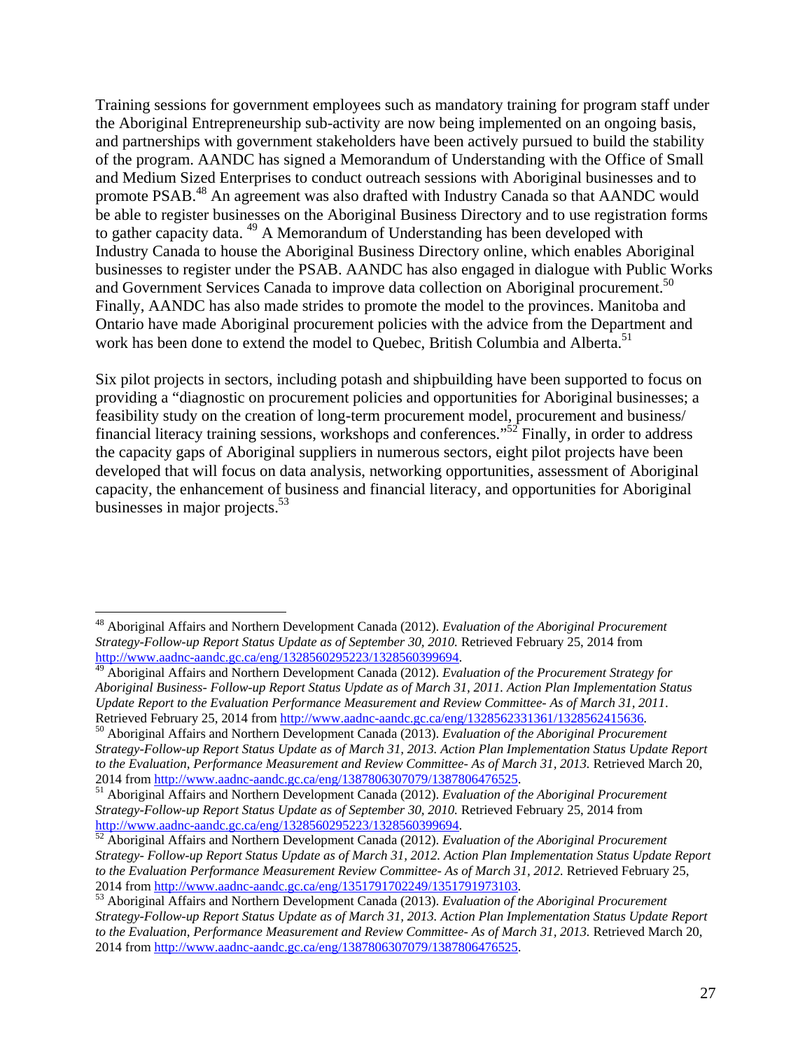Training sessions for government employees such as mandatory training for program staff under the Aboriginal Entrepreneurship sub-activity are now being implemented on an ongoing basis, and partnerships with government stakeholders have been actively pursued to build the stability of the program. AANDC has signed a Memorandum of Understanding with the Office of Small and Medium Sized Enterprises to conduct outreach sessions with Aboriginal businesses and to promote PSAB.[48] An agreement was also drafted with Industry Canada so that AANDC would be able to register businesses on the Aboriginal Business Directory and to use registration forms to gather capacity data. [49] A Memorandum of Understanding has been developed with Industry Canada to house the Aboriginal Business Directory online, which enables Aboriginal businesses to register under the PSAB. AANDC has also engaged in dialogue with Public Works and Government Services Canada to improve data collection on Aboriginal procurement.[50] Finally, AANDC has also made strides to promote the model to the provinces. Manitoba and Ontario have made Aboriginal procurement policies with the advice from the Department and work has been done to extend the model to Quebec, British Columbia and Alberta.[51]

Six pilot projects in sectors, including potash and shipbuilding have been supported to focus on providing a "diagnostic on procurement policies and opportunities for Aboriginal businesses; a feasibility study on the creation of long-term procurement model, procurement and business/ financial literacy training sessions, workshops and conferences."[52] Finally, in order to address the capacity gaps of Aboriginal suppliers in numerous sectors, eight pilot projects have been developed that will focus on data analysis, networking opportunities, assessment of Aboriginal capacity, the enhancement of business and financial literacy, and opportunities for Aboriginal businesses in major projects.[53]

---

[48] Aboriginal Affairs and Northern Development Canada (2012). *Evaluation of the Aboriginal Procurement Strategy-Follow-up Report Status Update as of September 30, 2010.* Retrieved February 25, 2014 from http://www.aadnc-aandc.gc.ca/eng/1328560295223/1328560399694.

[49] Aboriginal Affairs and Northern Development Canada (2012). *Evaluation of the Procurement Strategy for Aboriginal Business- Follow-up Report Status Update as of March 31, 2011. Action Plan Implementation Status Update Report to the Evaluation Performance Measurement and Review Committee- As of March 31, 2011.* Retrieved February 25, 2014 from http://www.aadnc-aandc.gc.ca/eng/1328562331361/1328562415636.

[50] Aboriginal Affairs and Northern Development Canada (2013). *Evaluation of the Aboriginal Procurement Strategy-Follow-up Report Status Update as of March 31, 2013. Action Plan Implementation Status Update Report to the Evaluation, Performance Measurement and Review Committee- As of March 31, 2013.* Retrieved March 20, 2014 from http://www.aadnc-aandc.gc.ca/eng/1387806307079/1387806476525.

[51] Aboriginal Affairs and Northern Development Canada (2012). *Evaluation of the Aboriginal Procurement Strategy-Follow-up Report Status Update as of September 30, 2010.* Retrieved February 25, 2014 from http://www.aadnc-aandc.gc.ca/eng/1328560295223/1328560399694.

[52] Aboriginal Affairs and Northern Development Canada (2012). *Evaluation of the Aboriginal Procurement Strategy- Follow-up Report Status Update as of March 31, 2012. Action Plan Implementation Status Update Report to the Evaluation Performance Measurement Review Committee- As of March 31, 2012.* Retrieved February 25, 2014 from http://www.aadnc-aandc.gc.ca/eng/1351791702249/1351791973103.

[53] Aboriginal Affairs and Northern Development Canada (2013). *Evaluation of the Aboriginal Procurement Strategy-Follow-up Report Status Update as of March 31, 2013. Action Plan Implementation Status Update Report to the Evaluation, Performance Measurement and Review Committee- As of March 31, 2013.* Retrieved March 20, 2014 from http://www.aadnc-aandc.gc.ca/eng/1387806307079/1387806476525.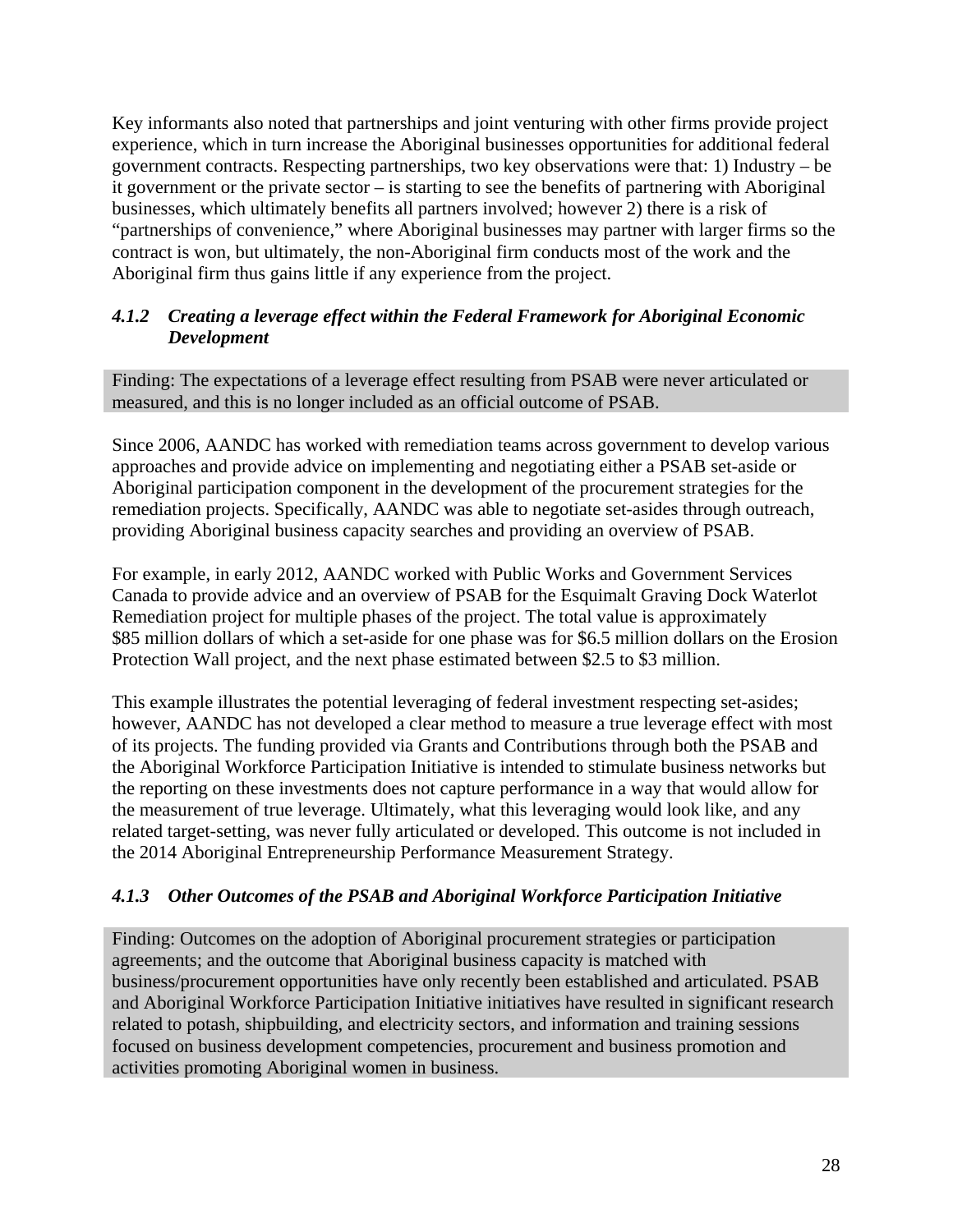Key informants also noted that partnerships and joint venturing with other firms provide project experience, which in turn increase the Aboriginal businesses opportunities for additional federal government contracts. Respecting partnerships, two key observations were that: 1) Industry – be it government or the private sector – is starting to see the benefits of partnering with Aboriginal businesses, which ultimately benefits all partners involved; however 2) there is a risk of "partnerships of convenience," where Aboriginal businesses may partner with larger firms so the contract is won, but ultimately, the non-Aboriginal firm conducts most of the work and the Aboriginal firm thus gains little if any experience from the project.

### *4.1.2 Creating a leverage effect within the Federal Framework for Aboriginal Economic Development*

Finding: The expectations of a leverage effect resulting from PSAB were never articulated or measured, and this is no longer included as an official outcome of PSAB.

Since 2006, AANDC has worked with remediation teams across government to develop various approaches and provide advice on implementing and negotiating either a PSAB set-aside or Aboriginal participation component in the development of the procurement strategies for the remediation projects. Specifically, AANDC was able to negotiate set-asides through outreach, providing Aboriginal business capacity searches and providing an overview of PSAB.

For example, in early 2012, AANDC worked with Public Works and Government Services Canada to provide advice and an overview of PSAB for the Esquimalt Graving Dock Waterlot Remediation project for multiple phases of the project. The total value is approximately $85 million dollars of which a set-aside for one phase was for $6.5 million dollars on the Erosion Protection Wall project, and the next phase estimated between $2.5 to $3 million.

This example illustrates the potential leveraging of federal investment respecting set-asides; however, AANDC has not developed a clear method to measure a true leverage effect with most of its projects. The funding provided via Grants and Contributions through both the PSAB and the Aboriginal Workforce Participation Initiative is intended to stimulate business networks but the reporting on these investments does not capture performance in a way that would allow for the measurement of true leverage. Ultimately, what this leveraging would look like, and any related target-setting, was never fully articulated or developed. This outcome is not included in the 2014 Aboriginal Entrepreneurship Performance Measurement Strategy.

### *4.1.3 Other Outcomes of the PSAB and Aboriginal Workforce Participation Initiative*

Finding: Outcomes on the adoption of Aboriginal procurement strategies or participation agreements; and the outcome that Aboriginal business capacity is matched with business/procurement opportunities have only recently been established and articulated. PSAB and Aboriginal Workforce Participation Initiative initiatives have resulted in significant research related to potash, shipbuilding, and electricity sectors, and information and training sessions focused on business development competencies, procurement and business promotion and activities promoting Aboriginal women in business.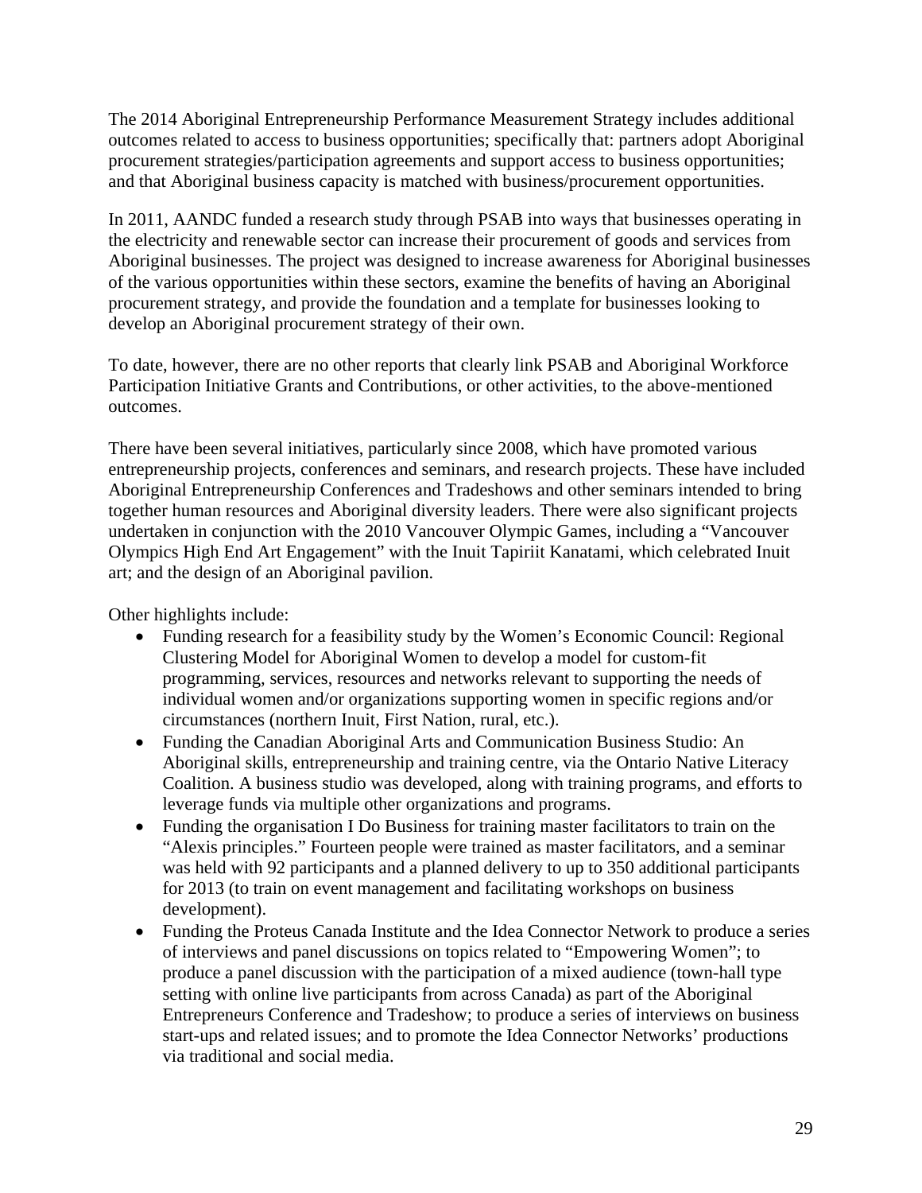The 2014 Aboriginal Entrepreneurship Performance Measurement Strategy includes additional outcomes related to access to business opportunities; specifically that: partners adopt Aboriginal procurement strategies/participation agreements and support access to business opportunities; and that Aboriginal business capacity is matched with business/procurement opportunities.

In 2011, AANDC funded a research study through PSAB into ways that businesses operating in the electricity and renewable sector can increase their procurement of goods and services from Aboriginal businesses. The project was designed to increase awareness for Aboriginal businesses of the various opportunities within these sectors, examine the benefits of having an Aboriginal procurement strategy, and provide the foundation and a template for businesses looking to develop an Aboriginal procurement strategy of their own.

To date, however, there are no other reports that clearly link PSAB and Aboriginal Workforce Participation Initiative Grants and Contributions, or other activities, to the above-mentioned outcomes.

There have been several initiatives, particularly since 2008, which have promoted various entrepreneurship projects, conferences and seminars, and research projects. These have included Aboriginal Entrepreneurship Conferences and Tradeshows and other seminars intended to bring together human resources and Aboriginal diversity leaders. There were also significant projects undertaken in conjunction with the 2010 Vancouver Olympic Games, including a "Vancouver Olympics High End Art Engagement" with the Inuit Tapiriit Kanatami, which celebrated Inuit art; and the design of an Aboriginal pavilion.

Other highlights include:

- Funding research for a feasibility study by the Women's Economic Council: Regional Clustering Model for Aboriginal Women to develop a model for custom-fit programming, services, resources and networks relevant to supporting the needs of individual women and/or organizations supporting women in specific regions and/or circumstances (northern Inuit, First Nation, rural, etc.).
- Funding the Canadian Aboriginal Arts and Communication Business Studio: An Aboriginal skills, entrepreneurship and training centre, via the Ontario Native Literacy Coalition. A business studio was developed, along with training programs, and efforts to leverage funds via multiple other organizations and programs.
- Funding the organisation I Do Business for training master facilitators to train on the "Alexis principles." Fourteen people were trained as master facilitators, and a seminar was held with 92 participants and a planned delivery to up to 350 additional participants for 2013 (to train on event management and facilitating workshops on business development).
- Funding the Proteus Canada Institute and the Idea Connector Network to produce a series of interviews and panel discussions on topics related to "Empowering Women"; to produce a panel discussion with the participation of a mixed audience (town-hall type setting with online live participants from across Canada) as part of the Aboriginal Entrepreneurs Conference and Tradeshow; to produce a series of interviews on business start-ups and related issues; and to promote the Idea Connector Networks' productions via traditional and social media.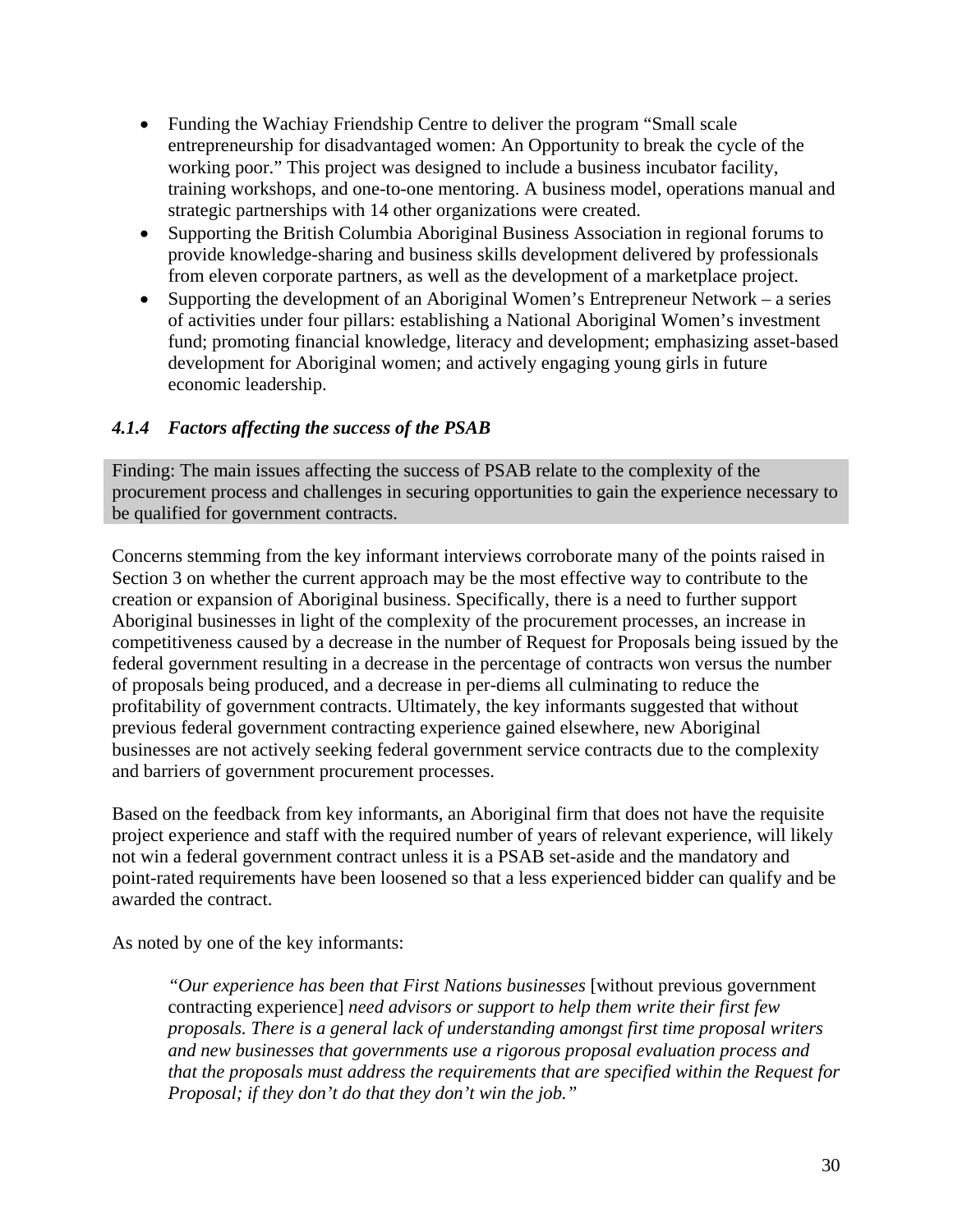- Funding the Wachiay Friendship Centre to deliver the program "Small scale entrepreneurship for disadvantaged women: An Opportunity to break the cycle of the working poor." This project was designed to include a business incubator facility, training workshops, and one-to-one mentoring. A business model, operations manual and strategic partnerships with 14 other organizations were created.
- Supporting the British Columbia Aboriginal Business Association in regional forums to provide knowledge-sharing and business skills development delivered by professionals from eleven corporate partners, as well as the development of a marketplace project.
- Supporting the development of an Aboriginal Women's Entrepreneur Network – a series of activities under four pillars: establishing a National Aboriginal Women's investment fund; promoting financial knowledge, literacy and development; emphasizing asset-based development for Aboriginal women; and actively engaging young girls in future economic leadership.

### *4.1.4 Factors affecting the success of the PSAB*

Finding: The main issues affecting the success of PSAB relate to the complexity of the procurement process and challenges in securing opportunities to gain the experience necessary to be qualified for government contracts.

Concerns stemming from the key informant interviews corroborate many of the points raised in Section 3 on whether the current approach may be the most effective way to contribute to the creation or expansion of Aboriginal business. Specifically, there is a need to further support Aboriginal businesses in light of the complexity of the procurement processes, an increase in competitiveness caused by a decrease in the number of Request for Proposals being issued by the federal government resulting in a decrease in the percentage of contracts won versus the number of proposals being produced, and a decrease in per-diems all culminating to reduce the profitability of government contracts. Ultimately, the key informants suggested that without previous federal government contracting experience gained elsewhere, new Aboriginal businesses are not actively seeking federal government service contracts due to the complexity and barriers of government procurement processes.

Based on the feedback from key informants, an Aboriginal firm that does not have the requisite project experience and staff with the required number of years of relevant experience, will likely not win a federal government contract unless it is a PSAB set-aside and the mandatory and point-rated requirements have been loosened so that a less experienced bidder can qualify and be awarded the contract.

As noted by one of the key informants:

> *"Our experience has been that First Nations businesses* [without previous government contracting experience] *need advisors or support to help them write their first few proposals. There is a general lack of understanding amongst first time proposal writers and new businesses that governments use a rigorous proposal evaluation process and that the proposals must address the requirements that are specified within the Request for Proposal; if they don't do that they don't win the job."*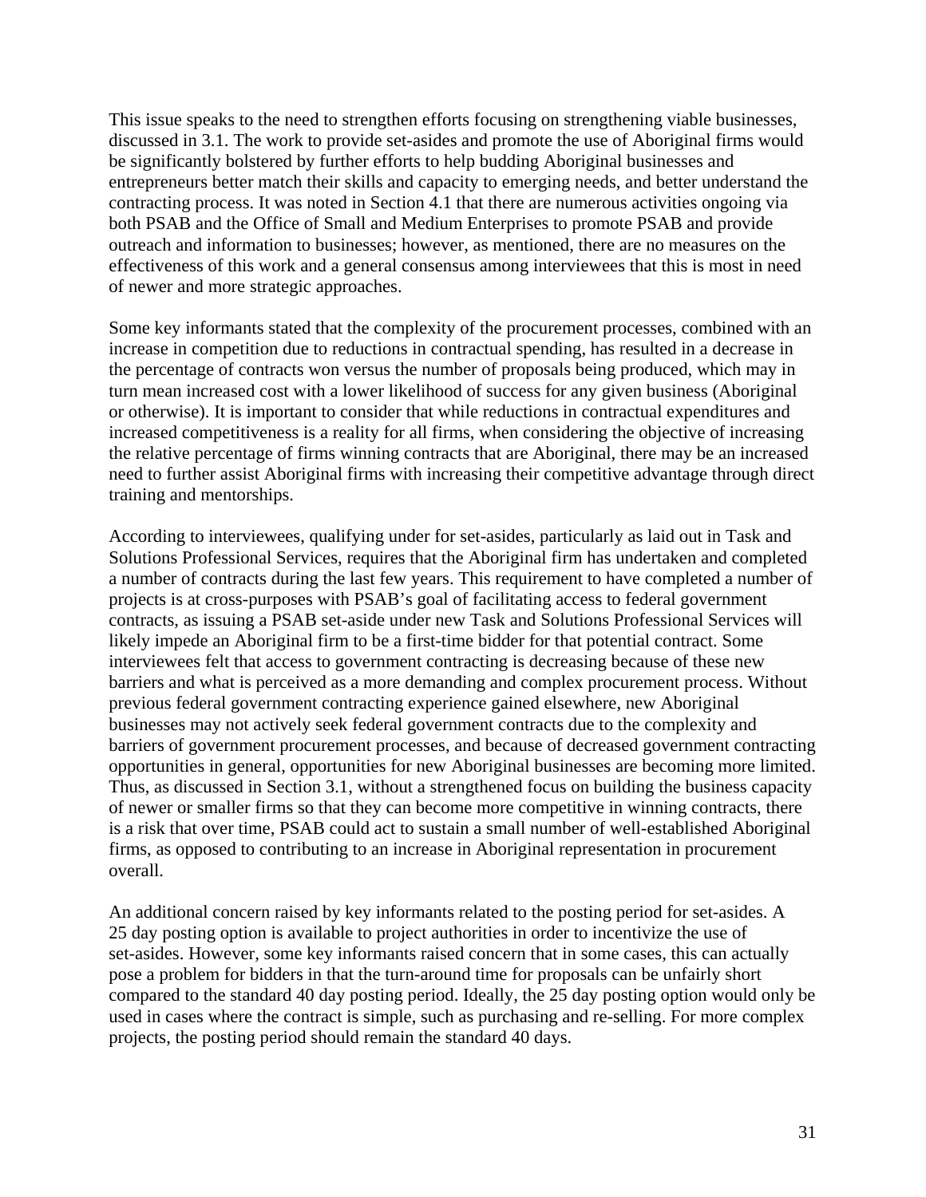This issue speaks to the need to strengthen efforts focusing on strengthening viable businesses, discussed in 3.1. The work to provide set-asides and promote the use of Aboriginal firms would be significantly bolstered by further efforts to help budding Aboriginal businesses and entrepreneurs better match their skills and capacity to emerging needs, and better understand the contracting process. It was noted in Section 4.1 that there are numerous activities ongoing via both PSAB and the Office of Small and Medium Enterprises to promote PSAB and provide outreach and information to businesses; however, as mentioned, there are no measures on the effectiveness of this work and a general consensus among interviewees that this is most in need of newer and more strategic approaches.

Some key informants stated that the complexity of the procurement processes, combined with an increase in competition due to reductions in contractual spending, has resulted in a decrease in the percentage of contracts won versus the number of proposals being produced, which may in turn mean increased cost with a lower likelihood of success for any given business (Aboriginal or otherwise). It is important to consider that while reductions in contractual expenditures and increased competitiveness is a reality for all firms, when considering the objective of increasing the relative percentage of firms winning contracts that are Aboriginal, there may be an increased need to further assist Aboriginal firms with increasing their competitive advantage through direct training and mentorships.

According to interviewees, qualifying under for set-asides, particularly as laid out in Task and Solutions Professional Services, requires that the Aboriginal firm has undertaken and completed a number of contracts during the last few years. This requirement to have completed a number of projects is at cross-purposes with PSAB's goal of facilitating access to federal government contracts, as issuing a PSAB set-aside under new Task and Solutions Professional Services will likely impede an Aboriginal firm to be a first-time bidder for that potential contract. Some interviewees felt that access to government contracting is decreasing because of these new barriers and what is perceived as a more demanding and complex procurement process. Without previous federal government contracting experience gained elsewhere, new Aboriginal businesses may not actively seek federal government contracts due to the complexity and barriers of government procurement processes, and because of decreased government contracting opportunities in general, opportunities for new Aboriginal businesses are becoming more limited. Thus, as discussed in Section 3.1, without a strengthened focus on building the business capacity of newer or smaller firms so that they can become more competitive in winning contracts, there is a risk that over time, PSAB could act to sustain a small number of well-established Aboriginal firms, as opposed to contributing to an increase in Aboriginal representation in procurement overall.

An additional concern raised by key informants related to the posting period for set-asides. A 25 day posting option is available to project authorities in order to incentivize the use of set-asides. However, some key informants raised concern that in some cases, this can actually pose a problem for bidders in that the turn-around time for proposals can be unfairly short compared to the standard 40 day posting period. Ideally, the 25 day posting option would only be used in cases where the contract is simple, such as purchasing and re-selling. For more complex projects, the posting period should remain the standard 40 days.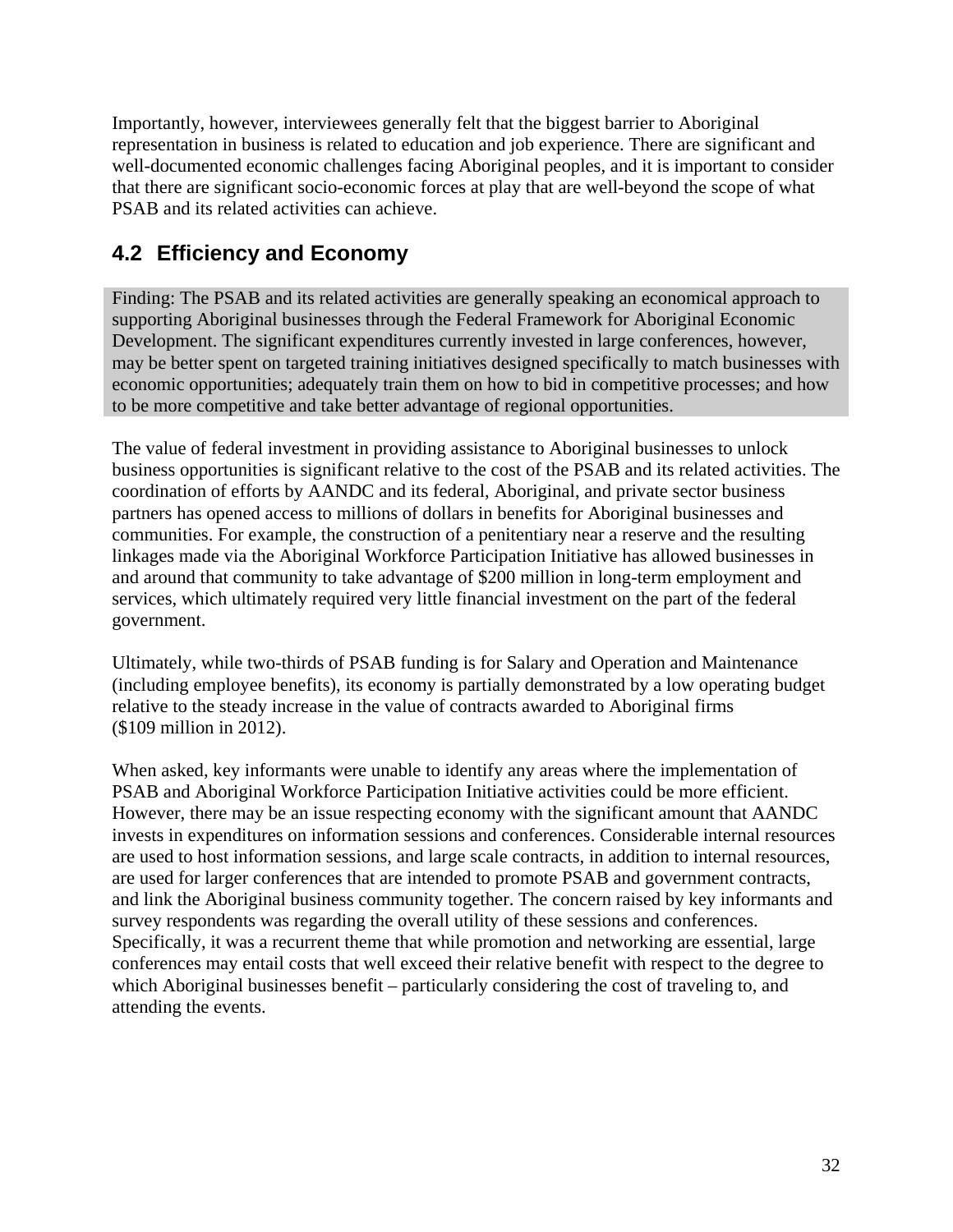Importantly, however, interviewees generally felt that the biggest barrier to Aboriginal representation in business is related to education and job experience. There are significant and well-documented economic challenges facing Aboriginal peoples, and it is important to consider that there are significant socio-economic forces at play that are well-beyond the scope of what PSAB and its related activities can achieve.

## 4.2 Efficiency and Economy

Finding: The PSAB and its related activities are generally speaking an economical approach to supporting Aboriginal businesses through the Federal Framework for Aboriginal Economic Development. The significant expenditures currently invested in large conferences, however, may be better spent on targeted training initiatives designed specifically to match businesses with economic opportunities; adequately train them on how to bid in competitive processes; and how to be more competitive and take better advantage of regional opportunities.

The value of federal investment in providing assistance to Aboriginal businesses to unlock business opportunities is significant relative to the cost of the PSAB and its related activities. The coordination of efforts by AANDC and its federal, Aboriginal, and private sector business partners has opened access to millions of dollars in benefits for Aboriginal businesses and communities. For example, the construction of a penitentiary near a reserve and the resulting linkages made via the Aboriginal Workforce Participation Initiative has allowed businesses in and around that community to take advantage of $200 million in long-term employment and services, which ultimately required very little financial investment on the part of the federal government.

Ultimately, while two-thirds of PSAB funding is for Salary and Operation and Maintenance (including employee benefits), its economy is partially demonstrated by a low operating budget relative to the steady increase in the value of contracts awarded to Aboriginal firms ($109 million in 2012).

When asked, key informants were unable to identify any areas where the implementation of PSAB and Aboriginal Workforce Participation Initiative activities could be more efficient. However, there may be an issue respecting economy with the significant amount that AANDC invests in expenditures on information sessions and conferences. Considerable internal resources are used to host information sessions, and large scale contracts, in addition to internal resources, are used for larger conferences that are intended to promote PSAB and government contracts, and link the Aboriginal business community together. The concern raised by key informants and survey respondents was regarding the overall utility of these sessions and conferences. Specifically, it was a recurrent theme that while promotion and networking are essential, large conferences may entail costs that well exceed their relative benefit with respect to the degree to which Aboriginal businesses benefit – particularly considering the cost of traveling to, and attending the events.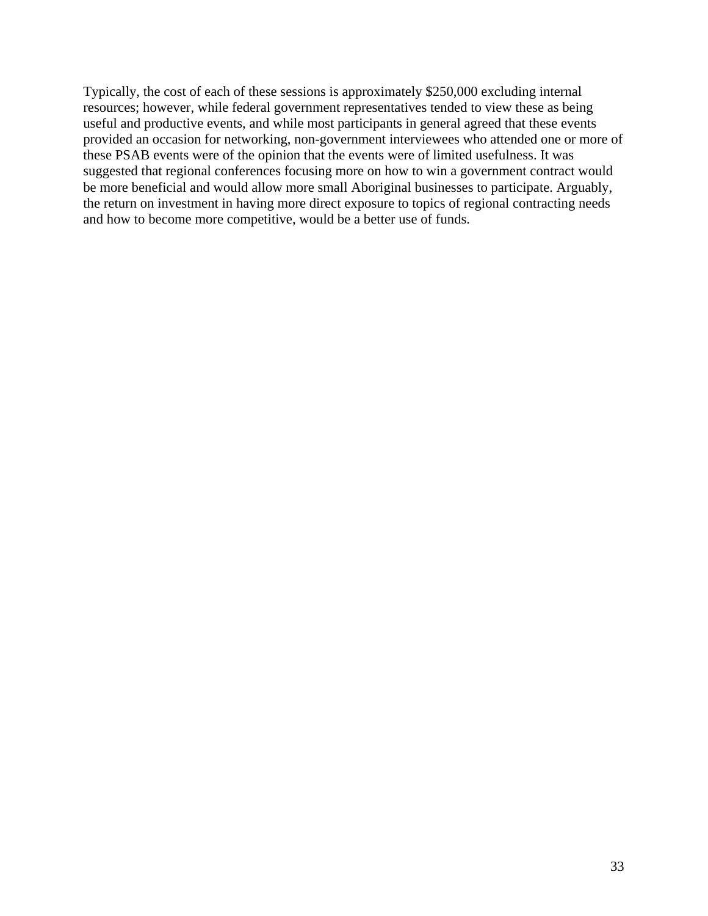Typically, the cost of each of these sessions is approximately $250,000 excluding internal resources; however, while federal government representatives tended to view these as being useful and productive events, and while most participants in general agreed that these events provided an occasion for networking, non-government interviewees who attended one or more of these PSAB events were of the opinion that the events were of limited usefulness. It was suggested that regional conferences focusing more on how to win a government contract would be more beneficial and would allow more small Aboriginal businesses to participate. Arguably, the return on investment in having more direct exposure to topics of regional contracting needs and how to become more competitive, would be a better use of funds.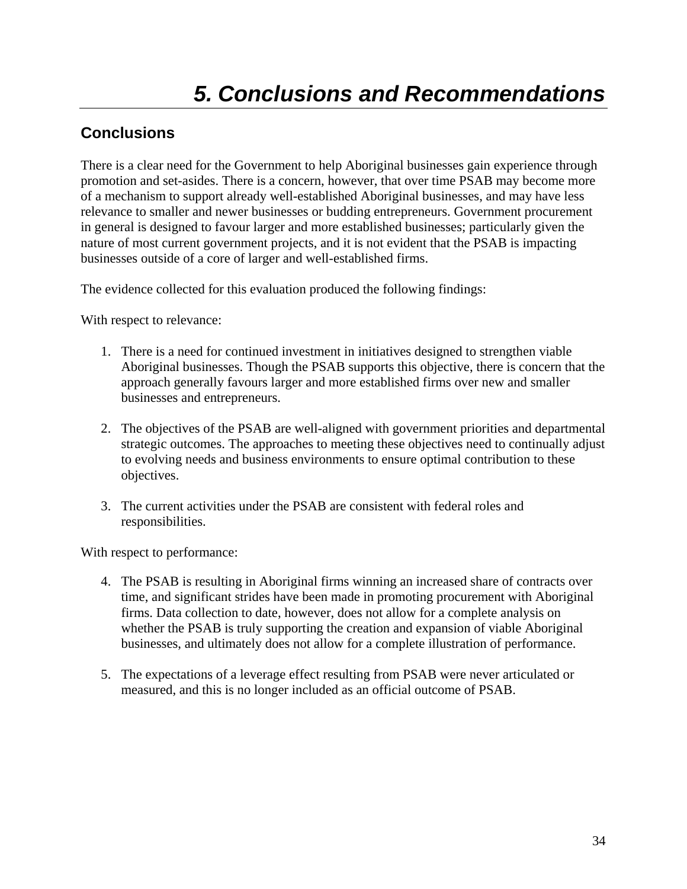# *5. Conclusions and Recommendations*

## Conclusions

There is a clear need for the Government to help Aboriginal businesses gain experience through promotion and set-asides. There is a concern, however, that over time PSAB may become more of a mechanism to support already well-established Aboriginal businesses, and may have less relevance to smaller and newer businesses or budding entrepreneurs. Government procurement in general is designed to favour larger and more established businesses; particularly given the nature of most current government projects, and it is not evident that the PSAB is impacting businesses outside of a core of larger and well-established firms.

The evidence collected for this evaluation produced the following findings:

With respect to relevance:

1. There is a need for continued investment in initiatives designed to strengthen viable Aboriginal businesses. Though the PSAB supports this objective, there is concern that the approach generally favours larger and more established firms over new and smaller businesses and entrepreneurs.

2. The objectives of the PSAB are well-aligned with government priorities and departmental strategic outcomes. The approaches to meeting these objectives need to continually adjust to evolving needs and business environments to ensure optimal contribution to these objectives.

3. The current activities under the PSAB are consistent with federal roles and responsibilities.

With respect to performance:

4. The PSAB is resulting in Aboriginal firms winning an increased share of contracts over time, and significant strides have been made in promoting procurement with Aboriginal firms. Data collection to date, however, does not allow for a complete analysis on whether the PSAB is truly supporting the creation and expansion of viable Aboriginal businesses, and ultimately does not allow for a complete illustration of performance.

5. The expectations of a leverage effect resulting from PSAB were never articulated or measured, and this is no longer included as an official outcome of PSAB.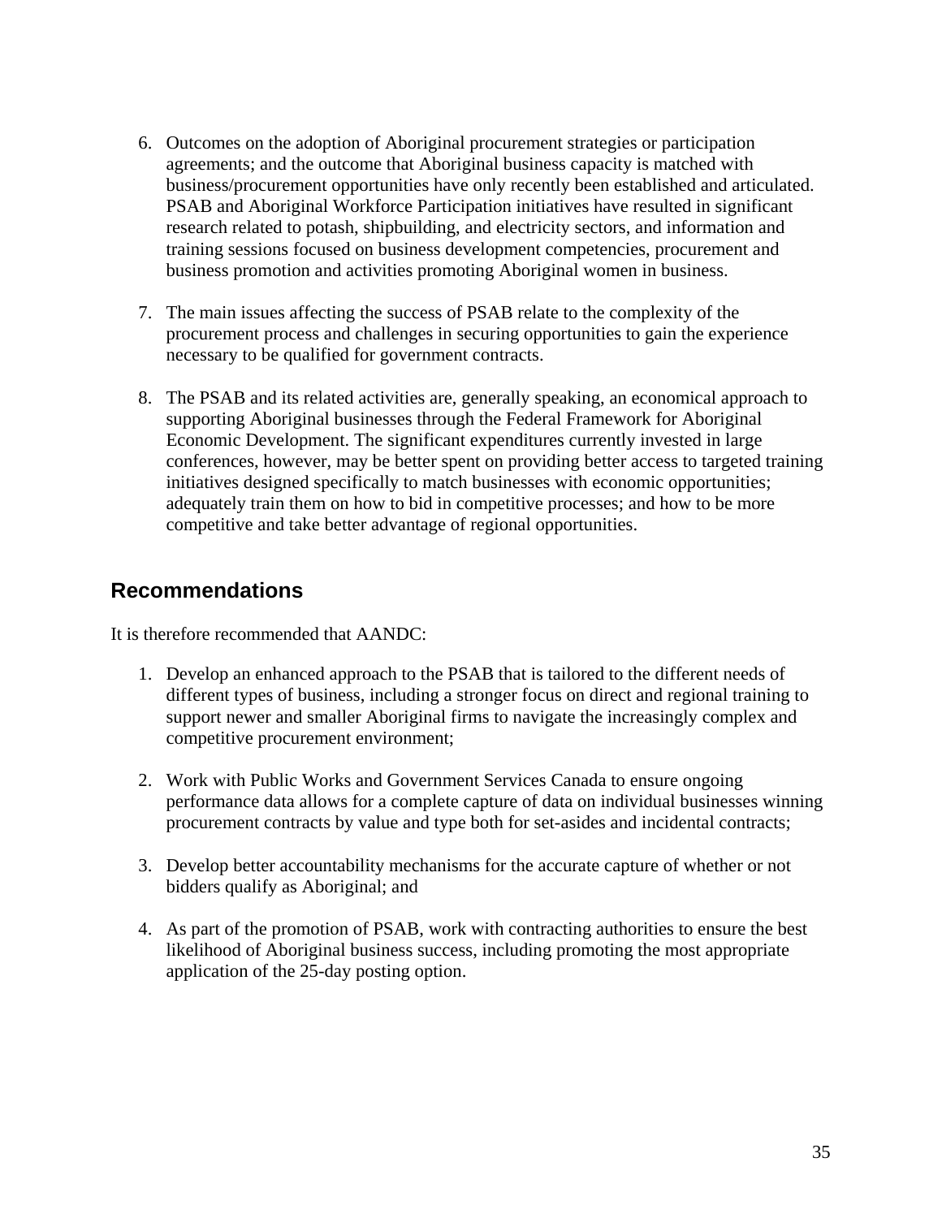6. Outcomes on the adoption of Aboriginal procurement strategies or participation agreements; and the outcome that Aboriginal business capacity is matched with business/procurement opportunities have only recently been established and articulated. PSAB and Aboriginal Workforce Participation initiatives have resulted in significant research related to potash, shipbuilding, and electricity sectors, and information and training sessions focused on business development competencies, procurement and business promotion and activities promoting Aboriginal women in business.

7. The main issues affecting the success of PSAB relate to the complexity of the procurement process and challenges in securing opportunities to gain the experience necessary to be qualified for government contracts.

8. The PSAB and its related activities are, generally speaking, an economical approach to supporting Aboriginal businesses through the Federal Framework for Aboriginal Economic Development. The significant expenditures currently invested in large conferences, however, may be better spent on providing better access to targeted training initiatives designed specifically to match businesses with economic opportunities; adequately train them on how to bid in competitive processes; and how to be more competitive and take better advantage of regional opportunities.

## Recommendations

It is therefore recommended that AANDC:

1. Develop an enhanced approach to the PSAB that is tailored to the different needs of different types of business, including a stronger focus on direct and regional training to support newer and smaller Aboriginal firms to navigate the increasingly complex and competitive procurement environment;

2. Work with Public Works and Government Services Canada to ensure ongoing performance data allows for a complete capture of data on individual businesses winning procurement contracts by value and type both for set-asides and incidental contracts;

3. Develop better accountability mechanisms for the accurate capture of whether or not bidders qualify as Aboriginal; and

4. As part of the promotion of PSAB, work with contracting authorities to ensure the best likelihood of Aboriginal business success, including promoting the most appropriate application of the 25-day posting option.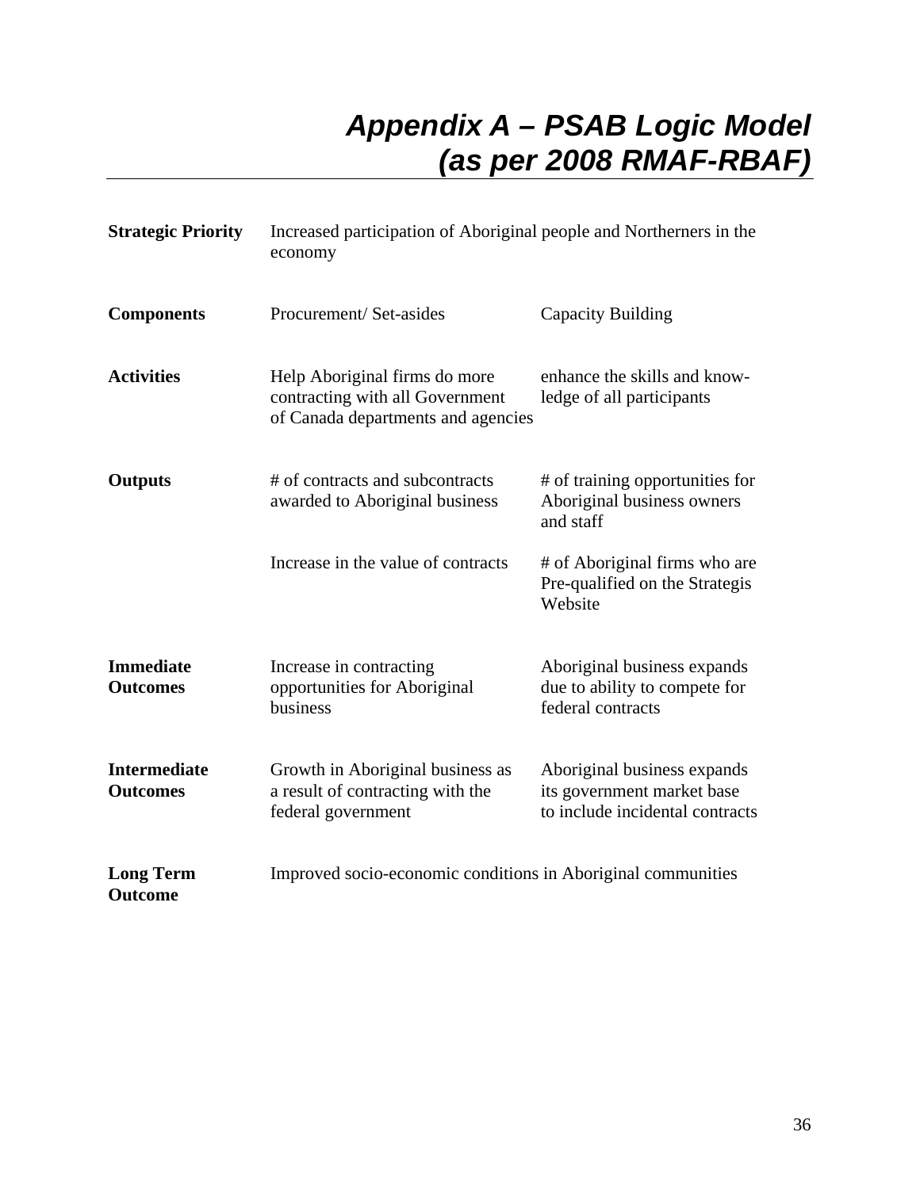# *Appendix A – PSAB Logic Model (as per 2008 RMAF-RBAF)*

| | | |
|---|---|---|
| **Strategic Priority** | Increased participation of Aboriginal people and Northerners in the economy | |
| **Components** | Procurement/ Set-asides | Capacity Building |
| **Activities** | Help Aboriginal firms do more contracting with all Government of Canada departments and agencies | enhance the skills and know-ledge of all participants |
| **Outputs** | # of contracts and subcontracts awarded to Aboriginal business | # of training opportunities for Aboriginal business owners and staff |
| | Increase in the value of contracts | # of Aboriginal firms who are Pre-qualified on the Strategis Website |
| **Immediate Outcomes** | Increase in contracting opportunities for Aboriginal business | Aboriginal business expands due to ability to compete for federal contracts |
| **Intermediate Outcomes** | Growth in Aboriginal business as a result of contracting with the federal government | Aboriginal business expands its government market base to include incidental contracts |
| **Long Term Outcome** | Improved socio-economic conditions in Aboriginal communities | |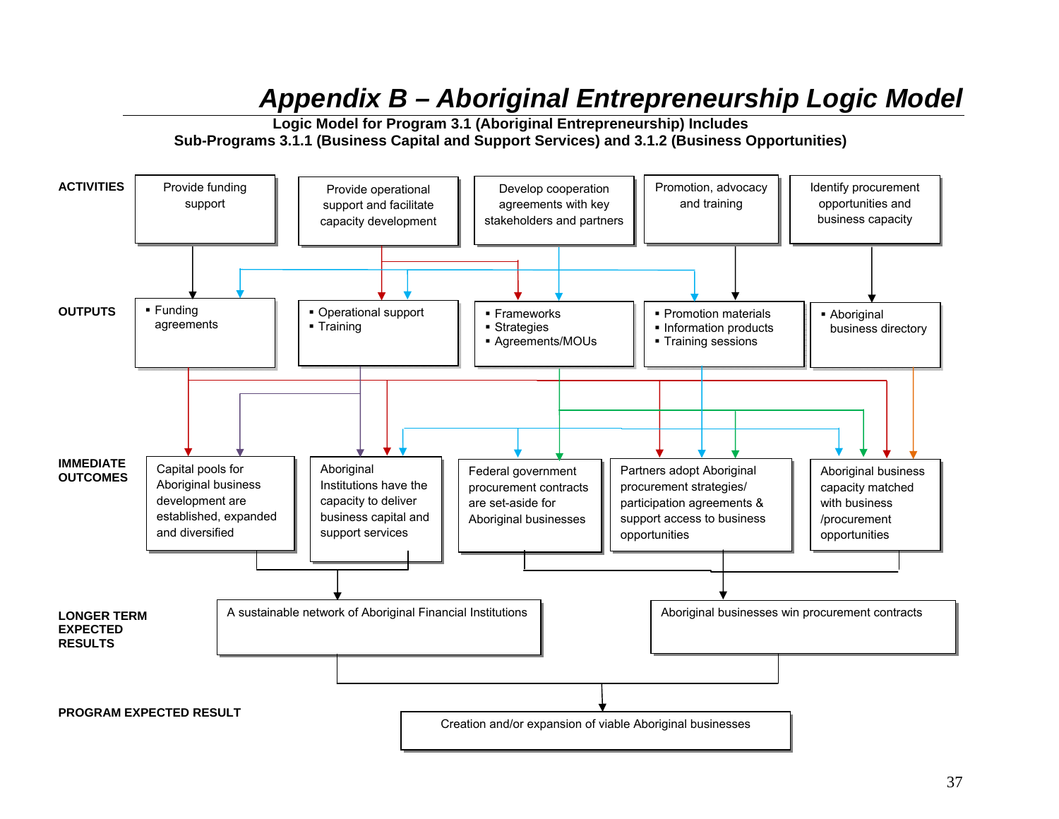# Appendix B – Aboriginal Entrepreneurship Logic Model

**Logic Model for Program 3.1 (Aboriginal Entrepreneurship) Includes Sub-Programs 3.1.1 (Business Capital and Support Services) and 3.1.2 (Business Opportunities)**

**ACTIVITIES**

- Provide funding support
- Provide operational support and facilitate capacity development
- Develop cooperation agreements with key stakeholders and partners
- Promotion, advocacy and training
- Identify procurement opportunities and business capacity

**OUTPUTS**

- ▪ Funding agreements
- ▪ Operational support ▪ Training
- ▪ Frameworks ▪ Strategies ▪ Agreements/MOUs
- ▪ Promotion materials ▪ Information products ▪ Training sessions
- ▪ Aboriginal business directory

**IMMEDIATE OUTCOMES**

- Capital pools for Aboriginal business development are established, expanded and diversified
- Aboriginal Institutions have the capacity to deliver business capital and support services
- Federal government procurement contracts are set-aside for Aboriginal businesses
- Partners adopt Aboriginal procurement strategies/ participation agreements & support access to business opportunities
- Aboriginal business capacity matched with business /procurement opportunities

**LONGER TERM EXPECTED RESULTS**

- A sustainable network of Aboriginal Financial Institutions
- Aboriginal businesses win procurement contracts

**PROGRAM EXPECTED RESULT**

- Creation and/or expansion of viable Aboriginal businesses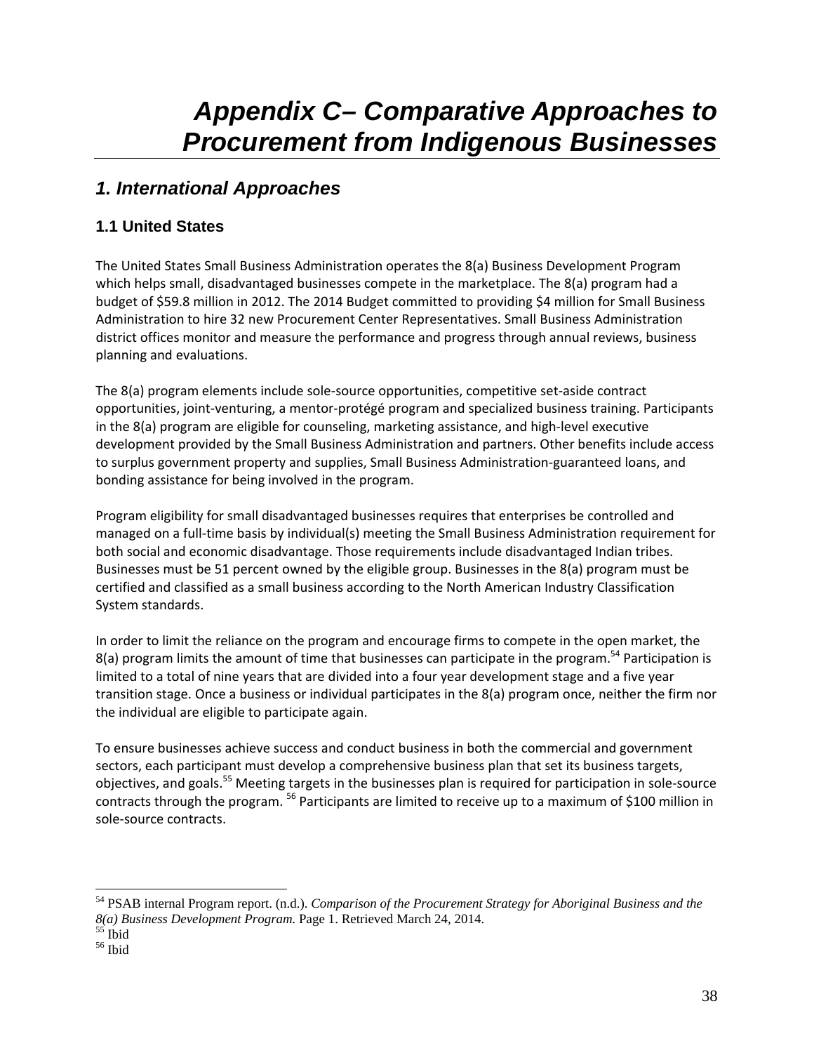# Appendix C– Comparative Approaches to Procurement from Indigenous Businesses

## 1. International Approaches

### 1.1 United States

The United States Small Business Administration operates the 8(a) Business Development Program which helps small, disadvantaged businesses compete in the marketplace. The 8(a) program had a budget of $59.8 million in 2012. The 2014 Budget committed to providing $4 million for Small Business Administration to hire 32 new Procurement Center Representatives. Small Business Administration district offices monitor and measure the performance and progress through annual reviews, business planning and evaluations.

The 8(a) program elements include sole-source opportunities, competitive set-aside contract opportunities, joint-venturing, a mentor-protégé program and specialized business training. Participants in the 8(a) program are eligible for counseling, marketing assistance, and high-level executive development provided by the Small Business Administration and partners. Other benefits include access to surplus government property and supplies, Small Business Administration-guaranteed loans, and bonding assistance for being involved in the program.

Program eligibility for small disadvantaged businesses requires that enterprises be controlled and managed on a full-time basis by individual(s) meeting the Small Business Administration requirement for both social and economic disadvantage. Those requirements include disadvantaged Indian tribes. Businesses must be 51 percent owned by the eligible group. Businesses in the 8(a) program must be certified and classified as a small business according to the North American Industry Classification System standards.

In order to limit the reliance on the program and encourage firms to compete in the open market, the 8(a) program limits the amount of time that businesses can participate in the program.[54] Participation is limited to a total of nine years that are divided into a four year development stage and a five year transition stage. Once a business or individual participates in the 8(a) program once, neither the firm nor the individual are eligible to participate again.

To ensure businesses achieve success and conduct business in both the commercial and government sectors, each participant must develop a comprehensive business plan that set its business targets, objectives, and goals.[55] Meeting targets in the businesses plan is required for participation in sole-source contracts through the program. [56] Participants are limited to receive up to a maximum of $100 million in sole-source contracts.

---

[54] PSAB internal Program report. (n.d.). *Comparison of the Procurement Strategy for Aboriginal Business and the 8(a) Business Development Program.* Page 1. Retrieved March 24, 2014.

[55] Ibid

[56] Ibid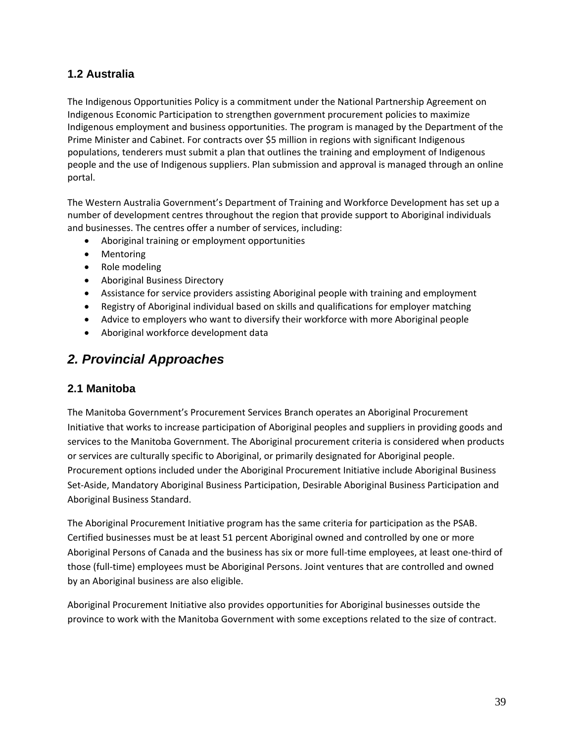## 1.2 Australia

The Indigenous Opportunities Policy is a commitment under the National Partnership Agreement on Indigenous Economic Participation to strengthen government procurement policies to maximize Indigenous employment and business opportunities. The program is managed by the Department of the Prime Minister and Cabinet. For contracts over $5 million in regions with significant Indigenous populations, tenderers must submit a plan that outlines the training and employment of Indigenous people and the use of Indigenous suppliers. Plan submission and approval is managed through an online portal.

The Western Australia Government's Department of Training and Workforce Development has set up a number of development centres throughout the region that provide support to Aboriginal individuals and businesses. The centres offer a number of services, including:

- Aboriginal training or employment opportunities
- Mentoring
- Role modeling
- Aboriginal Business Directory
- Assistance for service providers assisting Aboriginal people with training and employment
- Registry of Aboriginal individual based on skills and qualifications for employer matching
- Advice to employers who want to diversify their workforce with more Aboriginal people
- Aboriginal workforce development data

# *2. Provincial Approaches*

## 2.1 Manitoba

The Manitoba Government's Procurement Services Branch operates an Aboriginal Procurement Initiative that works to increase participation of Aboriginal peoples and suppliers in providing goods and services to the Manitoba Government. The Aboriginal procurement criteria is considered when products or services are culturally specific to Aboriginal, or primarily designated for Aboriginal people. Procurement options included under the Aboriginal Procurement Initiative include Aboriginal Business Set-Aside, Mandatory Aboriginal Business Participation, Desirable Aboriginal Business Participation and Aboriginal Business Standard.

The Aboriginal Procurement Initiative program has the same criteria for participation as the PSAB. Certified businesses must be at least 51 percent Aboriginal owned and controlled by one or more Aboriginal Persons of Canada and the business has six or more full-time employees, at least one-third of those (full-time) employees must be Aboriginal Persons. Joint ventures that are controlled and owned by an Aboriginal business are also eligible.

Aboriginal Procurement Initiative also provides opportunities for Aboriginal businesses outside the province to work with the Manitoba Government with some exceptions related to the size of contract.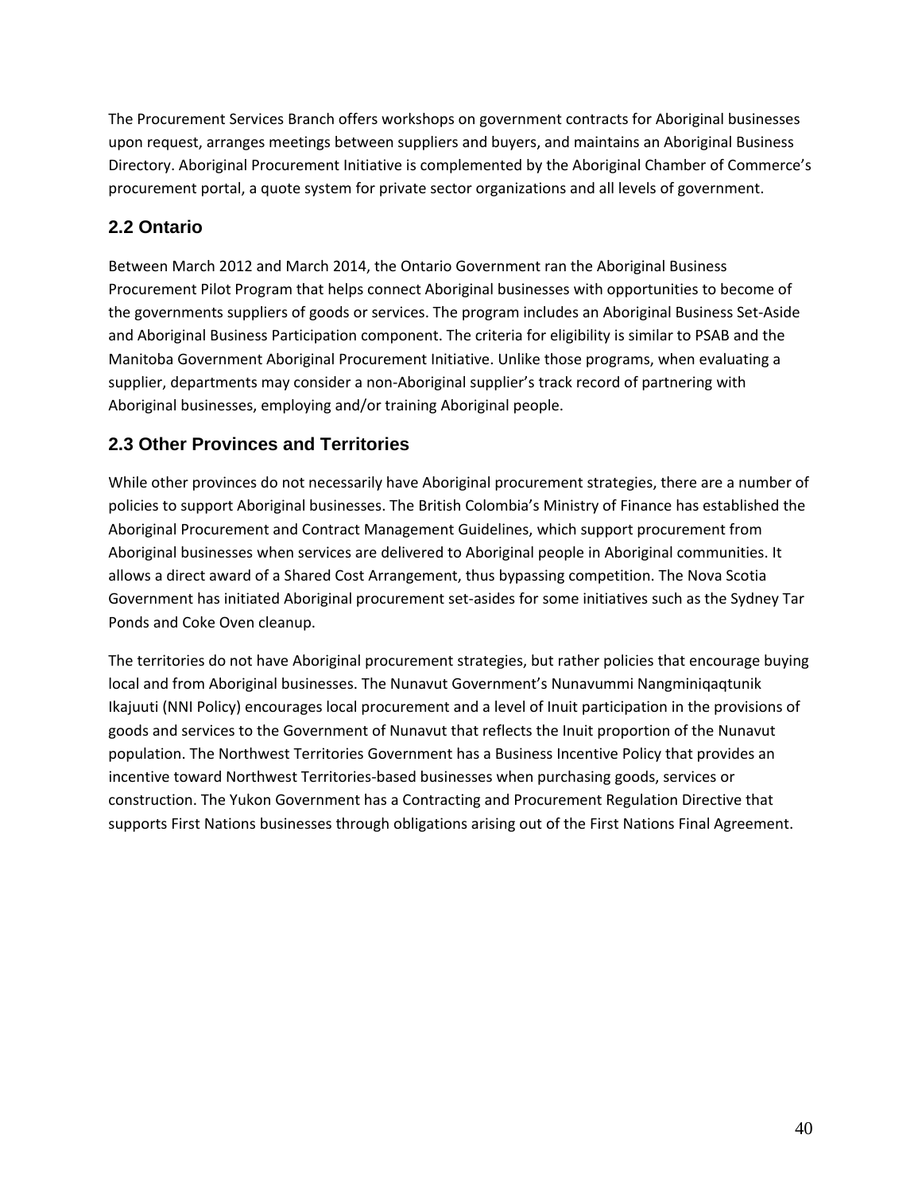The Procurement Services Branch offers workshops on government contracts for Aboriginal businesses upon request, arranges meetings between suppliers and buyers, and maintains an Aboriginal Business Directory. Aboriginal Procurement Initiative is complemented by the Aboriginal Chamber of Commerce's procurement portal, a quote system for private sector organizations and all levels of government.

## 2.2 Ontario

Between March 2012 and March 2014, the Ontario Government ran the Aboriginal Business Procurement Pilot Program that helps connect Aboriginal businesses with opportunities to become of the governments suppliers of goods or services. The program includes an Aboriginal Business Set-Aside and Aboriginal Business Participation component. The criteria for eligibility is similar to PSAB and the Manitoba Government Aboriginal Procurement Initiative. Unlike those programs, when evaluating a supplier, departments may consider a non-Aboriginal supplier's track record of partnering with Aboriginal businesses, employing and/or training Aboriginal people.

## 2.3 Other Provinces and Territories

While other provinces do not necessarily have Aboriginal procurement strategies, there are a number of policies to support Aboriginal businesses. The British Columbia's Ministry of Finance has established the Aboriginal Procurement and Contract Management Guidelines, which support procurement from Aboriginal businesses when services are delivered to Aboriginal people in Aboriginal communities. It allows a direct award of a Shared Cost Arrangement, thus bypassing competition. The Nova Scotia Government has initiated Aboriginal procurement set-asides for some initiatives such as the Sydney Tar Ponds and Coke Oven cleanup.

The territories do not have Aboriginal procurement strategies, but rather policies that encourage buying local and from Aboriginal businesses. The Nunavut Government's Nunavummi Nangminiqaqtunik Ikajuuti (NNI Policy) encourages local procurement and a level of Inuit participation in the provisions of goods and services to the Government of Nunavut that reflects the Inuit proportion of the Nunavut population. The Northwest Territories Government has a Business Incentive Policy that provides an incentive toward Northwest Territories-based businesses when purchasing goods, services or construction. The Yukon Government has a Contracting and Procurement Regulation Directive that supports First Nations businesses through obligations arising out of the First Nations Final Agreement.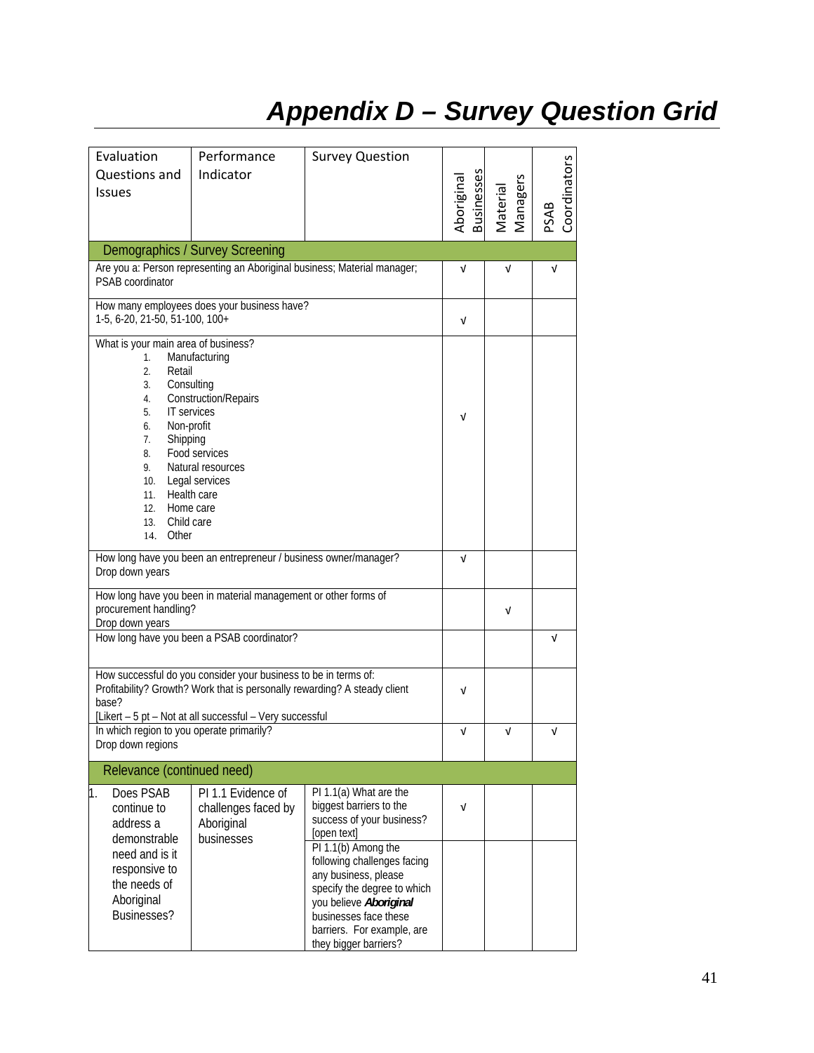# *Appendix D – Survey Question Grid*

| Evaluation Questions and Issues | Performance Indicator | Survey Question | Aboriginal Businesses | Material Managers | PSAB Coordinators |
|---|---|---|---|---|---|
| **Demographics / Survey Screening** | | | | | |
| Are you a: Person representing an Aboriginal business; Material manager; PSAB coordinator | | | √ | √ | √ |
| How many employees does your business have?<br>1-5, 6-20, 21-50, 51-100, 100+ | | | √ | | |
| What is your main area of business?<br>1. Manufacturing<br>2. Retail<br>3. Consulting<br>4. Construction/Repairs<br>5. IT services<br>6. Non-profit<br>7. Shipping<br>8. Food services<br>9. Natural resources<br>10. Legal services<br>11. Health care<br>12. Home care<br>13. Child care<br>14. Other | | | √ | | |
| How long have you been an entrepreneur / business owner/manager?<br>Drop down years | | | √ | | |
| How long have you been in material management or other forms of procurement handling?<br>Drop down years | | | | √ | |
| How long have you been a PSAB coordinator? | | | | | √ |
| How successful do you consider your business to be in terms of: Profitability? Growth? Work that is personally rewarding? A steady client base?<br>[Likert – 5 pt – Not at all successful – Very successful | | | √ | | |
| In which region to you operate primarily?<br>Drop down regions | | | √ | √ | √ |
| **Relevance (continued need)** | | | | | |
| 1. Does PSAB continue to address a demonstrable need and is it responsive to the needs of Aboriginal Businesses? | PI 1.1 Evidence of challenges faced by Aboriginal businesses | PI 1.1(a) What are the biggest barriers to the success of your business? [open text] | √ | | |
| | | PI 1.1(b) Among the following challenges facing any business, please specify the degree to which you believe ***Aboriginal*** businesses face these barriers. For example, are they bigger barriers? | | | |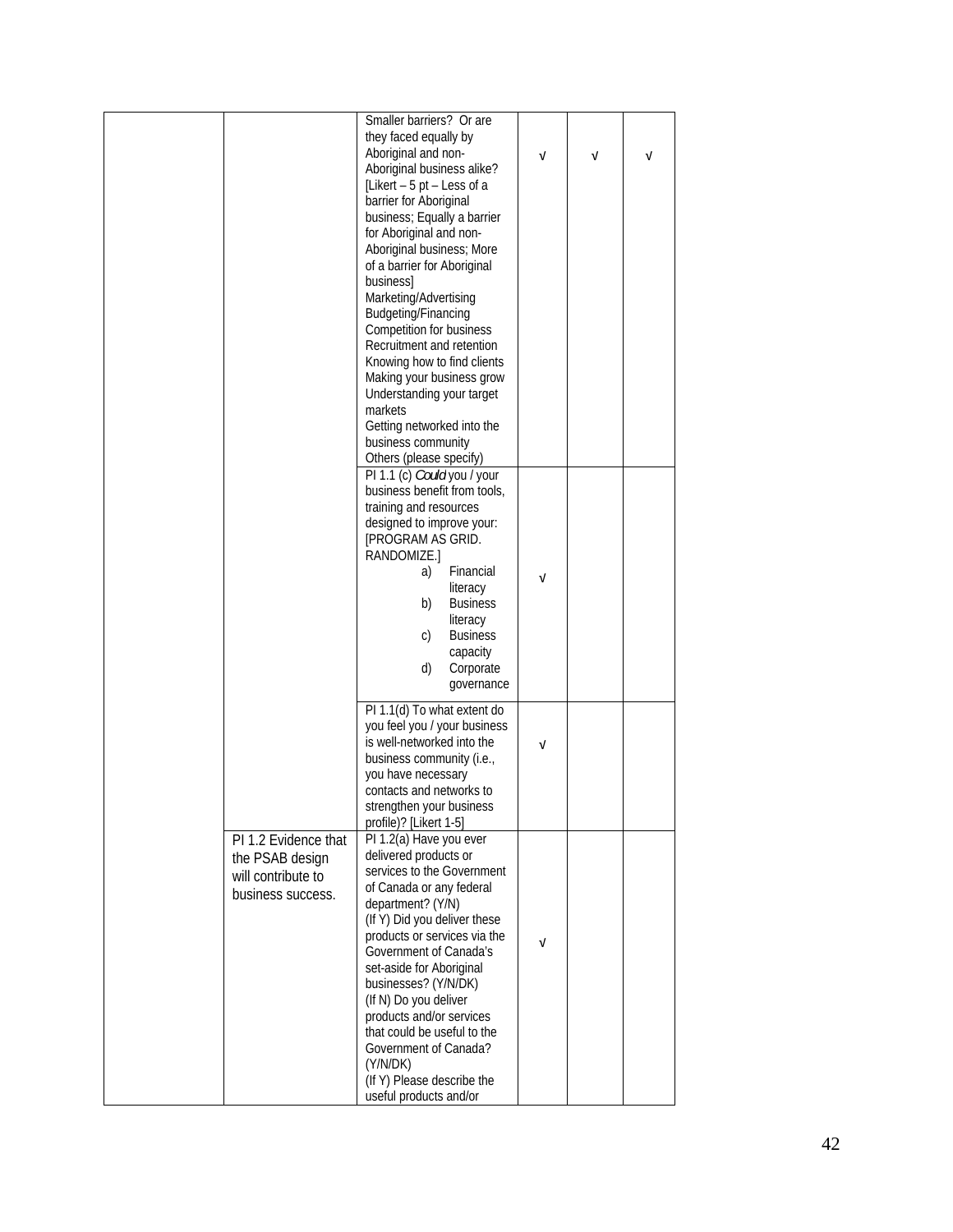| | | | | | |
|---|---|---|---|---|---|
| | | Smaller barriers? Or are they faced equally by Aboriginal and non-Aboriginal business alike? [Likert – 5 pt – Less of a barrier for Aboriginal business; Equally a barrier for Aboriginal and non-Aboriginal business; More of a barrier for Aboriginal business]<br>Marketing/Advertising<br>Budgeting/Financing<br>Competition for business<br>Recruitment and retention<br>Knowing how to find clients<br>Making your business grow<br>Understanding your target markets<br>Getting networked into the business community<br>Others (please specify) | √ | √ | √ |
| | | PI 1.1 (c) *Could* you / your business benefit from tools, training and resources designed to improve your: [PROGRAM AS GRID. RANDOMIZE.]<br>a) Financial literacy<br>b) Business literacy<br>c) Business capacity<br>d) Corporate governance | √ | | |
| | | PI 1.1(d) To what extent do you feel you / your business is well-networked into the business community (i.e., you have necessary contacts and networks to strengthen your business profile)? [Likert 1-5] | √ | | |
| | PI 1.2 Evidence that the PSAB design will contribute to business success. | PI 1.2(a) Have you ever delivered products or services to the Government of Canada or any federal department? (Y/N)<br>(If Y) Did you deliver these products or services via the Government of Canada's set-aside for Aboriginal businesses? (Y/N/DK)<br>(If N) Do you deliver products and/or services that could be useful to the Government of Canada? (Y/N/DK)<br>(If Y) Please describe the useful products and/or | √ | | |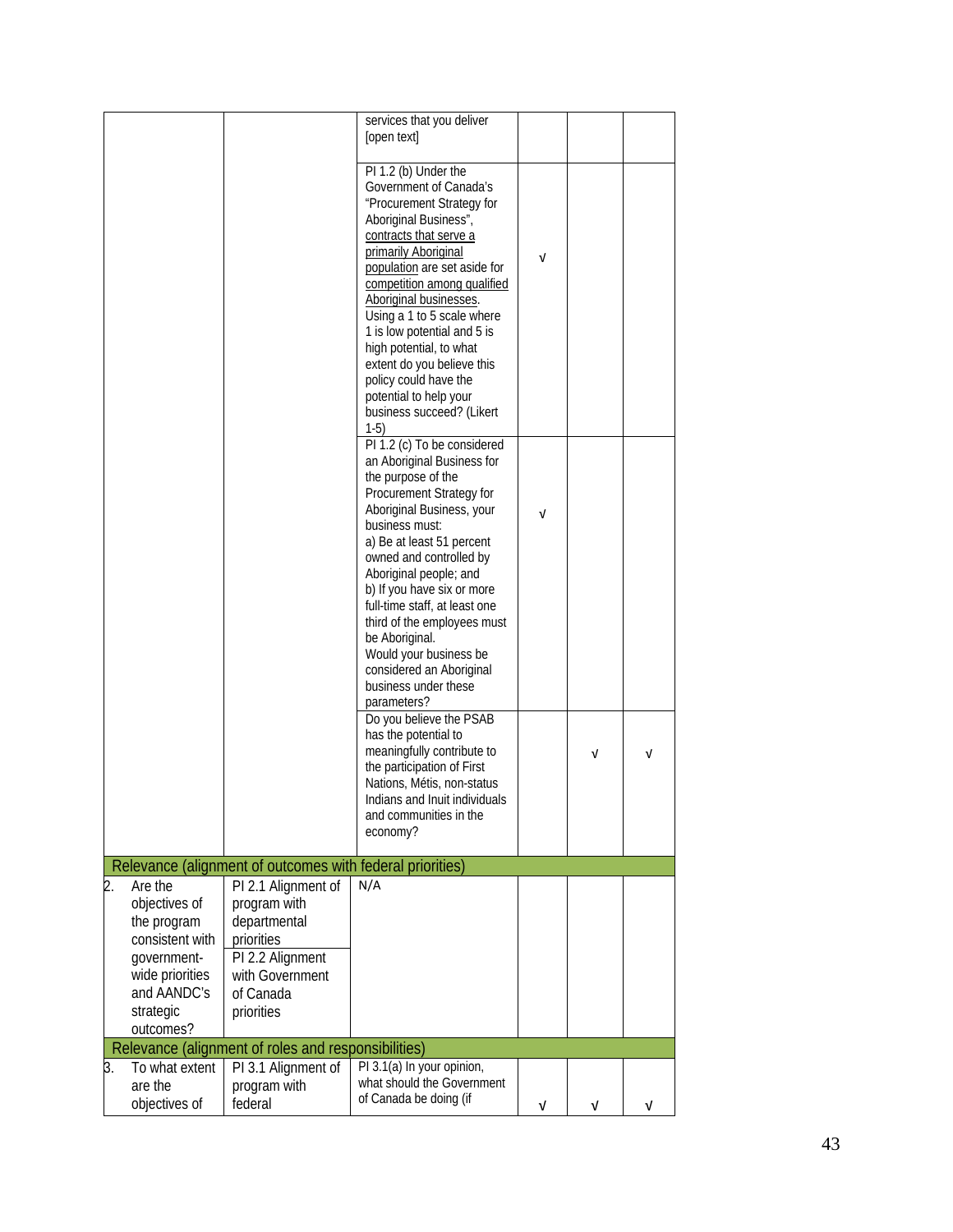| | | | | | |
|---|---|---|---|---|---|
| | | services that you deliver [open text] | | | |
| | | PI 1.2 (b) Under the Government of Canada's "Procurement Strategy for Aboriginal Business", contracts that serve a primarily Aboriginal population are set aside for competition among qualified Aboriginal businesses. Using a 1 to 5 scale where 1 is low potential and 5 is high potential, to what extent do you believe this policy could have the potential to help your business succeed? (Likert 1-5) | √ | | |
| | | PI 1.2 (c) To be considered an Aboriginal Business for the purpose of the Procurement Strategy for Aboriginal Business, your business must:<br>a) Be at least 51 percent owned and controlled by Aboriginal people; and<br>b) If you have six or more full-time staff, at least one third of the employees must be Aboriginal.<br>Would your business be considered an Aboriginal business under these parameters? | √ | | |
| | | Do you believe the PSAB has the potential to meaningfully contribute to the participation of First Nations, Métis, non-status Indians and Inuit individuals and communities in the economy? | | √ | √ |
| **Relevance (alignment of outcomes with federal priorities)** | | | | | |
| 2. Are the objectives of the program consistent with government-wide priorities and AANDC's strategic outcomes? | PI 2.1 Alignment of program with departmental priorities<br>PI 2.2 Alignment with Government of Canada priorities | N/A | | | |
| **Relevance (alignment of roles and responsibilities)** | | | | | |
| 3. To what extent are the objectives of | PI 3.1 Alignment of program with federal | PI 3.1(a) In your opinion, what should the Government of Canada be doing (if | √ | √ | √ |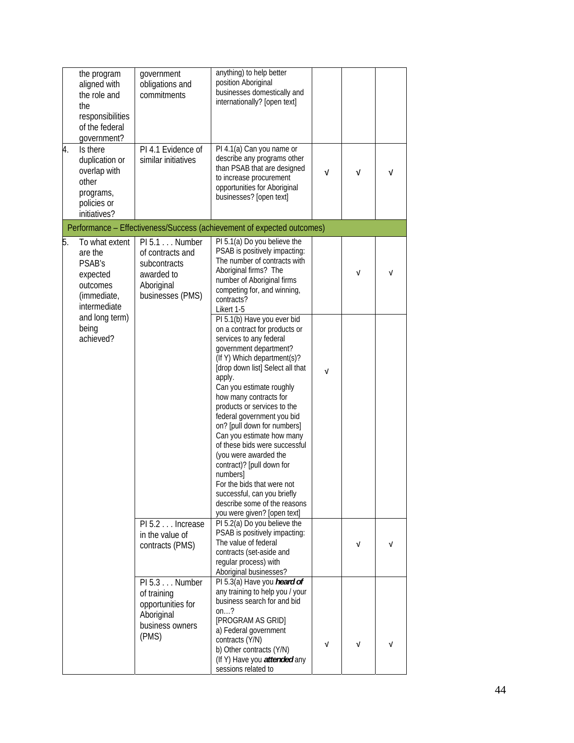| | | | | | |
|---|---|---|---|---|---|
| the program aligned with the role and the responsibilities of the federal government? | government obligations and commitments | anything) to help better position Aboriginal businesses domestically and internationally? [open text] | | | |
| 4. Is there duplication or overlap with other programs, policies or initiatives? | PI 4.1 Evidence of similar initiatives | PI 4.1(a) Can you name or describe any programs other than PSAB that are designed to increase procurement opportunities for Aboriginal businesses? [open text] | √ | √ | √ |
| **Performance – Effectiveness/Success (achievement of expected outcomes)** | | | | | |
| 5. To what extent are the PSAB's expected outcomes (immediate, intermediate and long term) being achieved? | PI 5.1 . . . Number of contracts and subcontracts awarded to Aboriginal businesses (PMS) | PI 5.1(a) Do you believe the PSAB is positively impacting: The number of contracts with Aboriginal firms? The number of Aboriginal firms competing for, and winning, contracts? Likert 1-5 | | √ | √ |
| | | PI 5.1(b) Have you ever bid on a contract for products or services to any federal government department? (If Y) Which department(s)? [drop down list] Select all that apply. Can you estimate roughly how many contracts for products or services to the federal government you bid on? [pull down for numbers] Can you estimate how many of these bids were successful (you were awarded the contract)? [pull down for numbers] For the bids that were not successful, can you briefly describe some of the reasons you were given? [open text] | √ | | |
| | PI 5.2 . . . Increase in the value of contracts (PMS) | PI 5.2(a) Do you believe the PSAB is positively impacting: The value of federal contracts (set-aside and regular process) with Aboriginal businesses? | | √ | √ |
| | PI 5.3 . . . Number of training opportunities for Aboriginal business owners (PMS) | PI 5.3(a) Have you ***heard of*** any training to help you / your business search for and bid on…? [PROGRAM AS GRID] a) Federal government contracts (Y/N) b) Other contracts (Y/N) (If Y) Have you ***attended*** any sessions related to | √ | √ | √ |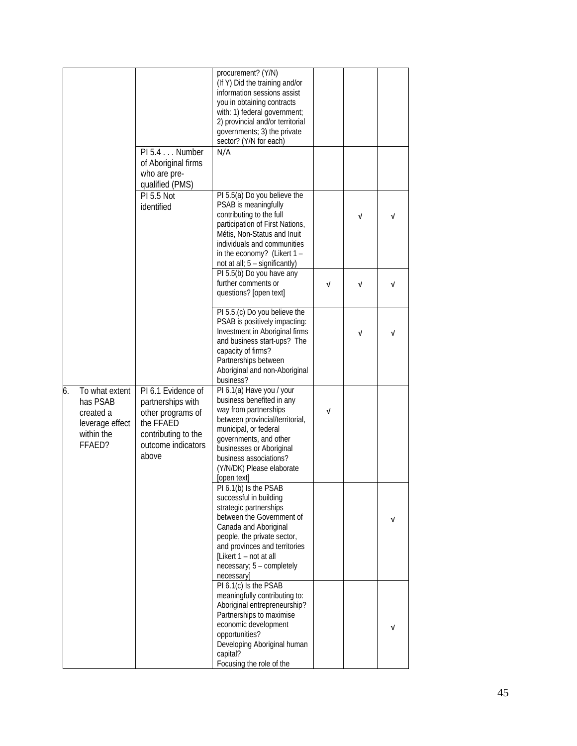| | | | | | |
|---|---|---|---|---|---|
| | | procurement? (Y/N)<br>(If Y) Did the training and/or information sessions assist you in obtaining contracts with: 1) federal government; 2) provincial and/or territorial governments; 3) the private sector? (Y/N for each) | | | |
| | PI 5.4 . . . Number of Aboriginal firms who are pre-qualified (PMS) | N/A | | | |
| | PI 5.5 Not identified | PI 5.5(a) Do you believe the PSAB is meaningfully contributing to the full participation of First Nations, Métis, Non-Status and Inuit individuals and communities in the economy? (Likert 1 – not at all; 5 – significantly) | | √ | √ |
| | | PI 5.5(b) Do you have any further comments or questions? [open text] | √ | √ | √ |
| | | PI 5.5.(c) Do you believe the PSAB is positively impacting: Investment in Aboriginal firms and business start-ups? The capacity of firms? Partnerships between Aboriginal and non-Aboriginal business? | | √ | √ |
| 6. To what extent has PSAB created a leverage effect within the FFAED? | PI 6.1 Evidence of partnerships with other programs of the FFAED contributing to the outcome indicators above | PI 6.1(a) Have you / your business benefited in any way from partnerships between provincial/territorial, municipal, or federal governments, and other businesses or Aboriginal business associations? (Y/N/DK) Please elaborate [open text] | √ | | |
| | | PI 6.1(b) Is the PSAB successful in building strategic partnerships between the Government of Canada and Aboriginal people, the private sector, and provinces and territories [Likert 1 – not at all necessary; 5 – completely necessary] | | | √ |
| | | PI 6.1(c) Is the PSAB meaningfully contributing to: Aboriginal entrepreneurship? Partnerships to maximise economic development opportunities? Developing Aboriginal human capital? Focusing the role of the | | | √ |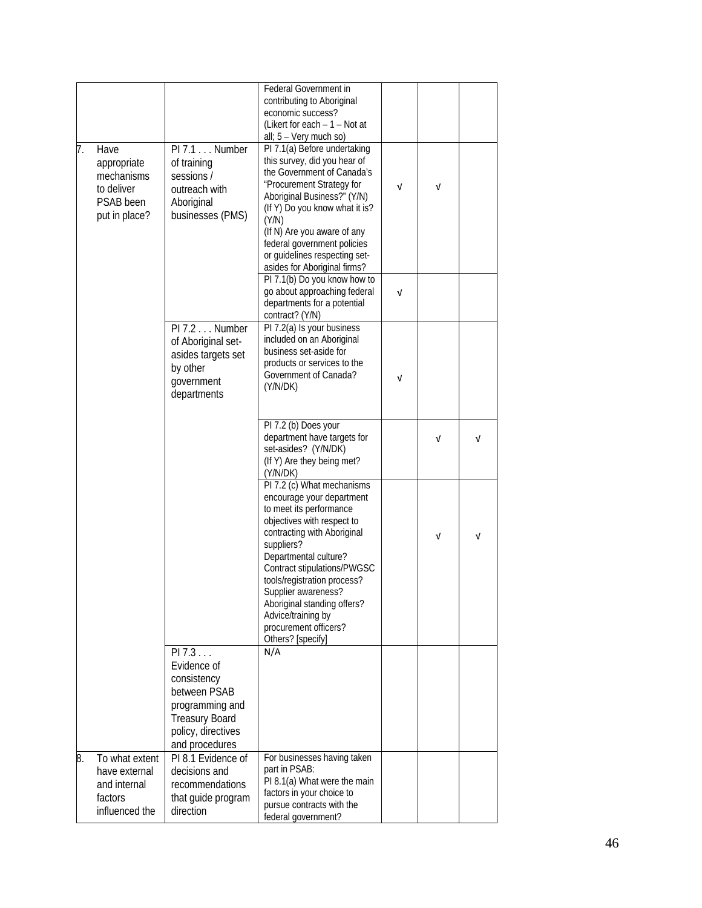| | | | | | |
|---|---|---|---|---|---|
| | | Federal Government in contributing to Aboriginal economic success? (Likert for each – 1 – Not at all; 5 – Very much so) | | | |
| 7. Have appropriate mechanisms to deliver PSAB been put in place? | PI 7.1 . . . Number of training sessions / outreach with Aboriginal businesses (PMS) | PI 7.1(a) Before undertaking this survey, did you hear of the Government of Canada's "Procurement Strategy for Aboriginal Business?" (Y/N) (If Y) Do you know what it is? (Y/N) (If N) Are you aware of any federal government policies or guidelines respecting set-asides for Aboriginal firms? | √ | √ | |
| | | PI 7.1(b) Do you know how to go about approaching federal departments for a potential contract? (Y/N) | √ | | |
| | PI 7.2 . . . Number of Aboriginal set-asides targets set by other government departments | PI 7.2(a) Is your business included on an Aboriginal business set-aside for products or services to the Government of Canada? (Y/N/DK) | √ | | |
| | | PI 7.2 (b) Does your department have targets for set-asides? (Y/N/DK) (If Y) Are they being met? (Y/N/DK) | | √ | √ |
| | | PI 7.2 (c) What mechanisms encourage your department to meet its performance objectives with respect to contracting with Aboriginal suppliers? Departmental culture? Contract stipulations/PWGSC tools/registration process? Supplier awareness? Aboriginal standing offers? Advice/training by procurement officers? Others? [specify] | | √ | √ |
| | PI 7.3 . . . Evidence of consistency between PSAB programming and Treasury Board policy, directives and procedures | N/A | | | |
| 8. To what extent have external and internal factors influenced the | PI 8.1 Evidence of decisions and recommendations that guide program direction | For businesses having taken part in PSAB: PI 8.1(a) What were the main factors in your choice to pursue contracts with the federal government? | | | |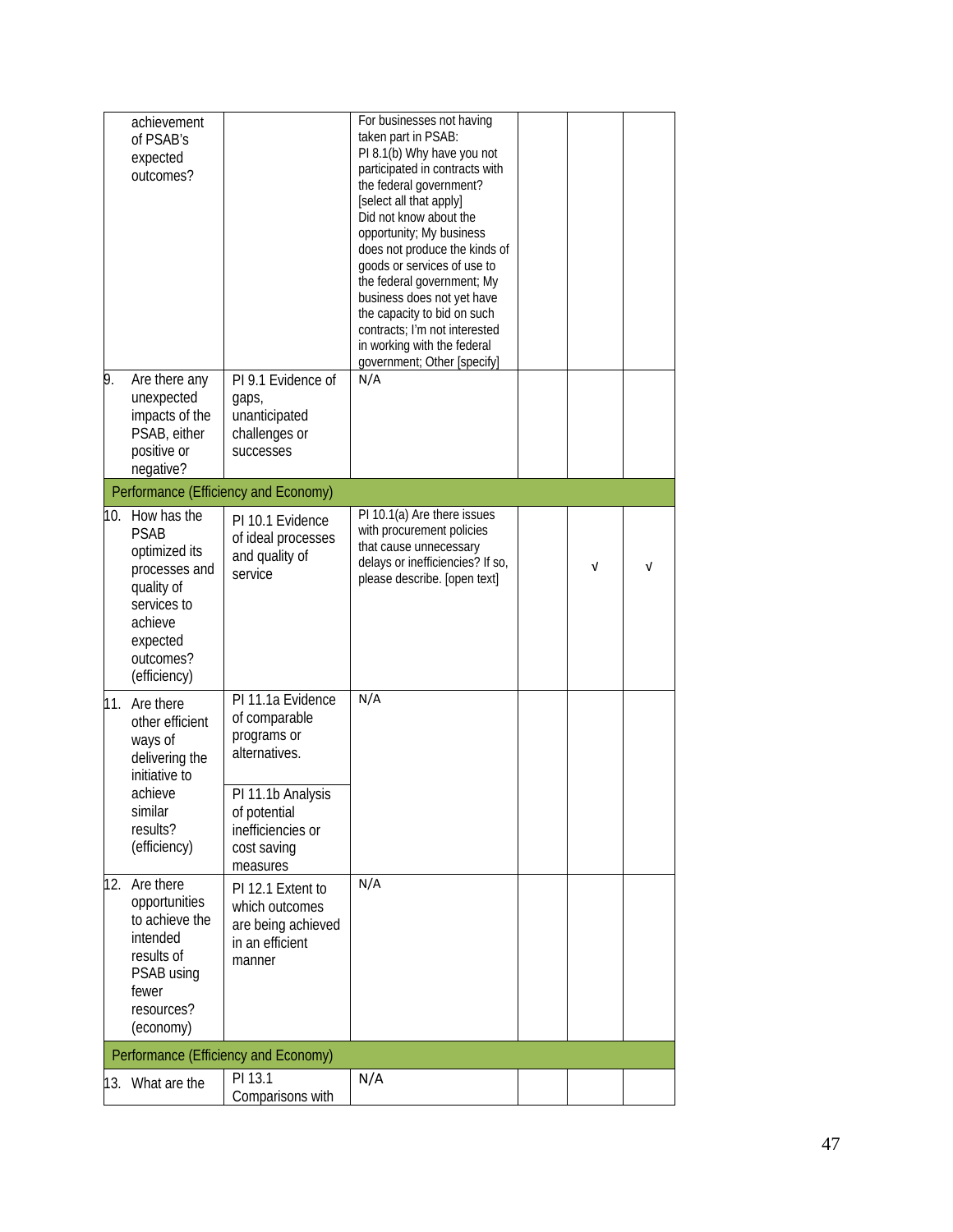| | | | | | |
|---|---|---|---|---|---|
| achievement of PSAB's expected outcomes? | | For businesses not having taken part in PSAB: PI 8.1(b) Why have you not participated in contracts with the federal government? [select all that apply] Did not know about the opportunity; My business does not produce the kinds of goods or services of use to the federal government; My business does not yet have the capacity to bid on such contracts; I'm not interested in working with the federal government; Other [specify] | | | |
| 9. Are there any unexpected impacts of the PSAB, either positive or negative? | PI 9.1 Evidence of gaps, unanticipated challenges or successes | N/A | | | |
| Performance (Efficiency and Economy) | | | | | |
| 10. How has the PSAB optimized its processes and quality of services to achieve expected outcomes? (efficiency) | PI 10.1 Evidence of ideal processes and quality of service | PI 10.1(a) Are there issues with procurement policies that cause unnecessary delays or inefficiencies? If so, please describe. [open text] | | √ | √ |
| 11. Are there other efficient ways of delivering the initiative to achieve similar results? (efficiency) | PI 11.1a Evidence of comparable programs or alternatives. | N/A | | | |
| | PI 11.1b Analysis of potential inefficiencies or cost saving measures | | | | |
| 12. Are there opportunities to achieve the intended results of PSAB using fewer resources? (economy) | PI 12.1 Extent to which outcomes are being achieved in an efficient manner | N/A | | | |
| Performance (Efficiency and Economy) | | | | | |
| 13. What are the | PI 13.1 Comparisons with | N/A | | | |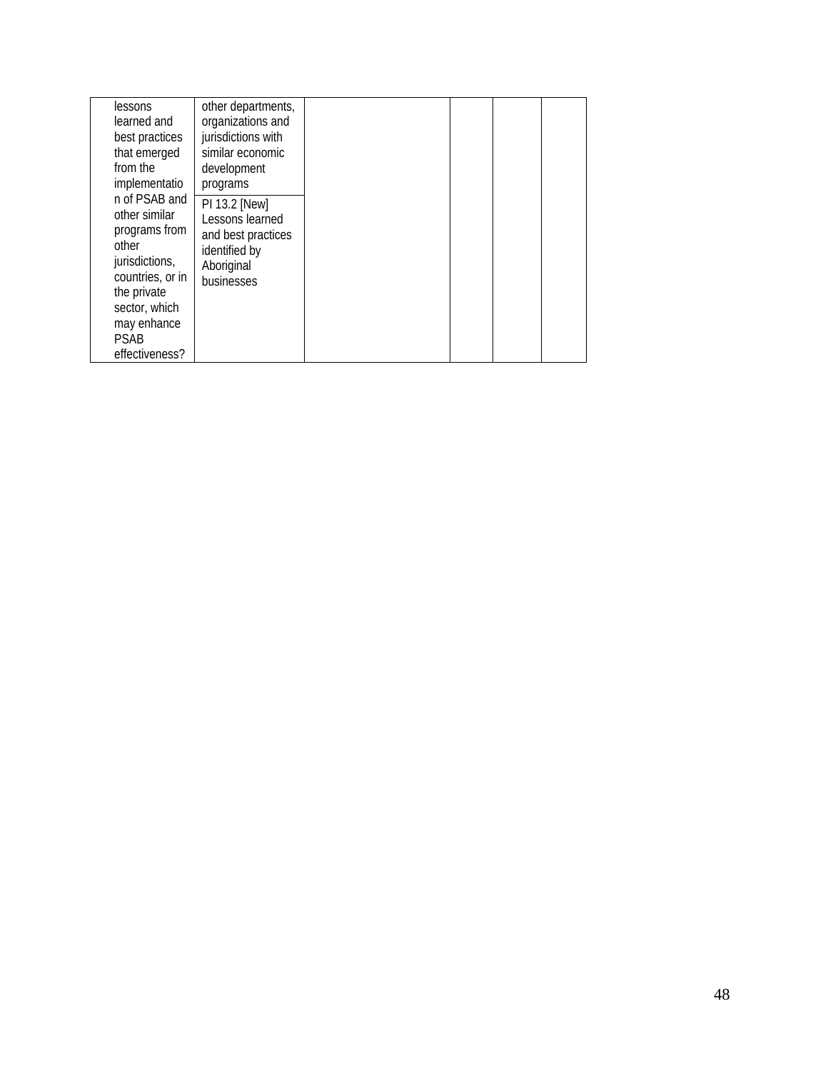| | | | | | |
|---|---|---|---|---|---|
| lessons learned and best practices that emerged from the implementation of PSAB and other similar programs from other jurisdictions, countries, or in the private sector, which may enhance PSAB effectiveness? | other departments, organizations and jurisdictions with similar economic development programs | | | | |
| | PI 13.2 [New] Lessons learned and best practices identified by Aboriginal businesses | | | | |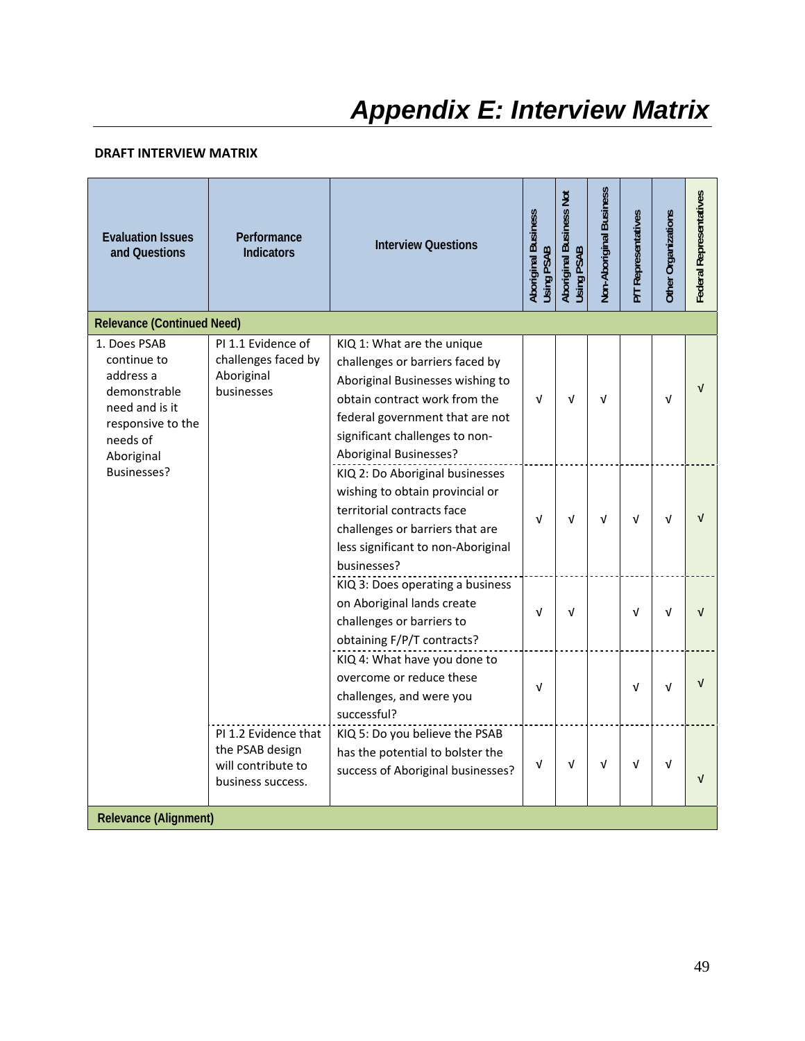# Appendix E: Interview Matrix

**DRAFT INTERVIEW MATRIX**

| Evaluation Issues and Questions | Performance Indicators | Interview Questions | Aboriginal Business Using PSAB | Aboriginal Business Not Using PSAB | Non-Aboriginal Business | P/T Representatives | Other Organizations | Federal Representatives |
|---|---|---|---|---|---|---|---|---|
| **Relevance (Continued Need)** | | | | | | | | |
| 1. Does PSAB continue to address a demonstrable need and is it responsive to the needs of Aboriginal Businesses? | PI 1.1 Evidence of challenges faced by Aboriginal businesses | KIQ 1: What are the unique challenges or barriers faced by Aboriginal Businesses wishing to obtain contract work from the federal government that are not significant challenges to non-Aboriginal Businesses? | √ | √ | √ | | √ | √ |
| | | KIQ 2: Do Aboriginal businesses wishing to obtain provincial or territorial contracts face challenges or barriers that are less significant to non-Aboriginal businesses? | √ | √ | √ | √ | √ | √ |
| | | KIQ 3: Does operating a business on Aboriginal lands create challenges or barriers to obtaining F/P/T contracts? | √ | √ | | √ | √ | √ |
| | | KIQ 4: What have you done to overcome or reduce these challenges, and were you successful? | √ | | | √ | √ | √ |
| | PI 1.2 Evidence that the PSAB design will contribute to business success. | KIQ 5: Do you believe the PSAB has the potential to bolster the success of Aboriginal businesses? | √ | √ | √ | √ | √ | √ |
| **Relevance (Alignment)** | | | | | | | | |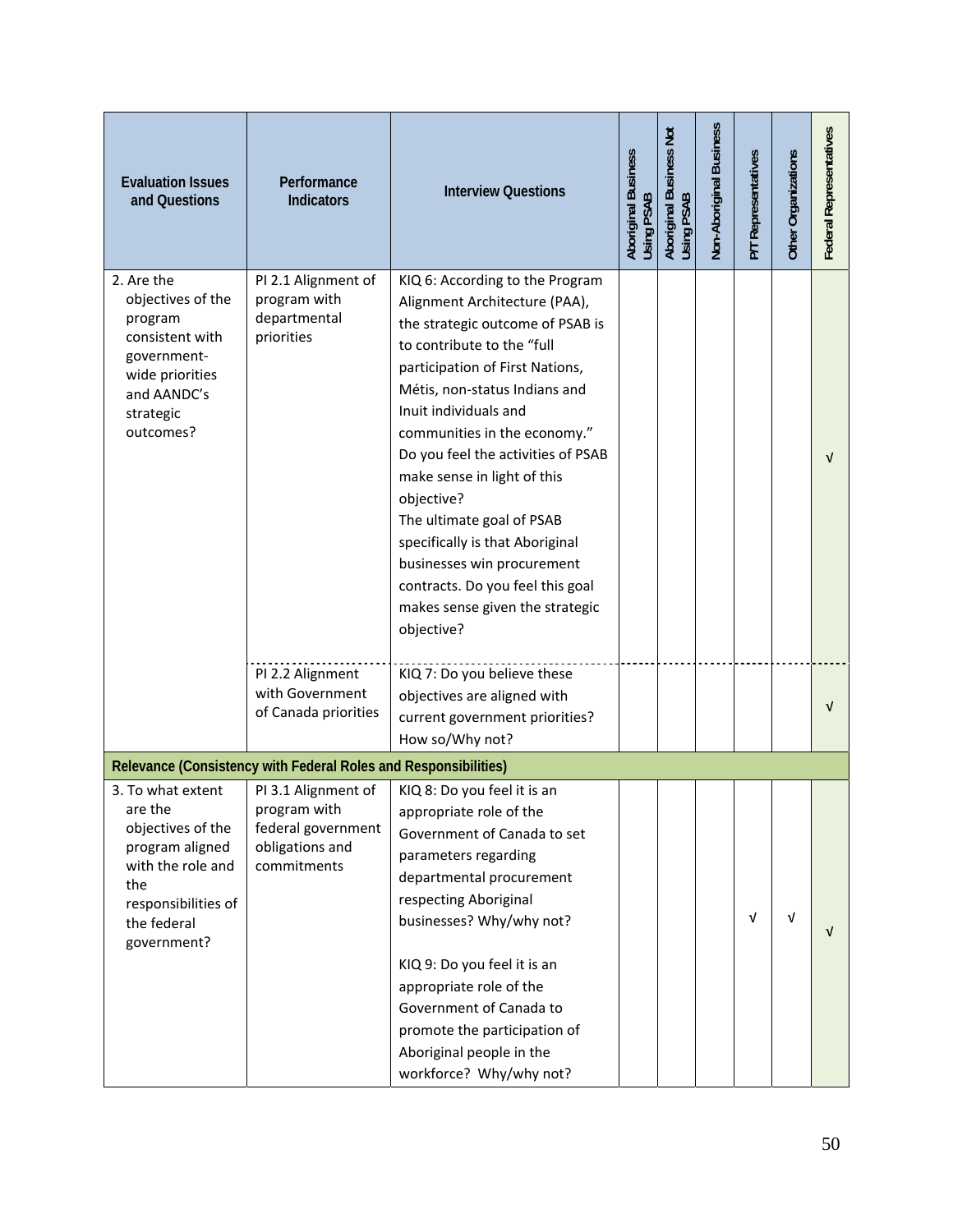| Evaluation Issues and Questions | Performance Indicators | Interview Questions | Aboriginal Business Using PSAB | Aboriginal Business Not Using PSAB | Non-Aboriginal Business | P/T Representatives | Other Organizations | Federal Representatives |
|---|---|---|---|---|---|---|---|---|
| 2. Are the objectives of the program consistent with government-wide priorities and AANDC's strategic outcomes? | PI 2.1 Alignment of program with departmental priorities | KIQ 6: According to the Program Alignment Architecture (PAA), the strategic outcome of PSAB is to contribute to the "full participation of First Nations, Métis, non-status Indians and Inuit individuals and communities in the economy." Do you feel the activities of PSAB make sense in light of this objective? The ultimate goal of PSAB specifically is that Aboriginal businesses win procurement contracts. Do you feel this goal makes sense given the strategic objective? | | | | | | √ |
| | PI 2.2 Alignment with Government of Canada priorities | KIQ 7: Do you believe these objectives are aligned with current government priorities? How so/Why not? | | | | | | √ |
| **Relevance (Consistency with Federal Roles and Responsibilities)** | | | | | | | | |
| 3. To what extent are the objectives of the program aligned with the role and the responsibilities of the federal government? | PI 3.1 Alignment of program with federal government obligations and commitments | KIQ 8: Do you feel it is an appropriate role of the Government of Canada to set parameters regarding departmental procurement respecting Aboriginal businesses? Why/why not?<br><br>KIQ 9: Do you feel it is an appropriate role of the Government of Canada to promote the participation of Aboriginal people in the workforce? Why/why not? | | | | √ | √ | √ |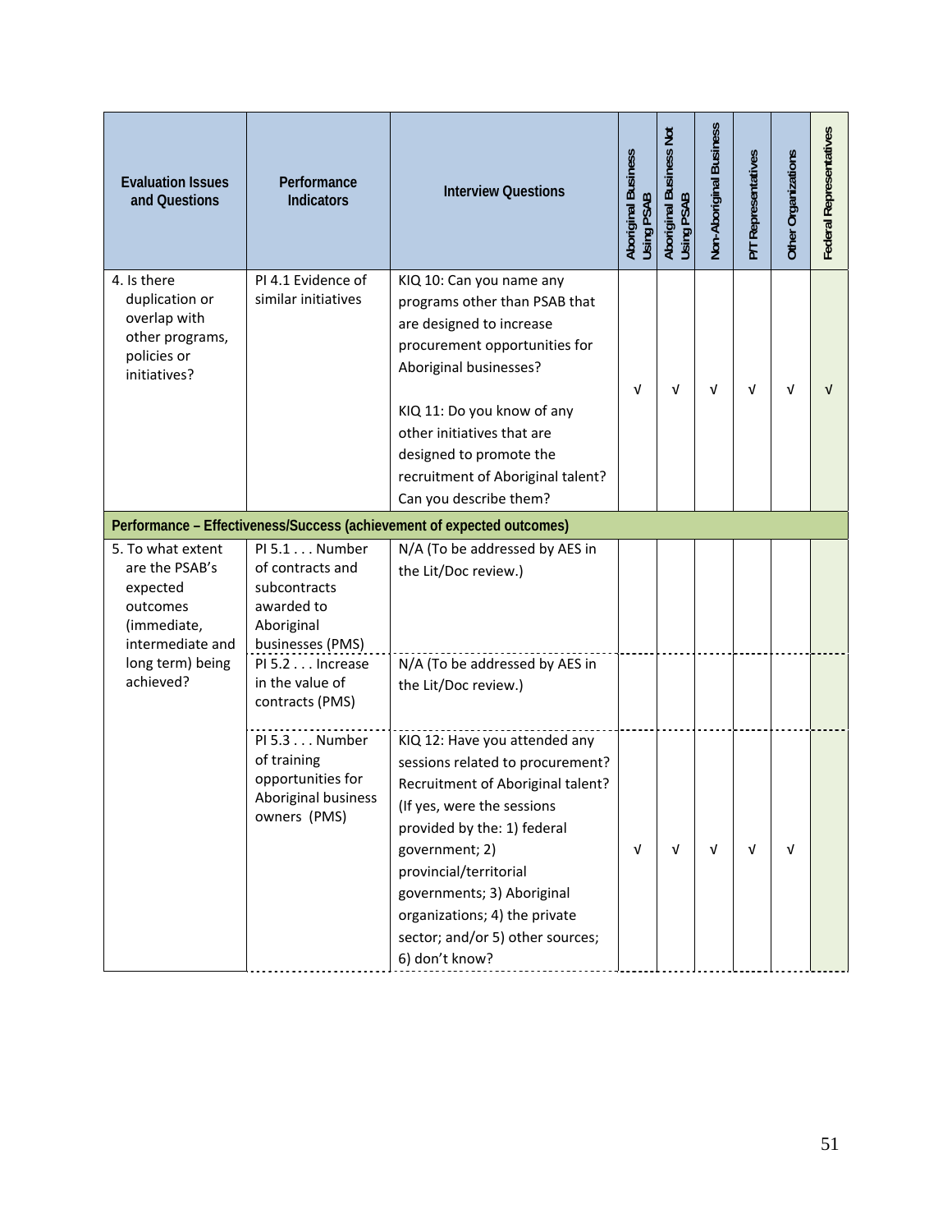| Evaluation Issues and Questions | Performance Indicators | Interview Questions | Aboriginal Business Using PSAB | Aboriginal Business Not Using PSAB | Non-Aboriginal Business | P/T Representatives | Other Organizations | Federal Representatives |
|---|---|---|---|---|---|---|---|---|
| 4. Is there duplication or overlap with other programs, policies or initiatives? | PI 4.1 Evidence of similar initiatives | KIQ 10: Can you name any programs other than PSAB that are designed to increase procurement opportunities for Aboriginal businesses?<br><br>KIQ 11: Do you know of any other initiatives that are designed to promote the recruitment of Aboriginal talent? Can you describe them? | √ | √ | √ | √ | √ | √ |
| **Performance – Effectiveness/Success (achievement of expected outcomes)** | | | | | | | | |
| 5. To what extent are the PSAB's expected outcomes (immediate, intermediate and long term) being achieved? | PI 5.1 . . . Number of contracts and subcontracts awarded to Aboriginal businesses (PMS) | N/A (To be addressed by AES in the Lit/Doc review.) | | | | | | |
| | PI 5.2 . . . Increase in the value of contracts (PMS) | N/A (To be addressed by AES in the Lit/Doc review.) | | | | | | |
| | PI 5.3 . . . Number of training opportunities for Aboriginal business owners (PMS) | KIQ 12: Have you attended any sessions related to procurement? Recruitment of Aboriginal talent? (If yes, were the sessions provided by the: 1) federal government; 2) provincial/territorial governments; 3) Aboriginal organizations; 4) the private sector; and/or 5) other sources; 6) don't know? | √ | √ | √ | √ | √ | |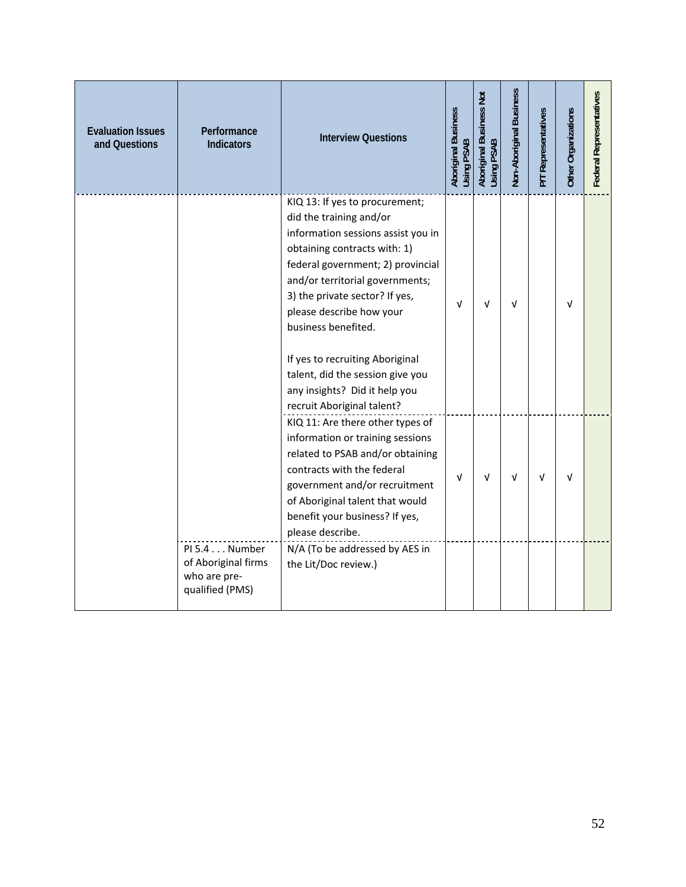| Evaluation Issues and Questions | Performance Indicators | Interview Questions | Aboriginal Business Using PSAB | Aboriginal Business Not Using PSAB | Non-Aboriginal Business | P/T Representatives | Other Organizations | Federal Representatives |
|---|---|---|---|---|---|---|---|---|
| | | KIQ 13: If yes to procurement; did the training and/or information sessions assist you in obtaining contracts with: 1) federal government; 2) provincial and/or territorial governments; 3) the private sector? If yes, please describe how your business benefited.<br><br>If yes to recruiting Aboriginal talent, did the session give you any insights? Did it help you recruit Aboriginal talent? | √ | √ | √ | | √ | |
| | | KIQ 11: Are there other types of information or training sessions related to PSAB and/or obtaining contracts with the federal government and/or recruitment of Aboriginal talent that would benefit your business? If yes, please describe. | √ | √ | √ | √ | √ | |
| | PI 5.4 . . . Number of Aboriginal firms who are pre-qualified (PMS) | N/A (To be addressed by AES in the Lit/Doc review.) | | | | | | |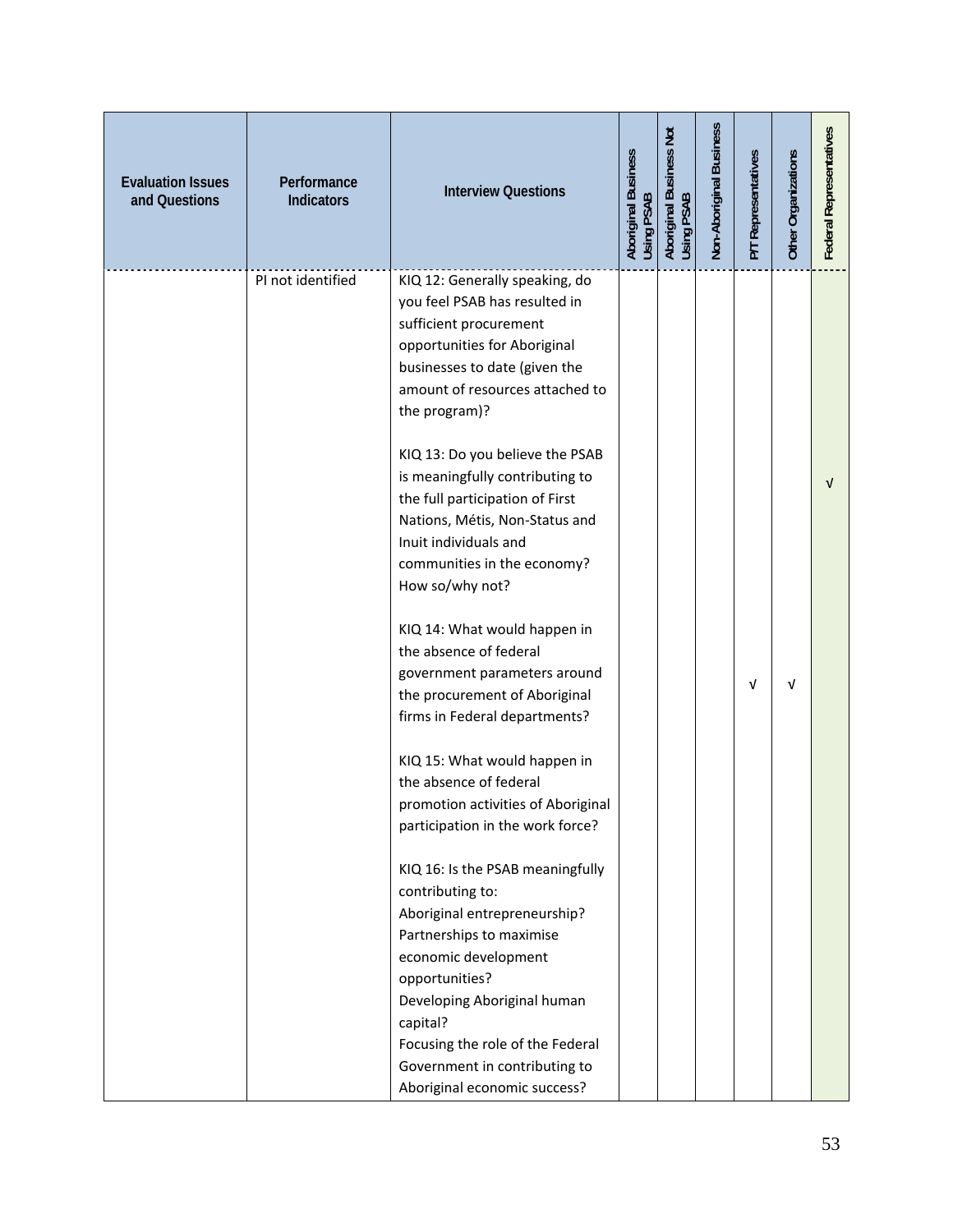| Evaluation Issues and Questions | Performance Indicators | Interview Questions | Aboriginal Business Using PSAB | Aboriginal Business Not Using PSAB | Non-Aboriginal Business | P/T Representatives | Other Organizations | Federal Representatives |
|---|---|---|---|---|---|---|---|---|
| | PI not identified | KIQ 12: Generally speaking, do you feel PSAB has resulted in sufficient procurement opportunities for Aboriginal businesses to date (given the amount of resources attached to the program)?<br><br>KIQ 13: Do you believe the PSAB is meaningfully contributing to the full participation of First Nations, Métis, Non-Status and Inuit individuals and communities in the economy? How so/why not?<br><br>KIQ 14: What would happen in the absence of federal government parameters around the procurement of Aboriginal firms in Federal departments?<br><br>KIQ 15: What would happen in the absence of federal promotion activities of Aboriginal participation in the work force?<br><br>KIQ 16: Is the PSAB meaningfully contributing to:<br>Aboriginal entrepreneurship?<br>Partnerships to maximise economic development opportunities?<br>Developing Aboriginal human capital?<br>Focusing the role of the Federal Government in contributing to Aboriginal economic success? | | | | √ | √ | √ |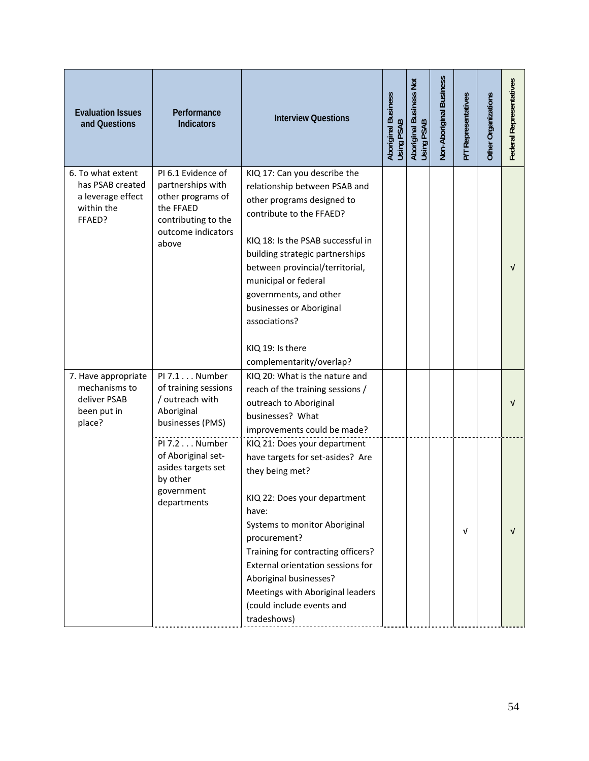| Evaluation Issues and Questions | Performance Indicators | Interview Questions | Aboriginal Business Using PSAB | Aboriginal Business Not Using PSAB | Non-Aboriginal Business | P/T Representatives | Other Organizations | Federal Representatives |
|---|---|---|---|---|---|---|---|---|
| 6. To what extent has PSAB created a leverage effect within the FFAED? | PI 6.1 Evidence of partnerships with other programs of the FFAED contributing to the outcome indicators above | KIQ 17: Can you describe the relationship between PSAB and other programs designed to contribute to the FFAED?<br><br>KIQ 18: Is the PSAB successful in building strategic partnerships between provincial/territorial, municipal or federal governments, and other businesses or Aboriginal associations?<br><br>KIQ 19: Is there complementarity/overlap? | | | | | | √ |
| 7. Have appropriate mechanisms to deliver PSAB been put in place? | PI 7.1 . . . Number of training sessions / outreach with Aboriginal businesses (PMS) | KIQ 20: What is the nature and reach of the training sessions / outreach to Aboriginal businesses? What improvements could be made? | | | | | | √ |
| | PI 7.2 . . . Number of Aboriginal set-asides targets set by other government departments | KIQ 21: Does your department have targets for set-asides? Are they being met?<br><br>KIQ 22: Does your department have:<br>Systems to monitor Aboriginal procurement?<br>Training for contracting officers?<br>External orientation sessions for Aboriginal businesses?<br>Meetings with Aboriginal leaders (could include events and tradeshows) | | | | √ | | √ |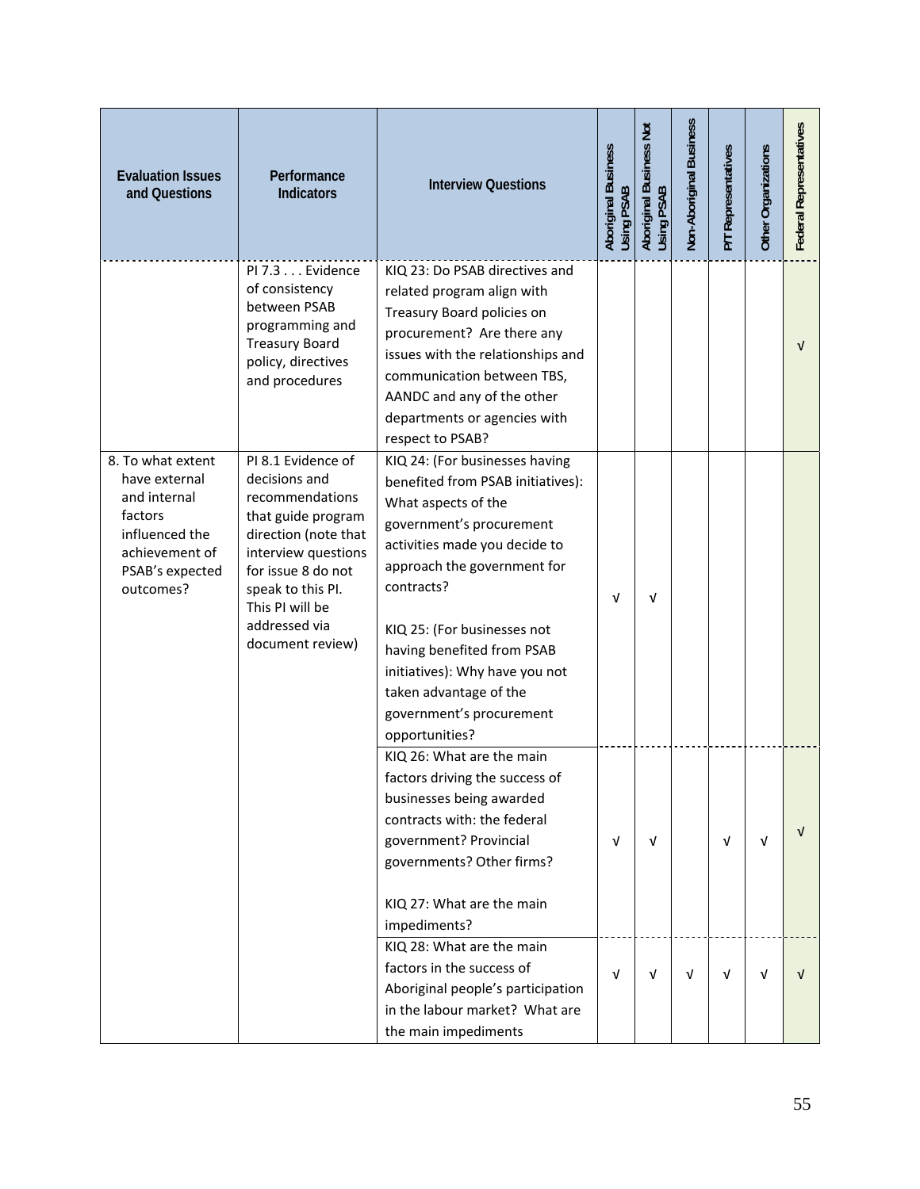| Evaluation Issues and Questions | Performance Indicators | Interview Questions | Aboriginal Business Using PSAB | Aboriginal Business Not Using PSAB | Non-Aboriginal Business | P/T Representatives | Other Organizations | Federal Representatives |
|---|---|---|---|---|---|---|---|---|
| | PI 7.3 . . . Evidence of consistency between PSAB programming and Treasury Board policy, directives and procedures | KIQ 23: Do PSAB directives and related program align with Treasury Board policies on procurement? Are there any issues with the relationships and communication between TBS, AANDC and any of the other departments or agencies with respect to PSAB? | | | | | | √ |
| 8. To what extent have external and internal factors influenced the achievement of PSAB's expected outcomes? | PI 8.1 Evidence of decisions and recommendations that guide program direction (note that interview questions for issue 8 do not speak to this PI. This PI will be addressed via document review) | KIQ 24: (For businesses having benefited from PSAB initiatives): What aspects of the government's procurement activities made you decide to approach the government for contracts?<br><br>KIQ 25: (For businesses not having benefited from PSAB initiatives): Why have you not taken advantage of the government's procurement opportunities? | √ | √ | | | | |
| | | KIQ 26: What are the main factors driving the success of businesses being awarded contracts with: the federal government? Provincial governments? Other firms?<br><br>KIQ 27: What are the main impediments? | √ | √ | | √ | √ | √ |
| | | KIQ 28: What are the main factors in the success of Aboriginal people's participation in the labour market? What are the main impediments | √ | √ | √ | √ | √ | √ |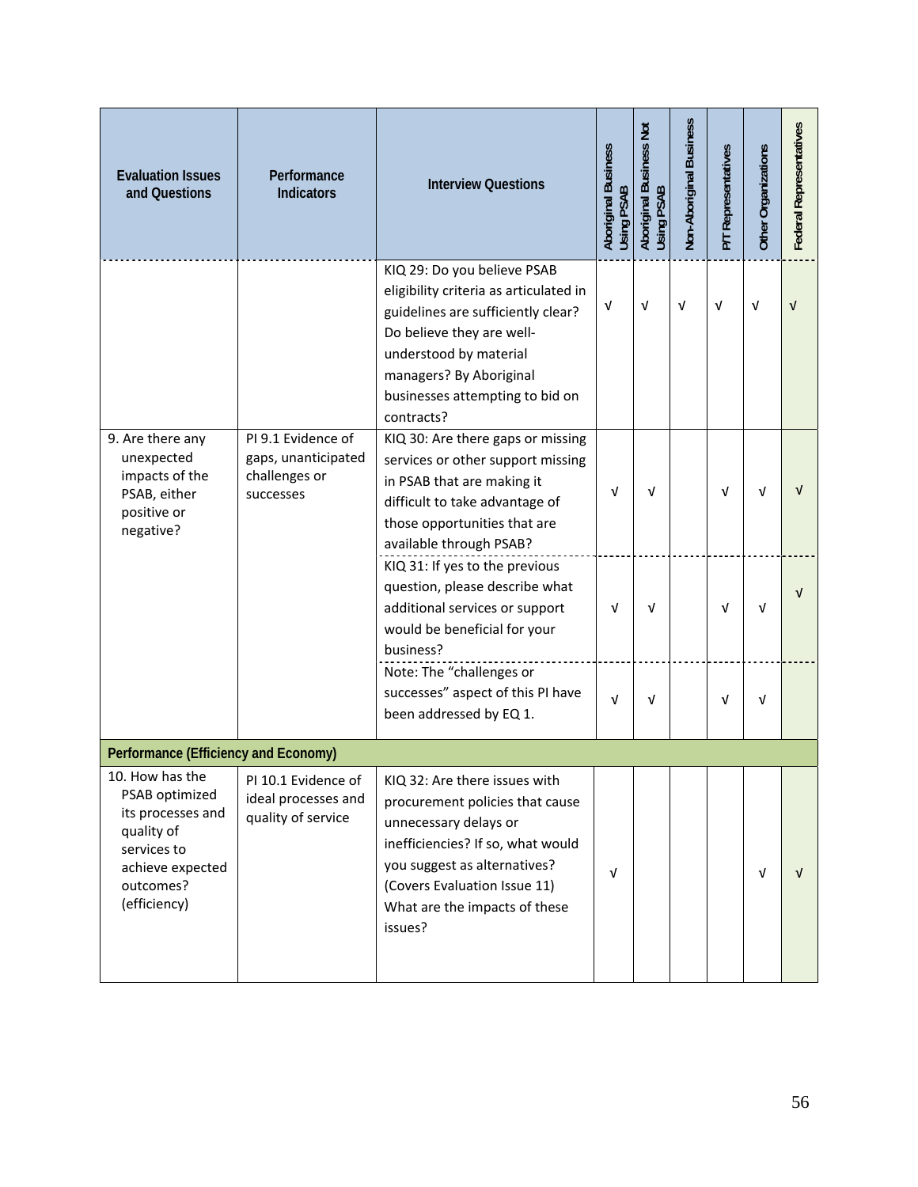| Evaluation Issues and Questions | Performance Indicators | Interview Questions | Aboriginal Business Using PSAB | Aboriginal Business Not Using PSAB | Non-Aboriginal Business | P/T Representatives | Other Organizations | Federal Representatives |
|---|---|---|---|---|---|---|---|---|
| | | KIQ 29: Do you believe PSAB eligibility criteria as articulated in guidelines are sufficiently clear? Do believe they are well-understood by material managers? By Aboriginal businesses attempting to bid on contracts? | √ | √ | √ | √ | √ | √ |
| 9. Are there any unexpected impacts of the PSAB, either positive or negative? | PI 9.1 Evidence of gaps, unanticipated challenges or successes | KIQ 30: Are there gaps or missing services or other support missing in PSAB that are making it difficult to take advantage of those opportunities that are available through PSAB? | √ | √ | | √ | √ | √ |
| | | KIQ 31: If yes to the previous question, please describe what additional services or support would be beneficial for your business? | √ | √ | | √ | √ | √ |
| | | Note: The "challenges or successes" aspect of this PI have been addressed by EQ 1. | √ | √ | | √ | √ | |
| **Performance (Efficiency and Economy)** | | | | | | | | |
| 10. How has the PSAB optimized its processes and quality of services to achieve expected outcomes? (efficiency) | PI 10.1 Evidence of ideal processes and quality of service | KIQ 32: Are there issues with procurement policies that cause unnecessary delays or inefficiencies? If so, what would you suggest as alternatives? (Covers Evaluation Issue 11) What are the impacts of these issues? | √ | | | | √ | √ |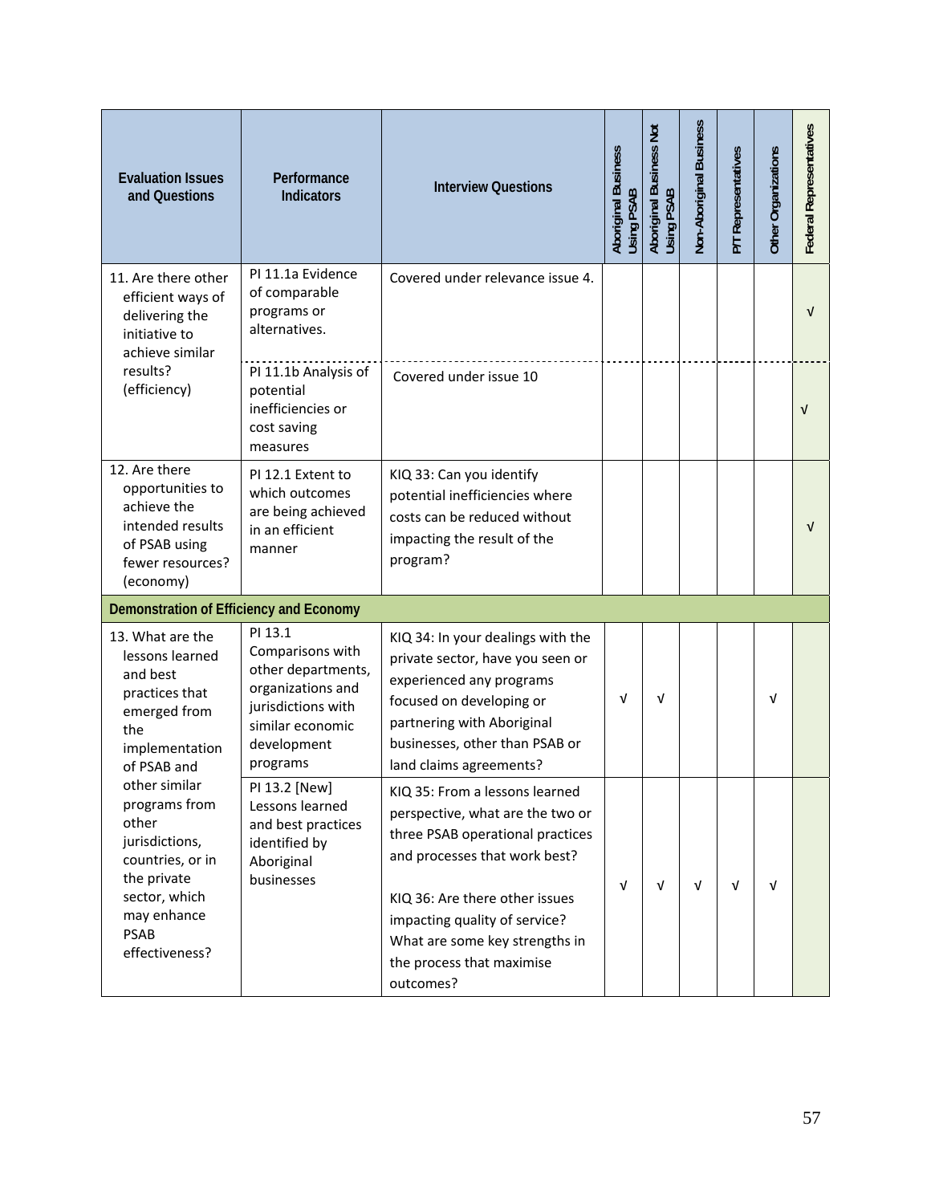| Evaluation Issues and Questions | Performance Indicators | Interview Questions | Aboriginal Business Using PSAB | Aboriginal Business Not Using PSAB | Non-Aboriginal Business | P/T Representatives | Other Organizations | Federal Representatives |
|---|---|---|---|---|---|---|---|---|
| 11. Are there other efficient ways of delivering the initiative to achieve similar results? (efficiency) | PI 11.1a Evidence of comparable programs or alternatives. | Covered under relevance issue 4. | | | | | | √ |
| | PI 11.1b Analysis of potential inefficiencies or cost saving measures | Covered under issue 10 | | | | | | √ |
| 12. Are there opportunities to achieve the intended results of PSAB using fewer resources? (economy) | PI 12.1 Extent to which outcomes are being achieved in an efficient manner | KIQ 33: Can you identify potential inefficiencies where costs can be reduced without impacting the result of the program? | | | | | | √ |
| **Demonstration of Efficiency and Economy** | | | | | | | | |
| 13. What are the lessons learned and best practices that emerged from the implementation of PSAB and other similar programs from other jurisdictions, countries, or in the private sector, which may enhance PSAB effectiveness? | PI 13.1 Comparisons with other departments, organizations and jurisdictions with similar economic development programs | KIQ 34: In your dealings with the private sector, have you seen or experienced any programs focused on developing or partnering with Aboriginal businesses, other than PSAB or land claims agreements? | √ | √ | | | √ | |
| | PI 13.2 [New] Lessons learned and best practices identified by Aboriginal businesses | KIQ 35: From a lessons learned perspective, what are the two or three PSAB operational practices and processes that work best?<br><br>KIQ 36: Are there other issues impacting quality of service? What are some key strengths in the process that maximise outcomes? | √ | √ | √ | √ | √ | |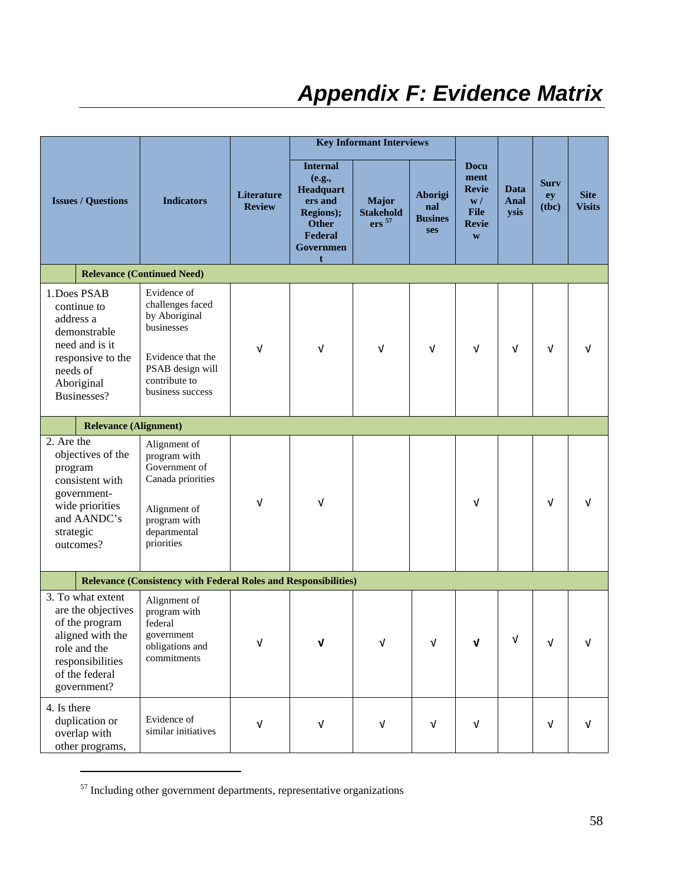# Appendix F: Evidence Matrix

| Issues / Questions | Indicators | Literature Review | Key Informant Interviews: Internal (e.g., Headquarters and Regions); Other Federal Government | Key Informant Interviews: Major Stakeholders [57] | Key Informant Interviews: Aboriginal Businesses | Document Review / File Review | Data Analysis | Survey (tbc) | Site Visits |
|---|---|---|---|---|---|---|---|---|---|
| **Relevance (Continued Need)** | | | | | | | | | |
| 1. Does PSAB continue to address a demonstrable need and is it responsive to the needs of Aboriginal Businesses? | Evidence of challenges faced by Aboriginal businesses<br><br>Evidence that the PSAB design will contribute to business success | √ | √ | √ | √ | √ | √ | √ | √ |
| **Relevance (Alignment)** | | | | | | | | | |
| 2. Are the objectives of the program consistent with government-wide priorities and AANDC's strategic outcomes? | Alignment of program with Government of Canada priorities<br><br>Alignment of program with departmental priorities | √ | √ | | | √ | | √ | √ |
| **Relevance (Consistency with Federal Roles and Responsibilities)** | | | | | | | | | |
| 3. To what extent are the objectives of the program aligned with the role and the responsibilities of the federal government? | Alignment of program with federal government obligations and commitments | √ | √ | √ | √ | √ | √ | √ | √ |
| 4. Is there duplication or overlap with other programs, | Evidence of similar initiatives | √ | √ | √ | √ | √ | | √ | √ |

[57] Including other government departments, representative organizations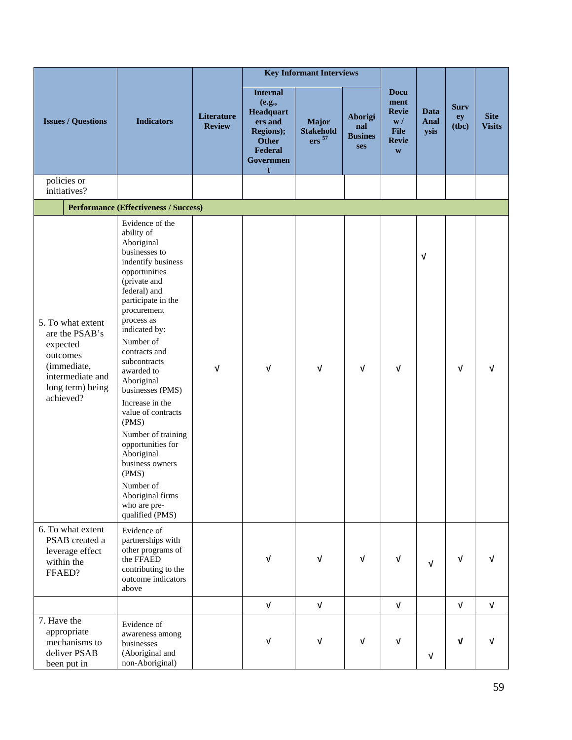| Issues / Questions | Indicators | Literature Review | Key Informant Interviews | | | Document Review / File Review | Data Analysis | Survey (tbc) | Site Visits |
|---|---|---|---|---|---|---|---|---|---|
| | | | Internal (e.g., Headquarters and Regions); Other Federal Government | Major Stakeholders [57] | Aboriginal Businesses | | | | |
| policies or initiatives? | | | | | | | | | |
| **Performance (Effectiveness / Success)** | | | | | | | | | |
| 5. To what extent are the PSAB's expected outcomes (immediate, intermediate and long term) being achieved? | Evidence of the ability of Aboriginal businesses to indentify business opportunities (private and federal) and participate in the procurement process as indicated by: Number of contracts and subcontracts awarded to Aboriginal businesses (PMS) Increase in the value of contracts (PMS) Number of training opportunities for Aboriginal business owners (PMS) Number of Aboriginal firms who are pre-qualified (PMS) | √ | √ | √ | √ | √ | √ | √ | √ |
| 6. To what extent PSAB created a leverage effect within the FFAED? | Evidence of partnerships with other programs of the FFAED contributing to the outcome indicators above | | √ | √ | √ | √ | √ | √ | √ |
| | | | √ | √ | | √ | | √ | √ |
| 7. Have the appropriate mechanisms to deliver PSAB been put in | Evidence of awareness among businesses (Aboriginal and non-Aboriginal) | | √ | √ | √ | √ | √ | √ | √ |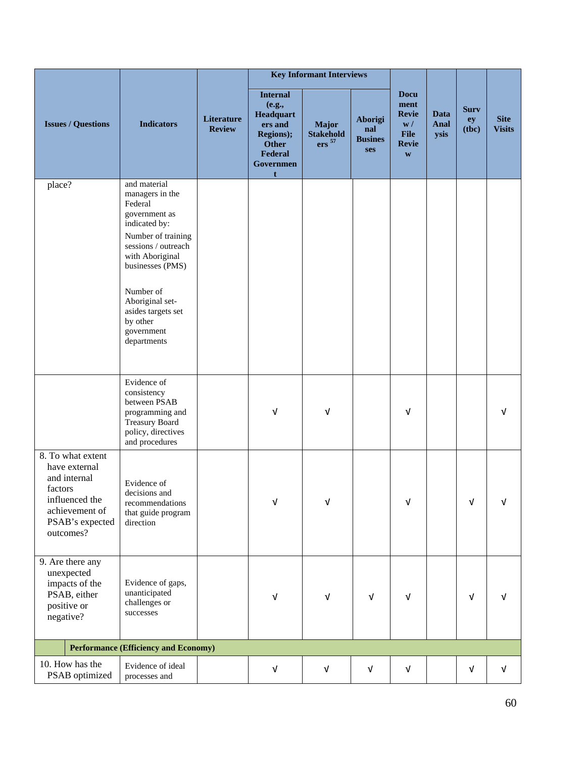| Issues / Questions | Indicators | Literature Review | Key Informant Interviews | | | Document Review / File Review | Data Analysis | Survey (tbc) | Site Visits |
|---|---|---|---|---|---|---|---|---|---|
| | | | Internal (e.g., Headquarters and Regions); Other Federal Government | Major Stakeholders [57] | Aboriginal Businesses | | | | |
| place? | and material managers in the Federal government as indicated by:<br>Number of training sessions / outreach with Aboriginal businesses (PMS)<br><br>Number of Aboriginal set-asides targets set by other government departments | | | | | | | | |
| | Evidence of consistency between PSAB programming and Treasury Board policy, directives and procedures | | √ | √ | | √ | | | √ |
| 8. To what extent have external and internal factors influenced the achievement of PSAB's expected outcomes? | Evidence of decisions and recommendations that guide program direction | | √ | √ | | √ | | √ | √ |
| 9. Are there any unexpected impacts of the PSAB, either positive or negative? | Evidence of gaps, unanticipated challenges or successes | | √ | √ | √ | √ | | √ | √ |
| **Performance (Efficiency and Economy)** | | | | | | | | | |
| 10. How has the PSAB optimized | Evidence of ideal processes and | | √ | √ | √ | √ | | √ | √ |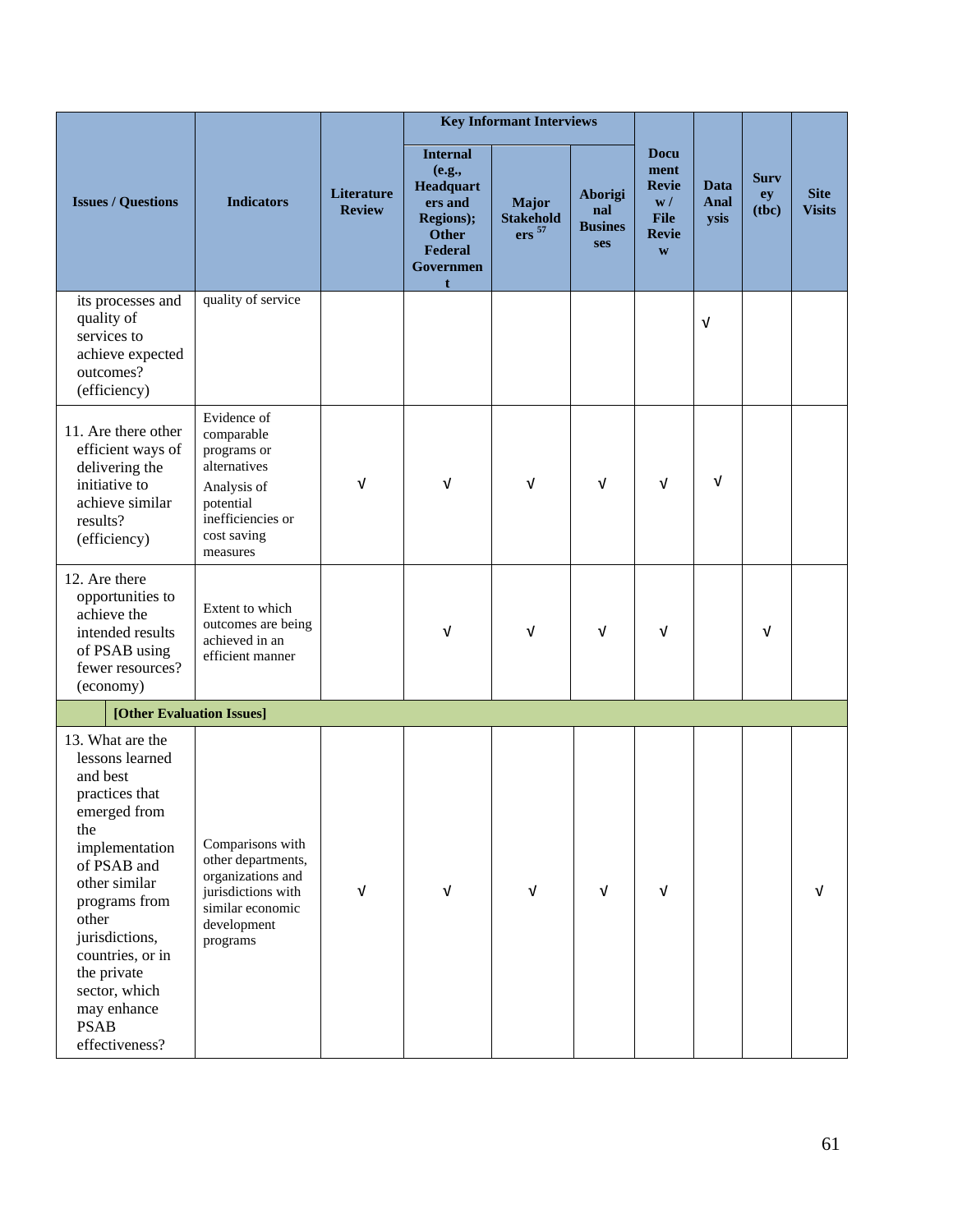| Issues / Questions | Indicators | Literature Review | Key Informant Interviews | | | Document Review / File Review | Data Analysis | Survey (tbc) | Site Visits |
|---|---|---|---|---|---|---|---|---|---|
| | | | Internal (e.g., Headquarters and Regions); Other Federal Government | Major Stakeholders [57] | Aboriginal Businesses | | | | |
| its processes and quality of services to achieve expected outcomes? (efficiency) | quality of service | | | | | | √ | | |
| 11. Are there other efficient ways of delivering the initiative to achieve similar results? (efficiency) | Evidence of comparable programs or alternatives<br>Analysis of potential inefficiencies or cost saving measures | √ | √ | √ | √ | √ | √ | | |
| 12. Are there opportunities to achieve the intended results of PSAB using fewer resources? (economy) | Extent to which outcomes are being achieved in an efficient manner | | √ | √ | √ | √ | | √ | |
| **[Other Evaluation Issues]** | | | | | | | | | |
| 13. What are the lessons learned and best practices that emerged from the implementation of PSAB and other similar programs from other jurisdictions, countries, or in the private sector, which may enhance PSAB effectiveness? | Comparisons with other departments, organizations and jurisdictions with similar economic development programs | √ | √ | √ | √ | √ | | | √ |